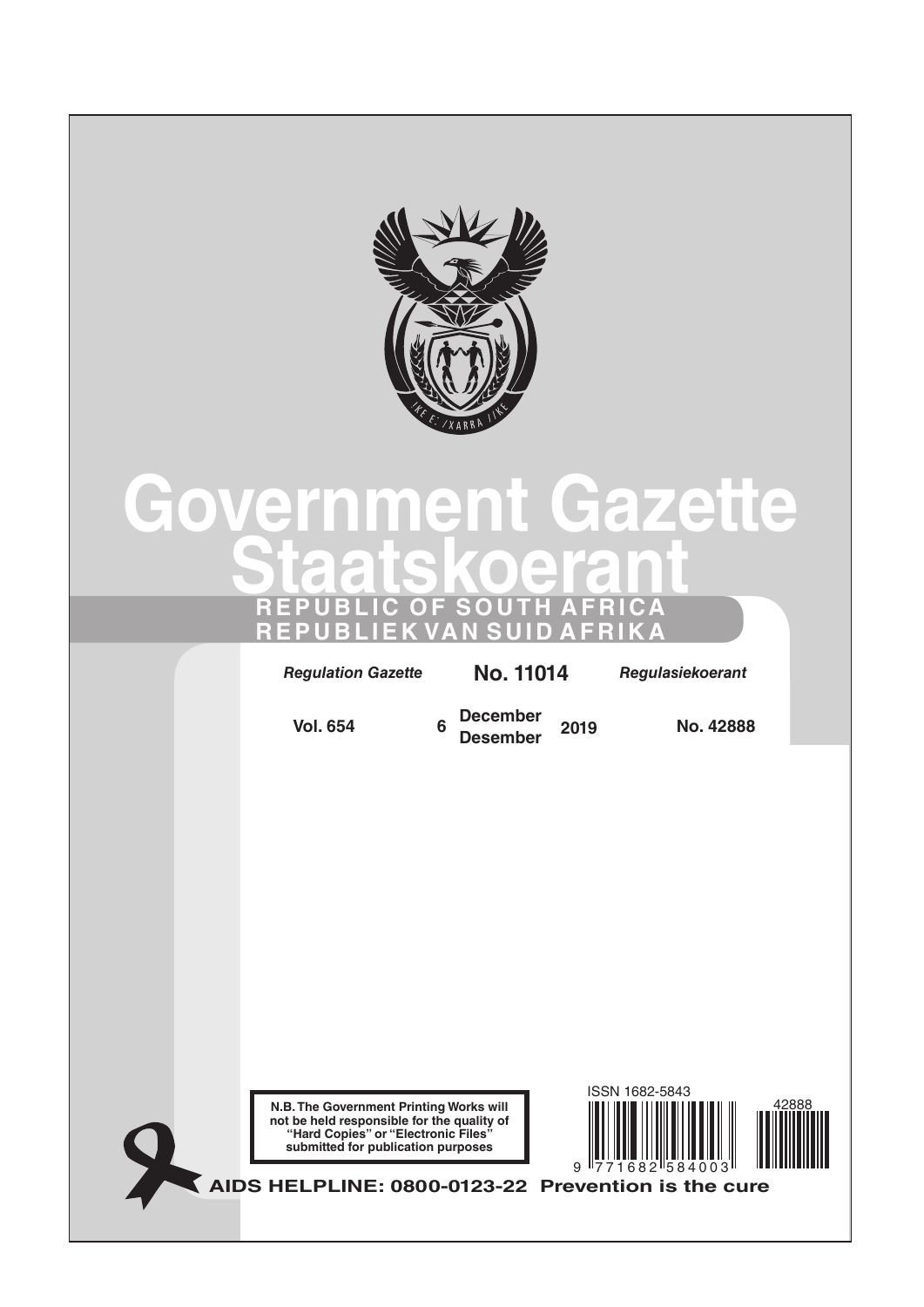# Government Gazette

# Staatskoerant

**REPUBLIC OF SOUTH AFRICA**

**REPUBLIEK VAN SUID AFRIKA**

| *Regulation Gazette* | **No. 11014** | *Regulasiekoerant* |
|---|---|---|
| **Vol. 654** | **6 December / Desember 2019** | **No. 42888** |

**N.B. The Government Printing Works will not be held responsible for the quality of "Hard Copies" or "Electronic Files" submitted for publication purposes**

ISSN 1682-5843

9 771682 584003

42888

**AIDS HELPLINE: 0800-0123-22 Prevention is the cure**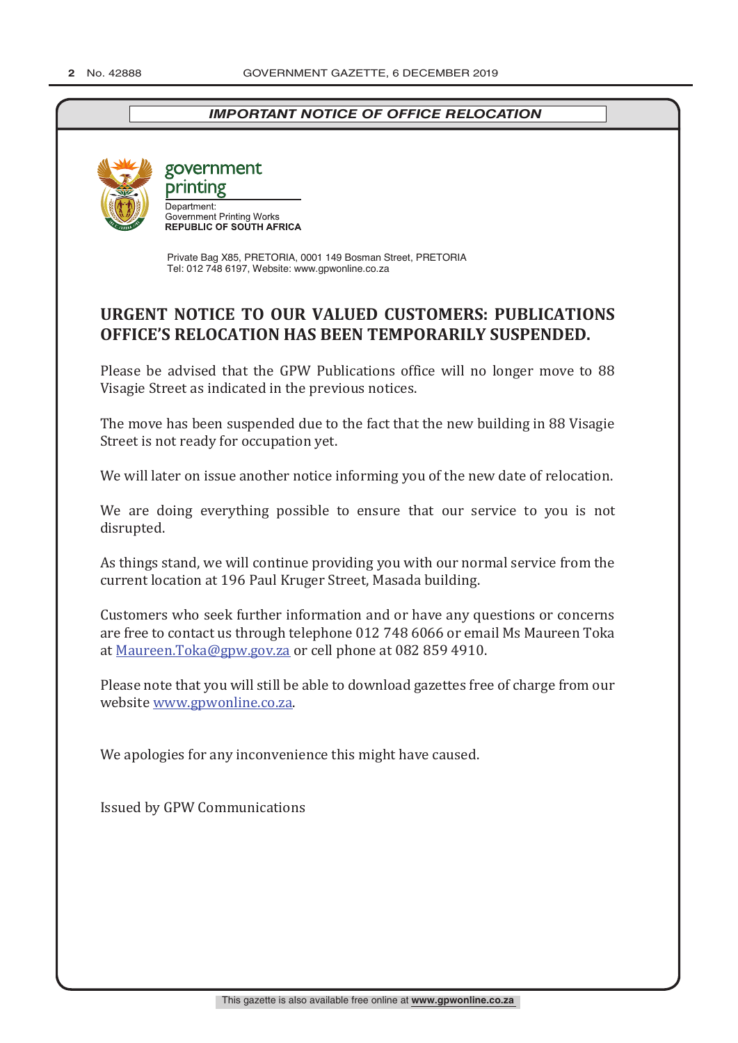*IMPORTANT NOTICE OF OFFICE RELOCATION*

government printing

Department:
Government Printing Works
**REPUBLIC OF SOUTH AFRICA**

Private Bag X85, PRETORIA, 0001 149 Bosman Street, PRETORIA
Tel: 012 748 6197, Website: www.gpwonline.co.za

## URGENT NOTICE TO OUR VALUED CUSTOMERS: PUBLICATIONS OFFICE'S RELOCATION HAS BEEN TEMPORARILY SUSPENDED.

Please be advised that the GPW Publications office will no longer move to 88 Visagie Street as indicated in the previous notices.

The move has been suspended due to the fact that the new building in 88 Visagie Street is not ready for occupation yet.

We will later on issue another notice informing you of the new date of relocation.

We are doing everything possible to ensure that our service to you is not disrupted.

As things stand, we will continue providing you with our normal service from the current location at 196 Paul Kruger Street, Masada building.

Customers who seek further information and or have any questions or concerns are free to contact us through telephone 012 748 6066 or email Ms Maureen Toka at Maureen.Toka@gpw.gov.za or cell phone at 082 859 4910.

Please note that you will still be able to download gazettes free of charge from our website www.gpwonline.co.za.

We apologies for any inconvenience this might have caused.

Issued by GPW Communications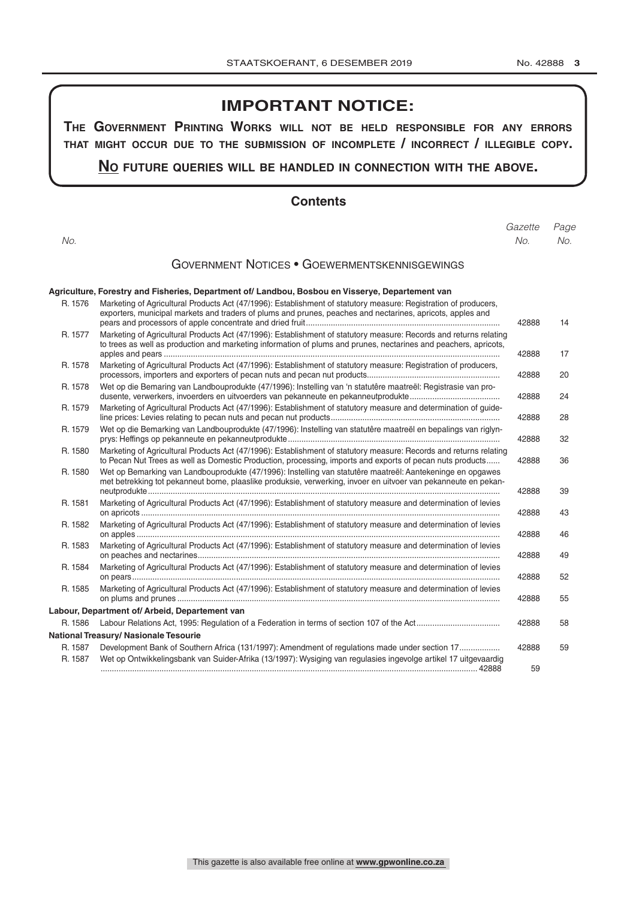# IMPORTANT NOTICE:

**The Government Printing Works will not be held responsible for any errors that might occur due to the submission of incomplete / incorrect / illegible copy.**

**No future queries will be handled in connection with the above.**

## Contents

| No. | | Gazette No. | Page No. |
|---|---|---|---|
| | **Government Notices • Goewermentskennisgewings** | | |
| | **Agriculture, Forestry and Fisheries, Department of/ Landbou, Bosbou en Visserye, Departement van** | | |
| R. 1576 | Marketing of Agricultural Products Act (47/1996): Establishment of statutory measure: Registration of producers, exporters, municipal markets and traders of plums and prunes, peaches and nectarines, apricots, apples and pears and processors of apple concentrate and dried fruit | 42888 | 14 |
| R. 1577 | Marketing of Agricultural Products Act (47/1996): Establishment of statutory measure: Records and returns relating to trees as well as production and marketing information of plums and prunes, nectarines and peachers, apricots, apples and pears | 42888 | 17 |
| R. 1578 | Marketing of Agricultural Products Act (47/1996): Establishment of statutory measure: Registration of producers, processors, importers and exporters of pecan nuts and pecan nut products | 42888 | 20 |
| R. 1578 | Wet op die Bemaring van Landbouprodukte (47/1996): Instelling van 'n statutêre maatreël: Registrasie van produsente, verwerkers, invoerders en uitvoerders van pekanneute en pekanneutprodukte | 42888 | 24 |
| R. 1579 | Marketing of Agricultural Products Act (47/1996): Establishment of statutory measure and determination of guideline prices: Levies relating to pecan nuts and pecan nut products | 42888 | 28 |
| R. 1579 | Wet op die Bemarking van Landbouprodukte (47/1996): Instelling van statutêre maatreël en bepalings van riglynprys: Heffings op pekanneute en pekanneutprodukte | 42888 | 32 |
| R. 1580 | Marketing of Agricultural Products Act (47/1996): Establishment of statutory measure: Records and returns relating to Pecan Nut Trees as well as Domestic Production, processing, imports and exports of pecan nuts products | 42888 | 36 |
| R. 1580 | Wet op Bemarking van Landbouprodukte (47/1996): Instelling van statutêre maatreël: Aantekeninge en opgawes met betrekking tot pekanneut bome, plaaslike produksie, verwerking, invoer en uitvoer van pekanneute en pekanneutprodukte | 42888 | 39 |
| R. 1581 | Marketing of Agricultural Products Act (47/1996): Establishment of statutory measure and determination of levies on apricots | 42888 | 43 |
| R. 1582 | Marketing of Agricultural Products Act (47/1996): Establishment of statutory measure and determination of levies on apples | 42888 | 46 |
| R. 1583 | Marketing of Agricultural Products Act (47/1996): Establishment of statutory measure and determination of levies on peaches and nectarines | 42888 | 49 |
| R. 1584 | Marketing of Agricultural Products Act (47/1996): Establishment of statutory measure and determination of levies on pears | 42888 | 52 |
| R. 1585 | Marketing of Agricultural Products Act (47/1996): Establishment of statutory measure and determination of levies on plums and prunes | 42888 | 55 |
| | **Labour, Department of/ Arbeid, Departement van** | | |
| R. 1586 | Labour Relations Act, 1995: Regulation of a Federation in terms of section 107 of the Act | 42888 | 58 |
| | **National Treasury/ Nasionale Tesourie** | | |
| R. 1587 | Development Bank of Southern Africa (131/1997): Amendment of regulations made under section 17 | 42888 | 59 |
| R. 1587 | Wet op Ontwikkelingsbank van Suider-Afrika (13/1997): Wysiging van regulasies ingevolge artikel 17 uitgevaardig | 42888 | 59 |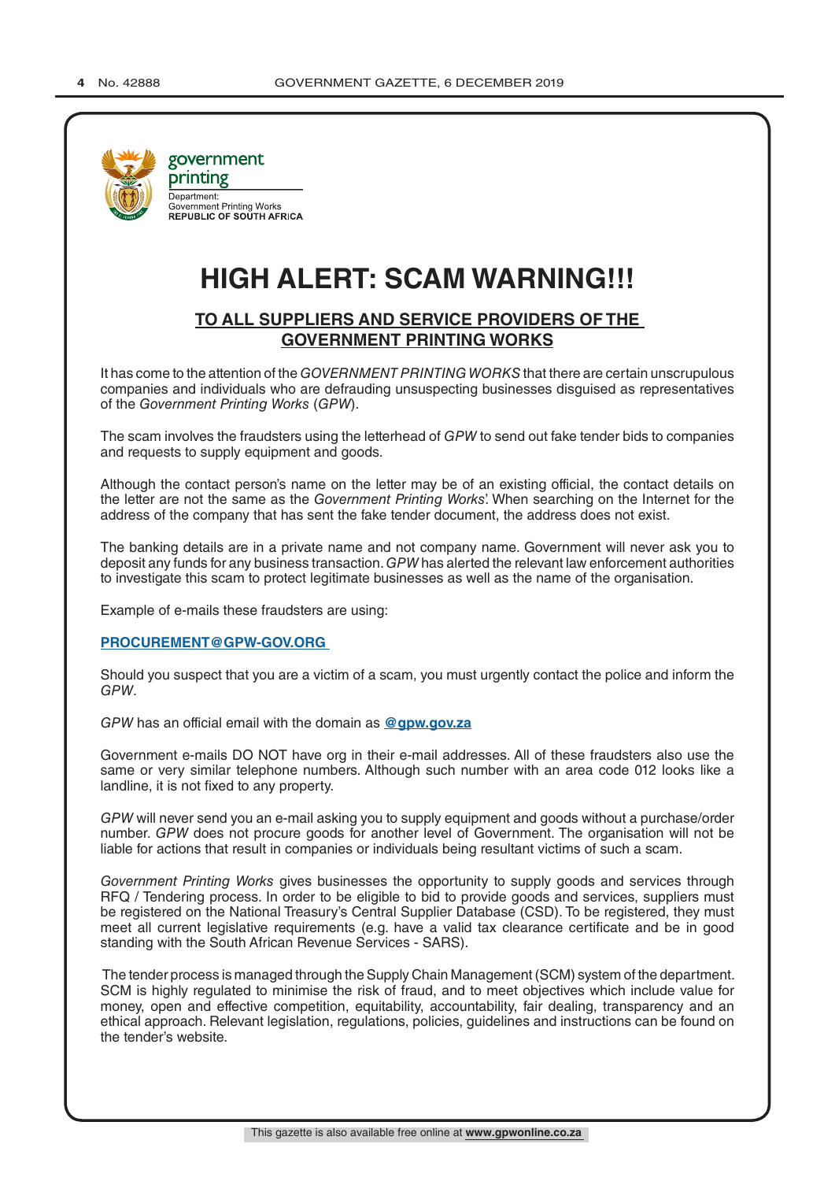government
printing

Department:
Government Printing Works
**REPUBLIC OF SOUTH AFRICA**

# HIGH ALERT: SCAM WARNING!!!

## TO ALL SUPPLIERS AND SERVICE PROVIDERS OF THE GOVERNMENT PRINTING WORKS

It has come to the attention of the *GOVERNMENT PRINTING WORKS* that there are certain unscrupulous companies and individuals who are defrauding unsuspecting businesses disguised as representatives of the *Government Printing Works* (*GPW*).

The scam involves the fraudsters using the letterhead of *GPW* to send out fake tender bids to companies and requests to supply equipment and goods.

Although the contact person's name on the letter may be of an existing official, the contact details on the letter are not the same as the *Government Printing Works*'. When searching on the Internet for the address of the company that has sent the fake tender document, the address does not exist.

The banking details are in a private name and not company name. Government will never ask you to deposit any funds for any business transaction. *GPW* has alerted the relevant law enforcement authorities to investigate this scam to protect legitimate businesses as well as the name of the organisation.

Example of e-mails these fraudsters are using:

**PROCUREMENT@GPW-GOV.ORG**

Should you suspect that you are a victim of a scam, you must urgently contact the police and inform the *GPW*.

*GPW* has an official email with the domain as **@gpw.gov.za**

Government e-mails DO NOT have org in their e-mail addresses. All of these fraudsters also use the same or very similar telephone numbers. Although such number with an area code 012 looks like a landline, it is not fixed to any property.

*GPW* will never send you an e-mail asking you to supply equipment and goods without a purchase/order number. *GPW* does not procure goods for another level of Government. The organisation will not be liable for actions that result in companies or individuals being resultant victims of such a scam.

*Government Printing Works* gives businesses the opportunity to supply goods and services through RFQ / Tendering process. In order to be eligible to bid to provide goods and services, suppliers must be registered on the National Treasury's Central Supplier Database (CSD). To be registered, they must meet all current legislative requirements (e.g. have a valid tax clearance certificate and be in good standing with the South African Revenue Services - SARS).

The tender process is managed through the Supply Chain Management (SCM) system of the department. SCM is highly regulated to minimise the risk of fraud, and to meet objectives which include value for money, open and effective competition, equitability, accountability, fair dealing, transparency and an ethical approach. Relevant legislation, regulations, policies, guidelines and instructions can be found on the tender's website.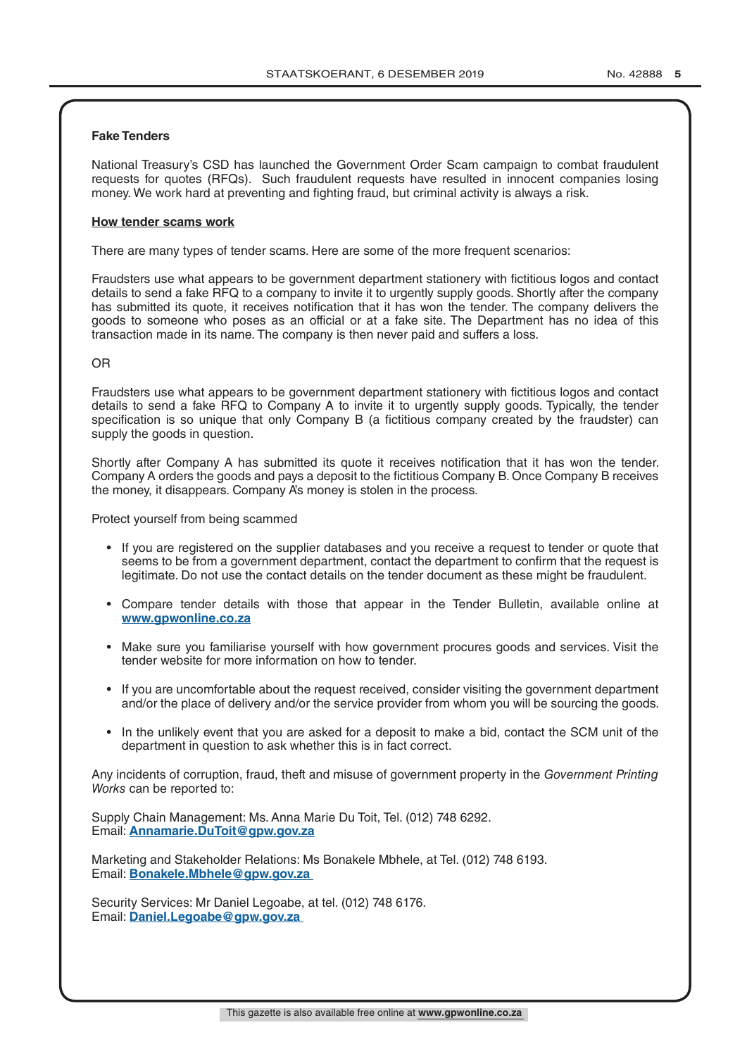**Fake Tenders**

National Treasury's CSD has launched the Government Order Scam campaign to combat fraudulent requests for quotes (RFQs). Such fraudulent requests have resulted in innocent companies losing money. We work hard at preventing and fighting fraud, but criminal activity is always a risk.

**How tender scams work**

There are many types of tender scams. Here are some of the more frequent scenarios:

Fraudsters use what appears to be government department stationery with fictitious logos and contact details to send a fake RFQ to a company to invite it to urgently supply goods. Shortly after the company has submitted its quote, it receives notification that it has won the tender. The company delivers the goods to someone who poses as an official or at a fake site. The Department has no idea of this transaction made in its name. The company is then never paid and suffers a loss.

OR

Fraudsters use what appears to be government department stationery with fictitious logos and contact details to send a fake RFQ to Company A to invite it to urgently supply goods. Typically, the tender specification is so unique that only Company B (a fictitious company created by the fraudster) can supply the goods in question.

Shortly after Company A has submitted its quote it receives notification that it has won the tender. Company A orders the goods and pays a deposit to the fictitious Company B. Once Company B receives the money, it disappears. Company A's money is stolen in the process.

Protect yourself from being scammed

- If you are registered on the supplier databases and you receive a request to tender or quote that seems to be from a government department, contact the department to confirm that the request is legitimate. Do not use the contact details on the tender document as these might be fraudulent.
- Compare tender details with those that appear in the Tender Bulletin, available online at **www.gpwonline.co.za**
- Make sure you familiarise yourself with how government procures goods and services. Visit the tender website for more information on how to tender.
- If you are uncomfortable about the request received, consider visiting the government department and/or the place of delivery and/or the service provider from whom you will be sourcing the goods.
- In the unlikely event that you are asked for a deposit to make a bid, contact the SCM unit of the department in question to ask whether this is in fact correct.

Any incidents of corruption, fraud, theft and misuse of government property in the *Government Printing Works* can be reported to:

Supply Chain Management: Ms. Anna Marie Du Toit, Tel. (012) 748 6292.
Email: **Annamarie.DuToit@gpw.gov.za**

Marketing and Stakeholder Relations: Ms Bonakele Mbhele, at Tel. (012) 748 6193.
Email: **Bonakele.Mbhele@gpw.gov.za**

Security Services: Mr Daniel Legoabe, at tel. (012) 748 6176.
Email: **Daniel.Legoabe@gpw.gov.za**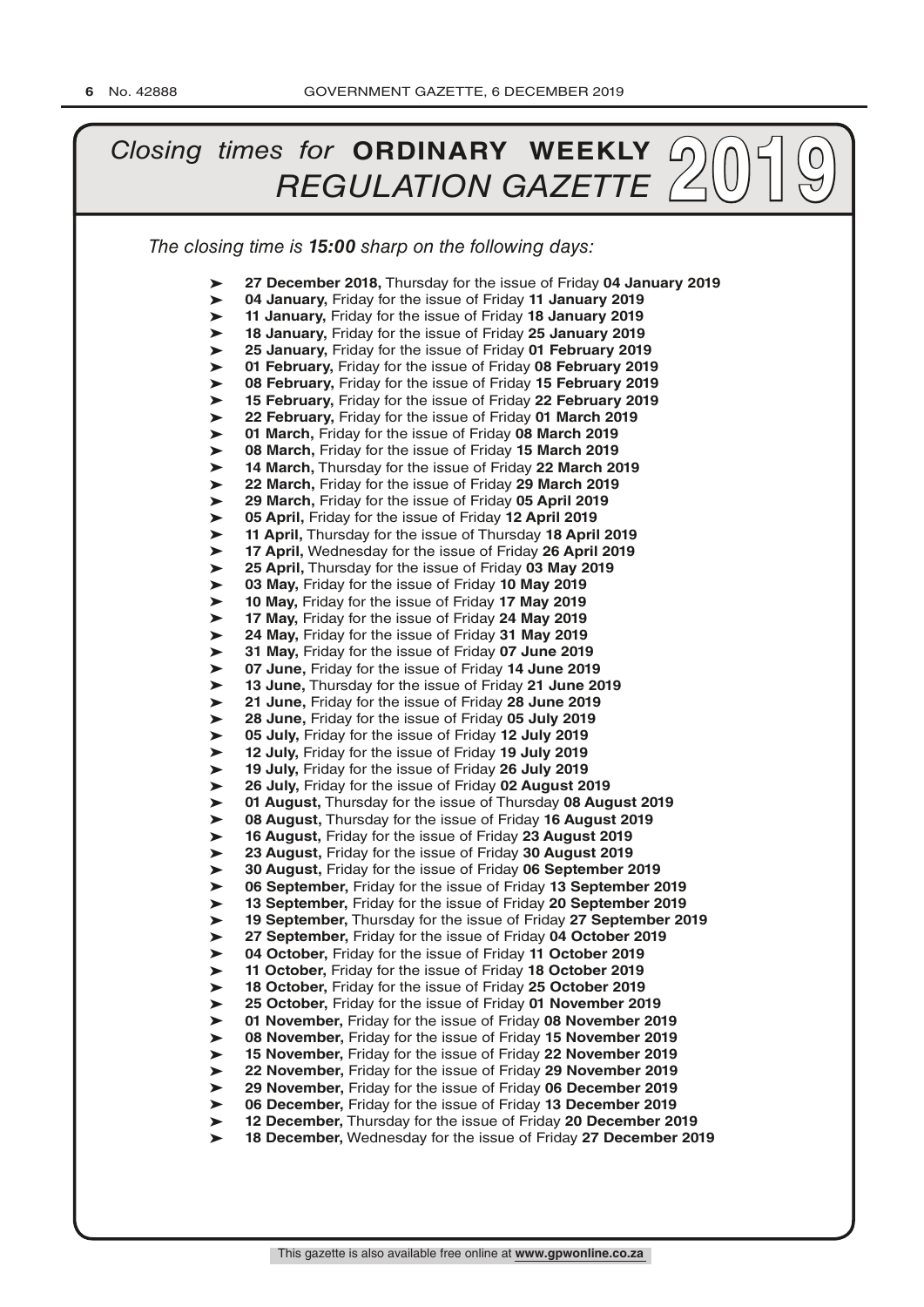# *Closing times for* **ORDINARY WEEKLY** *REGULATION GAZETTE* 2019

*The closing time is **15:00** sharp on the following days:*

- **27 December 2018,** Thursday for the issue of Friday **04 January 2019**
- **04 January,** Friday for the issue of Friday **11 January 2019**
- **11 January,** Friday for the issue of Friday **18 January 2019**
- **18 January,** Friday for the issue of Friday **25 January 2019**
- **25 January,** Friday for the issue of Friday **01 February 2019**
- **01 February,** Friday for the issue of Friday **08 February 2019**
- **08 February,** Friday for the issue of Friday **15 February 2019**
- **15 February,** Friday for the issue of Friday **22 February 2019**
- **22 February,** Friday for the issue of Friday **01 March 2019**
- **01 March,** Friday for the issue of Friday **08 March 2019**
- **08 March,** Friday for the issue of Friday **15 March 2019**
- **14 March,** Thursday for the issue of Friday **22 March 2019**
- **22 March,** Friday for the issue of Friday **29 March 2019**
- **29 March,** Friday for the issue of Friday **05 April 2019**
- **05 April,** Friday for the issue of Friday **12 April 2019**
- **11 April,** Thursday for the issue of Thursday **18 April 2019**
- **17 April,** Wednesday for the issue of Friday **26 April 2019**
- **25 April,** Thursday for the issue of Friday **03 May 2019**
- **03 May,** Friday for the issue of Friday **10 May 2019**
- **10 May,** Friday for the issue of Friday **17 May 2019**
- **17 May,** Friday for the issue of Friday **24 May 2019**
- **24 May,** Friday for the issue of Friday **31 May 2019**
- **31 May,** Friday for the issue of Friday **07 June 2019**
- **07 June,** Friday for the issue of Friday **14 June 2019**
- **13 June,** Thursday for the issue of Friday **21 June 2019**
- **21 June,** Friday for the issue of Friday **28 June 2019**
- **28 June,** Friday for the issue of Friday **05 July 2019**
- **05 July,** Friday for the issue of Friday **12 July 2019**
- **12 July,** Friday for the issue of Friday **19 July 2019**
- **19 July,** Friday for the issue of Friday **26 July 2019**
- **26 July,** Friday for the issue of Friday **02 August 2019**
- **01 August,** Thursday for the issue of Thursday **08 August 2019**
- **08 August,** Thursday for the issue of Friday **16 August 2019**
- **16 August,** Friday for the issue of Friday **23 August 2019**
- **23 August,** Friday for the issue of Friday **30 August 2019**
- **30 August,** Friday for the issue of Friday **06 September 2019**
- **06 September,** Friday for the issue of Friday **13 September 2019**
- **13 September,** Friday for the issue of Friday **20 September 2019**
- **19 September,** Thursday for the issue of Friday **27 September 2019**
- **27 September,** Friday for the issue of Friday **04 October 2019**
- **04 October,** Friday for the issue of Friday **11 October 2019**
- **11 October,** Friday for the issue of Friday **18 October 2019**
- **18 October,** Friday for the issue of Friday **25 October 2019**
- **25 October,** Friday for the issue of Friday **01 November 2019**
- **01 November,** Friday for the issue of Friday **08 November 2019**
- **08 November,** Friday for the issue of Friday **15 November 2019**
- **15 November,** Friday for the issue of Friday **22 November 2019**
- **22 November,** Friday for the issue of Friday **29 November 2019**
- **29 November,** Friday for the issue of Friday **06 December 2019**
- **06 December,** Friday for the issue of Friday **13 December 2019**
- **12 December,** Thursday for the issue of Friday **20 December 2019**
- **18 December,** Wednesday for the issue of Friday **27 December 2019**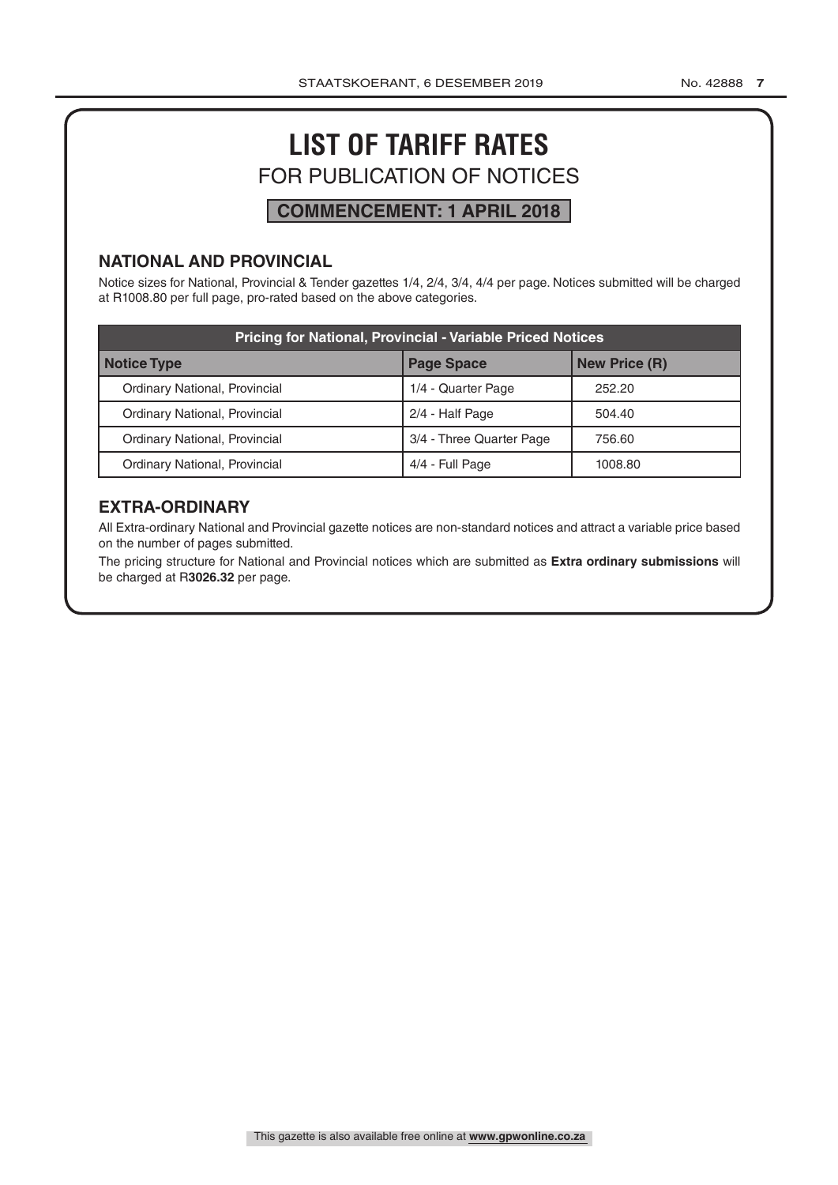# LIST OF TARIFF RATES

## FOR PUBLICATION OF NOTICES

**COMMENCEMENT: 1 APRIL 2018**

### NATIONAL AND PROVINCIAL

Notice sizes for National, Provincial & Tender gazettes 1/4, 2/4, 3/4, 4/4 per page. Notices submitted will be charged at R1008.80 per full page, pro-rated based on the above categories.

| Pricing for National, Provincial - Variable Priced Notices | | |
|---|---|---|
| **Notice Type** | **Page Space** | **New Price (R)** |
| Ordinary National, Provincial | 1/4 - Quarter Page | 252.20 |
| Ordinary National, Provincial | 2/4 - Half Page | 504.40 |
| Ordinary National, Provincial | 3/4 - Three Quarter Page | 756.60 |
| Ordinary National, Provincial | 4/4 - Full Page | 1008.80 |

### EXTRA-ORDINARY

All Extra-ordinary National and Provincial gazette notices are non-standard notices and attract a variable price based on the number of pages submitted.

The pricing structure for National and Provincial notices which are submitted as **Extra ordinary submissions** will be charged at R**3026.32** per page.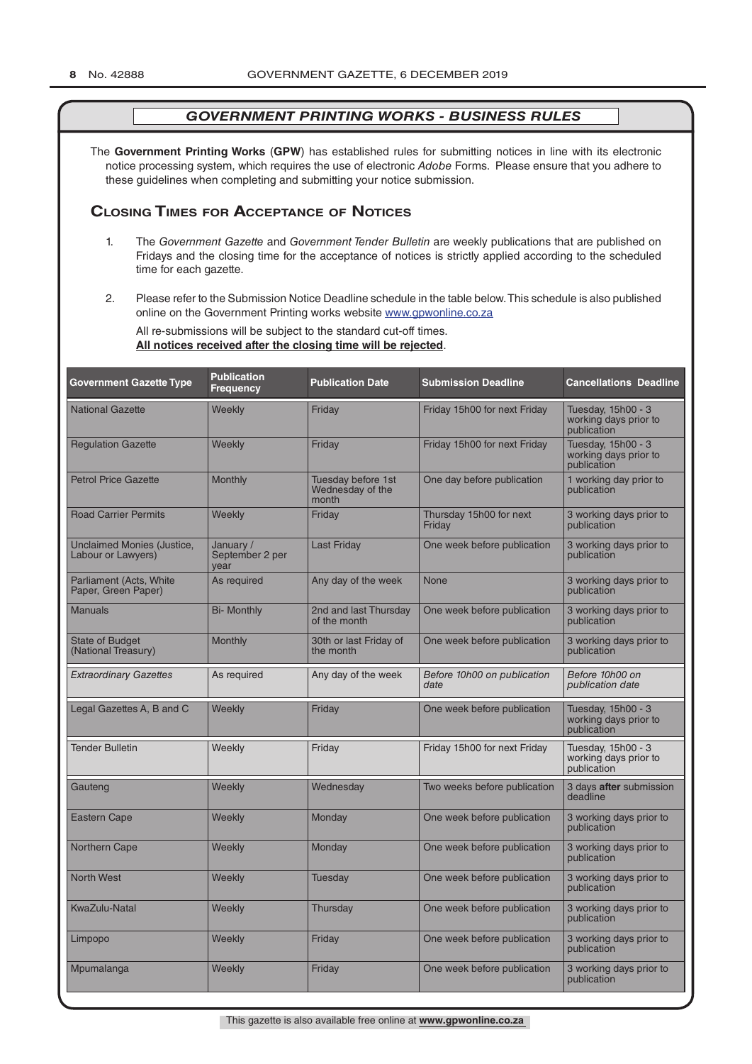## *GOVERNMENT PRINTING WORKS - BUSINESS RULES*

The **Government Printing Works** (**GPW**) has established rules for submitting notices in line with its electronic notice processing system, which requires the use of electronic *Adobe* Forms. Please ensure that you adhere to these guidelines when completing and submitting your notice submission.

### Closing Times for Acceptance of Notices

1. The *Government Gazette* and *Government Tender Bulletin* are weekly publications that are published on Fridays and the closing time for the acceptance of notices is strictly applied according to the scheduled time for each gazette.

2. Please refer to the Submission Notice Deadline schedule in the table below. This schedule is also published online on the Government Printing works website www.gpwonline.co.za

   All re-submissions will be subject to the standard cut-off times.
   **All notices received after the closing time will be rejected**.

| Government Gazette Type | Publication Frequency | Publication Date | Submission Deadline | Cancellations Deadline |
|---|---|---|---|---|
| National Gazette | Weekly | Friday | Friday 15h00 for next Friday | Tuesday, 15h00 - 3 working days prior to publication |
| Regulation Gazette | Weekly | Friday | Friday 15h00 for next Friday | Tuesday, 15h00 - 3 working days prior to publication |
| Petrol Price Gazette | Monthly | Tuesday before 1st Wednesday of the month | One day before publication | 1 working day prior to publication |
| Road Carrier Permits | Weekly | Friday | Thursday 15h00 for next Friday | 3 working days prior to publication |
| Unclaimed Monies (Justice, Labour or Lawyers) | January / September 2 per year | Last Friday | One week before publication | 3 working days prior to publication |
| Parliament (Acts, White Paper, Green Paper) | As required | Any day of the week | None | 3 working days prior to publication |
| Manuals | Bi- Monthly | 2nd and last Thursday of the month | One week before publication | 3 working days prior to publication |
| State of Budget (National Treasury) | Monthly | 30th or last Friday of the month | One week before publication | 3 working days prior to publication |
| *Extraordinary Gazettes* | As required | Any day of the week | *Before 10h00 on publication date* | *Before 10h00 on publication date* |
| Legal Gazettes A, B and C | Weekly | Friday | One week before publication | Tuesday, 15h00 - 3 working days prior to publication |
| Tender Bulletin | Weekly | Friday | Friday 15h00 for next Friday | Tuesday, 15h00 - 3 working days prior to publication |
| Gauteng | Weekly | Wednesday | Two weeks before publication | 3 days **after** submission deadline |
| Eastern Cape | Weekly | Monday | One week before publication | 3 working days prior to publication |
| Northern Cape | Weekly | Monday | One week before publication | 3 working days prior to publication |
| North West | Weekly | Tuesday | One week before publication | 3 working days prior to publication |
| KwaZulu-Natal | Weekly | Thursday | One week before publication | 3 working days prior to publication |
| Limpopo | Weekly | Friday | One week before publication | 3 working days prior to publication |
| Mpumalanga | Weekly | Friday | One week before publication | 3 working days prior to publication |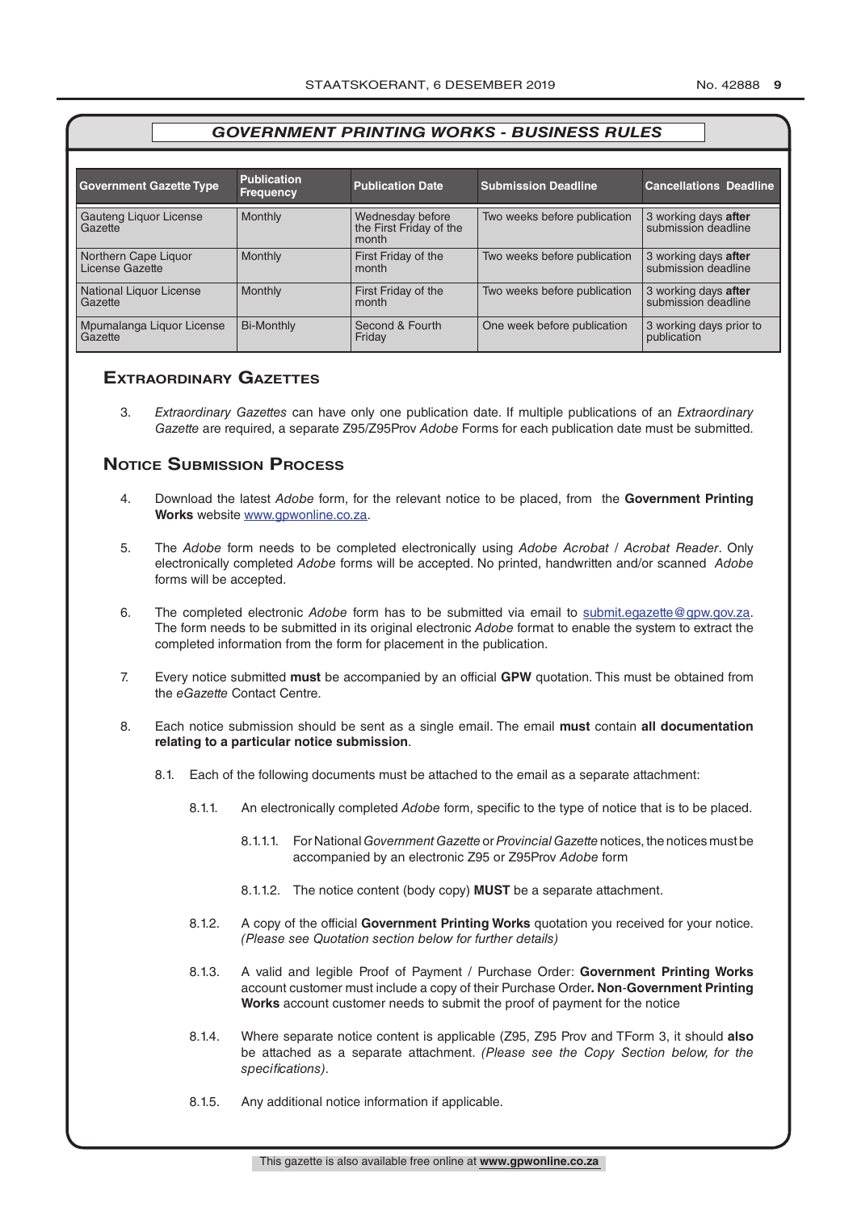## *GOVERNMENT PRINTING WORKS - BUSINESS RULES*

| Government Gazette Type | Publication Frequency | Publication Date | Submission Deadline | Cancellations Deadline |
|---|---|---|---|---|
| Gauteng Liquor License Gazette | Monthly | Wednesday before the First Friday of the month | Two weeks before publication | 3 working days **after** submission deadline |
| Northern Cape Liquor License Gazette | Monthly | First Friday of the month | Two weeks before publication | 3 working days **after** submission deadline |
| National Liquor License Gazette | Monthly | First Friday of the month | Two weeks before publication | 3 working days **after** submission deadline |
| Mpumalanga Liquor License Gazette | Bi-Monthly | Second & Fourth Friday | One week before publication | 3 working days prior to publication |

## Extraordinary Gazettes

3. *Extraordinary Gazettes* can have only one publication date. If multiple publications of an *Extraordinary Gazette* are required, a separate Z95/Z95Prov *Adobe* Forms for each publication date must be submitted.

## Notice Submission Process

4. Download the latest *Adobe* form, for the relevant notice to be placed, from the **Government Printing Works** website www.gpwonline.co.za.

5. The *Adobe* form needs to be completed electronically using *Adobe Acrobat* / *Acrobat Reader*. Only electronically completed *Adobe* forms will be accepted. No printed, handwritten and/or scanned *Adobe* forms will be accepted.

6. The completed electronic *Adobe* form has to be submitted via email to submit.egazette@gpw.gov.za. The form needs to be submitted in its original electronic *Adobe* format to enable the system to extract the completed information from the form for placement in the publication.

7. Every notice submitted **must** be accompanied by an official **GPW** quotation. This must be obtained from the *eGazette* Contact Centre.

8. Each notice submission should be sent as a single email. The email **must** contain **all documentation relating to a particular notice submission**.

   8.1. Each of the following documents must be attached to the email as a separate attachment:

   8.1.1. An electronically completed *Adobe* form, specific to the type of notice that is to be placed.

   8.1.1.1. For National *Government Gazette* or *Provincial Gazette* notices, the notices must be accompanied by an electronic Z95 or Z95Prov *Adobe* form

   8.1.1.2. The notice content (body copy) **MUST** be a separate attachment.

   8.1.2. A copy of the official **Government Printing Works** quotation you received for your notice. *(Please see Quotation section below for further details)*

   8.1.3. A valid and legible Proof of Payment / Purchase Order: **Government Printing Works** account customer must include a copy of their Purchase Order**. Non**-**Government Printing Works** account customer needs to submit the proof of payment for the notice

   8.1.4. Where separate notice content is applicable (Z95, Z95 Prov and TForm 3, it should **also** be attached as a separate attachment. *(Please see the Copy Section below, for the specifications)*.

   8.1.5. Any additional notice information if applicable.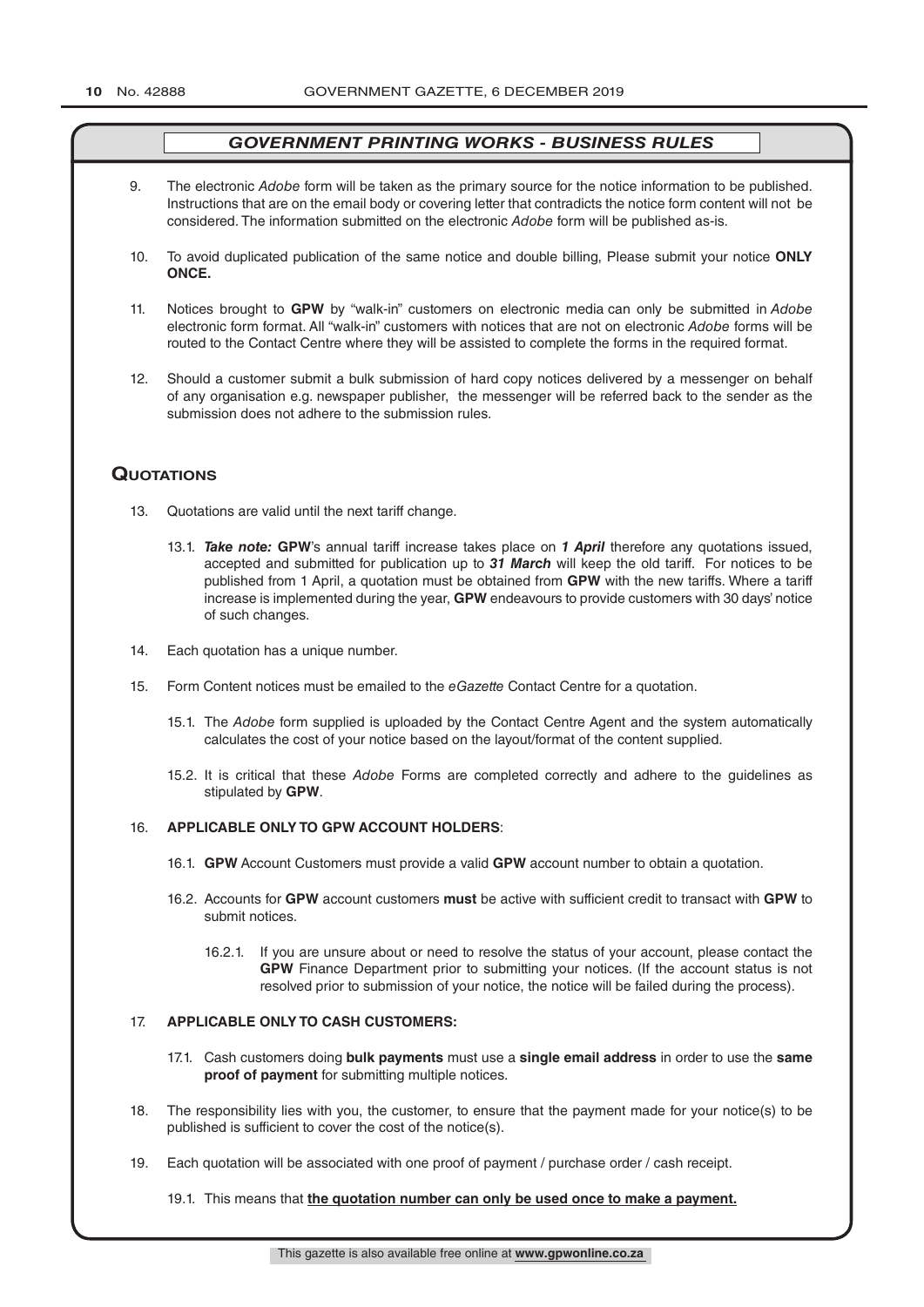## *GOVERNMENT PRINTING WORKS - BUSINESS RULES*

9. The electronic *Adobe* form will be taken as the primary source for the notice information to be published. Instructions that are on the email body or covering letter that contradicts the notice form content will not be considered. The information submitted on the electronic *Adobe* form will be published as-is.

10. To avoid duplicated publication of the same notice and double billing, Please submit your notice **ONLY ONCE.**

11. Notices brought to **GPW** by "walk-in" customers on electronic media can only be submitted in *Adobe* electronic form format. All "walk-in" customers with notices that are not on electronic *Adobe* forms will be routed to the Contact Centre where they will be assisted to complete the forms in the required format.

12. Should a customer submit a bulk submission of hard copy notices delivered by a messenger on behalf of any organisation e.g. newspaper publisher, the messenger will be referred back to the sender as the submission does not adhere to the submission rules.

## Quotations

13. Quotations are valid until the next tariff change.

    13.1. ***Take note:*** **GPW**'s annual tariff increase takes place on ***1 April*** therefore any quotations issued, accepted and submitted for publication up to ***31 March*** will keep the old tariff. For notices to be published from 1 April, a quotation must be obtained from **GPW** with the new tariffs. Where a tariff increase is implemented during the year, **GPW** endeavours to provide customers with 30 days' notice of such changes.

14. Each quotation has a unique number.

15. Form Content notices must be emailed to the *eGazette* Contact Centre for a quotation.

    15.1. The *Adobe* form supplied is uploaded by the Contact Centre Agent and the system automatically calculates the cost of your notice based on the layout/format of the content supplied.

    15.2. It is critical that these *Adobe* Forms are completed correctly and adhere to the guidelines as stipulated by **GPW**.

16. **APPLICABLE ONLY TO GPW ACCOUNT HOLDERS**:

    16.1. **GPW** Account Customers must provide a valid **GPW** account number to obtain a quotation.

    16.2. Accounts for **GPW** account customers **must** be active with sufficient credit to transact with **GPW** to submit notices.

    16.2.1. If you are unsure about or need to resolve the status of your account, please contact the **GPW** Finance Department prior to submitting your notices. (If the account status is not resolved prior to submission of your notice, the notice will be failed during the process).

17. **APPLICABLE ONLY TO CASH CUSTOMERS:**

    17.1. Cash customers doing **bulk payments** must use a **single email address** in order to use the **same proof of payment** for submitting multiple notices.

18. The responsibility lies with you, the customer, to ensure that the payment made for your notice(s) to be published is sufficient to cover the cost of the notice(s).

19. Each quotation will be associated with one proof of payment / purchase order / cash receipt.

    19.1. This means that **the quotation number can only be used once to make a payment.**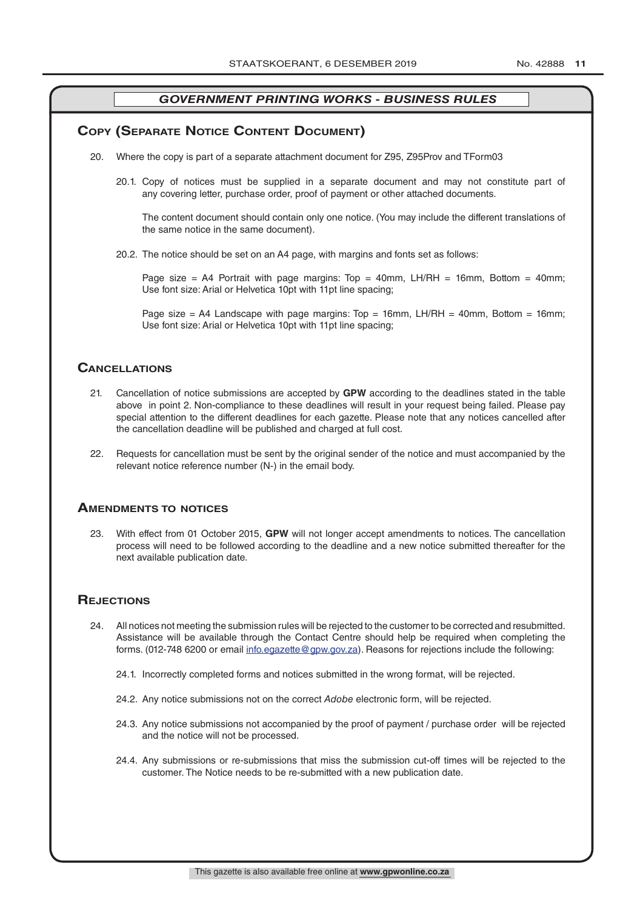## *GOVERNMENT PRINTING WORKS - BUSINESS RULES*

## Copy (Separate Notice Content Document)

20. Where the copy is part of a separate attachment document for Z95, Z95Prov and TForm03

    20.1. Copy of notices must be supplied in a separate document and may not constitute part of any covering letter, purchase order, proof of payment or other attached documents.

    The content document should contain only one notice. (You may include the different translations of the same notice in the same document).

    20.2. The notice should be set on an A4 page, with margins and fonts set as follows:

    Page size = A4 Portrait with page margins: Top = 40mm, LH/RH = 16mm, Bottom = 40mm; Use font size: Arial or Helvetica 10pt with 11pt line spacing;

    Page size = A4 Landscape with page margins: Top = 16mm, LH/RH = 40mm, Bottom = 16mm; Use font size: Arial or Helvetica 10pt with 11pt line spacing;

## Cancellations

21. Cancellation of notice submissions are accepted by **GPW** according to the deadlines stated in the table above in point 2. Non-compliance to these deadlines will result in your request being failed. Please pay special attention to the different deadlines for each gazette. Please note that any notices cancelled after the cancellation deadline will be published and charged at full cost.

22. Requests for cancellation must be sent by the original sender of the notice and must accompanied by the relevant notice reference number (N-) in the email body.

## Amendments to notices

23. With effect from 01 October 2015, **GPW** will not longer accept amendments to notices. The cancellation process will need to be followed according to the deadline and a new notice submitted thereafter for the next available publication date.

## Rejections

24. All notices not meeting the submission rules will be rejected to the customer to be corrected and resubmitted. Assistance will be available through the Contact Centre should help be required when completing the forms. (012-748 6200 or email info.egazette@gpw.gov.za). Reasons for rejections include the following:

    24.1. Incorrectly completed forms and notices submitted in the wrong format, will be rejected.

    24.2. Any notice submissions not on the correct *Adobe* electronic form, will be rejected.

    24.3. Any notice submissions not accompanied by the proof of payment / purchase order will be rejected and the notice will not be processed.

    24.4. Any submissions or re-submissions that miss the submission cut-off times will be rejected to the customer. The Notice needs to be re-submitted with a new publication date.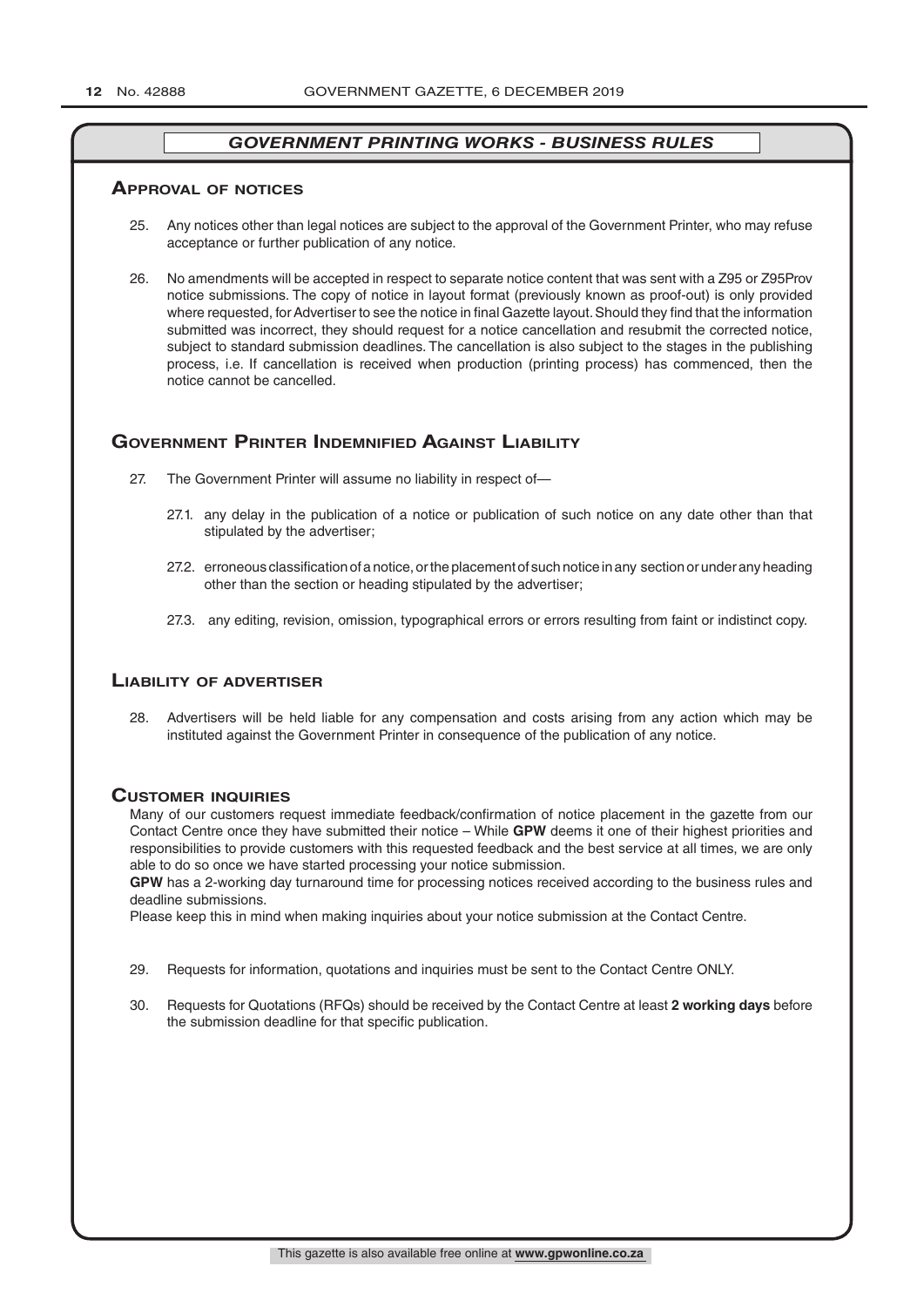## *GOVERNMENT PRINTING WORKS - BUSINESS RULES*

### Approval of notices

25. Any notices other than legal notices are subject to the approval of the Government Printer, who may refuse acceptance or further publication of any notice.

26. No amendments will be accepted in respect to separate notice content that was sent with a Z95 or Z95Prov notice submissions. The copy of notice in layout format (previously known as proof-out) is only provided where requested, for Advertiser to see the notice in final Gazette layout. Should they find that the information submitted was incorrect, they should request for a notice cancellation and resubmit the corrected notice, subject to standard submission deadlines. The cancellation is also subject to the stages in the publishing process, i.e. If cancellation is received when production (printing process) has commenced, then the notice cannot be cancelled.

### Government Printer Indemnified Against Liability

27. The Government Printer will assume no liability in respect of—

    27.1. any delay in the publication of a notice or publication of such notice on any date other than that stipulated by the advertiser;

    27.2. erroneous classification of a notice, or the placement of such notice in any section or under any heading other than the section or heading stipulated by the advertiser;

    27.3. any editing, revision, omission, typographical errors or errors resulting from faint or indistinct copy.

### Liability of advertiser

28. Advertisers will be held liable for any compensation and costs arising from any action which may be instituted against the Government Printer in consequence of the publication of any notice.

### Customer inquiries

Many of our customers request immediate feedback/confirmation of notice placement in the gazette from our Contact Centre once they have submitted their notice – While **GPW** deems it one of their highest priorities and responsibilities to provide customers with this requested feedback and the best service at all times, we are only able to do so once we have started processing your notice submission.

**GPW** has a 2-working day turnaround time for processing notices received according to the business rules and deadline submissions.

Please keep this in mind when making inquiries about your notice submission at the Contact Centre.

29. Requests for information, quotations and inquiries must be sent to the Contact Centre ONLY.

30. Requests for Quotations (RFQs) should be received by the Contact Centre at least **2 working days** before the submission deadline for that specific publication.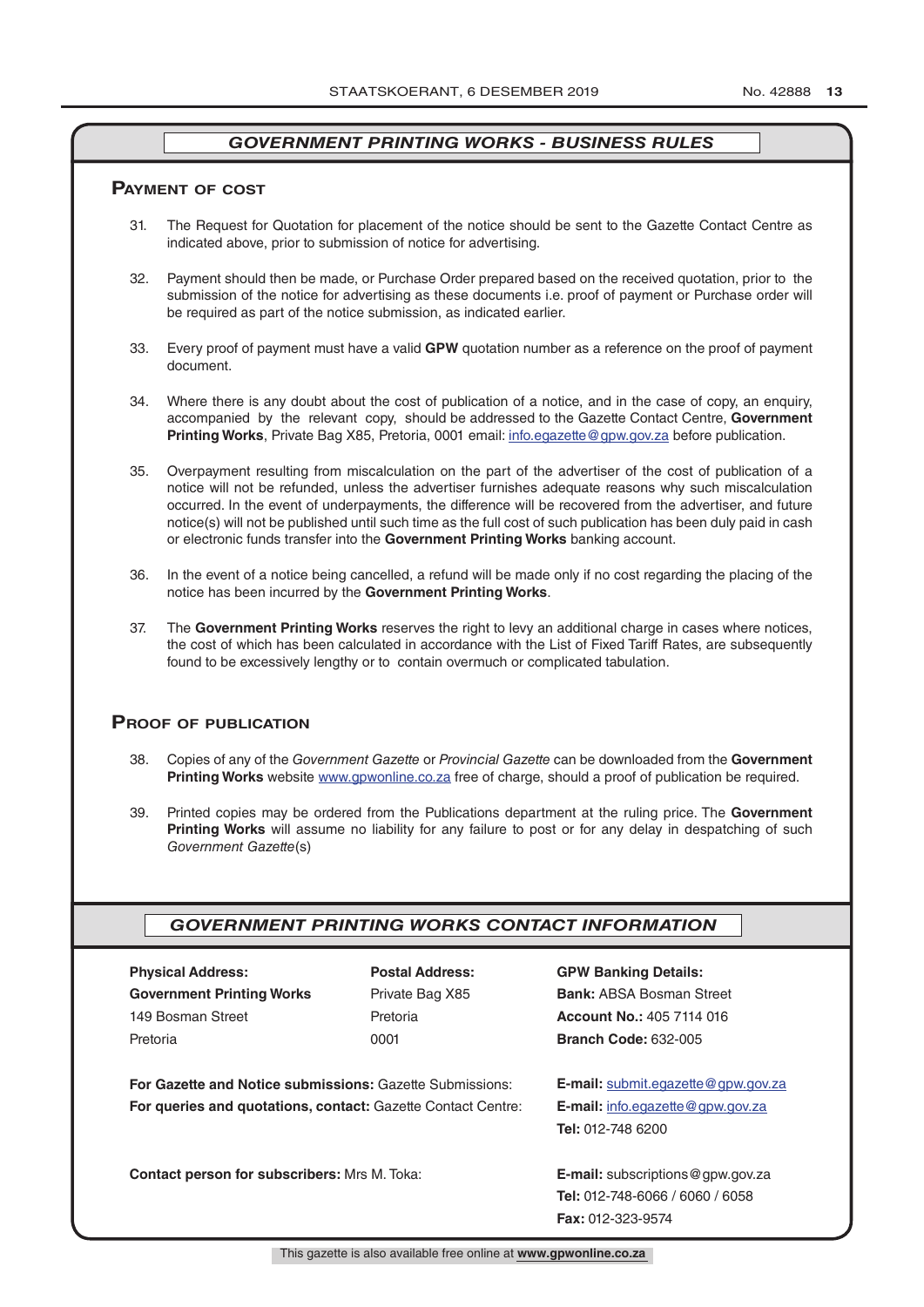## GOVERNMENT PRINTING WORKS - BUSINESS RULES

### PAYMENT OF COST

31. The Request for Quotation for placement of the notice should be sent to the Gazette Contact Centre as indicated above, prior to submission of notice for advertising.

32. Payment should then be made, or Purchase Order prepared based on the received quotation, prior to the submission of the notice for advertising as these documents i.e. proof of payment or Purchase order will be required as part of the notice submission, as indicated earlier.

33. Every proof of payment must have a valid **GPW** quotation number as a reference on the proof of payment document.

34. Where there is any doubt about the cost of publication of a notice, and in the case of copy, an enquiry, accompanied by the relevant copy, should be addressed to the Gazette Contact Centre, **Government Printing Works**, Private Bag X85, Pretoria, 0001 email: info.egazette@gpw.gov.za before publication.

35. Overpayment resulting from miscalculation on the part of the advertiser of the cost of publication of a notice will not be refunded, unless the advertiser furnishes adequate reasons why such miscalculation occurred. In the event of underpayments, the difference will be recovered from the advertiser, and future notice(s) will not be published until such time as the full cost of such publication has been duly paid in cash or electronic funds transfer into the **Government Printing Works** banking account.

36. In the event of a notice being cancelled, a refund will be made only if no cost regarding the placing of the notice has been incurred by the **Government Printing Works**.

37. The **Government Printing Works** reserves the right to levy an additional charge in cases where notices, the cost of which has been calculated in accordance with the List of Fixed Tariff Rates, are subsequently found to be excessively lengthy or to contain overmuch or complicated tabulation.

### PROOF OF PUBLICATION

38. Copies of any of the *Government Gazette* or *Provincial Gazette* can be downloaded from the **Government Printing Works** website www.gpwonline.co.za free of charge, should a proof of publication be required.

39. Printed copies may be ordered from the Publications department at the ruling price. The **Government Printing Works** will assume no liability for any failure to post or for any delay in despatching of such *Government Gazette*(s)

## GOVERNMENT PRINTING WORKS CONTACT INFORMATION

| **Physical Address:** | **Postal Address:** | **GPW Banking Details:** |
|---|---|---|
| **Government Printing Works** | Private Bag X85 | **Bank:** ABSA Bosman Street |
| 149 Bosman Street | Pretoria | **Account No.:** 405 7114 016 |
| Pretoria | 0001 | **Branch Code:** 632-005 |

**For Gazette and Notice submissions:** Gazette Submissions: **E-mail:** submit.egazette@gpw.gov.za

**For queries and quotations, contact:** Gazette Contact Centre: **E-mail:** info.egazette@gpw.gov.za
**Tel:** 012-748 6200

**Contact person for subscribers:** Mrs M. Toka: **E-mail:** subscriptions@gpw.gov.za
**Tel:** 012-748-6066 / 6060 / 6058
**Fax:** 012-323-9574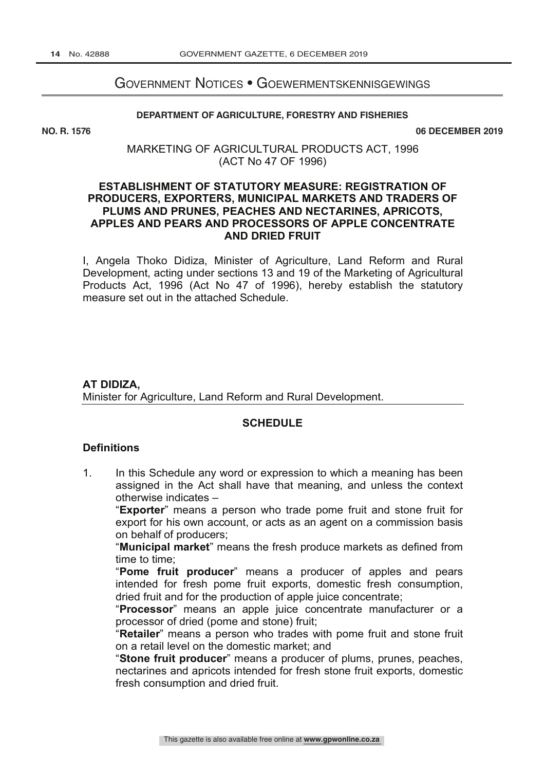# Government Notices • Goewermentskennisgewings

**DEPARTMENT OF AGRICULTURE, FORESTRY AND FISHERIES**

**NO. R. 1576** **06 DECEMBER 2019**

MARKETING OF AGRICULTURAL PRODUCTS ACT, 1996
(ACT No 47 OF 1996)

**ESTABLISHMENT OF STATUTORY MEASURE: REGISTRATION OF PRODUCERS, EXPORTERS, MUNICIPAL MARKETS AND TRADERS OF PLUMS AND PRUNES, PEACHES AND NECTARINES, APRICOTS, APPLES AND PEARS AND PROCESSORS OF APPLE CONCENTRATE AND DRIED FRUIT**

I, Angela Thoko Didiza, Minister of Agriculture, Land Reform and Rural Development, acting under sections 13 and 19 of the Marketing of Agricultural Products Act, 1996 (Act No 47 of 1996), hereby establish the statutory measure set out in the attached Schedule.

**AT DIDIZA,**
Minister for Agriculture, Land Reform and Rural Development.

**SCHEDULE**

**Definitions**

1. In this Schedule any word or expression to which a meaning has been assigned in the Act shall have that meaning, and unless the context otherwise indicates –

"**Exporter**" means a person who trade pome fruit and stone fruit for export for his own account, or acts as an agent on a commission basis on behalf of producers;

"**Municipal market**" means the fresh produce markets as defined from time to time;

"**Pome fruit producer**" means a producer of apples and pears intended for fresh pome fruit exports, domestic fresh consumption, dried fruit and for the production of apple juice concentrate;

"**Processor**" means an apple juice concentrate manufacturer or a processor of dried (pome and stone) fruit;

"**Retailer**" means a person who trades with pome fruit and stone fruit on a retail level on the domestic market; and

"**Stone fruit producer**" means a producer of plums, prunes, peaches, nectarines and apricots intended for fresh stone fruit exports, domestic fresh consumption and dried fruit.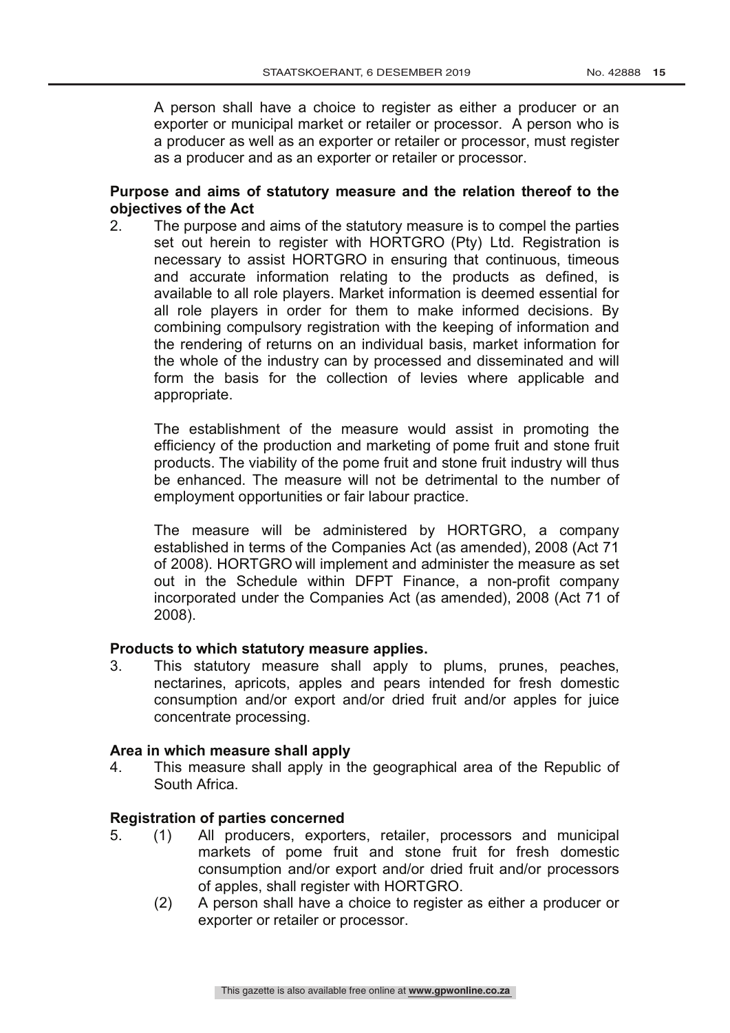A person shall have a choice to register as either a producer or an exporter or municipal market or retailer or processor. A person who is a producer as well as an exporter or retailer or processor, must register as a producer and as an exporter or retailer or processor.

**Purpose and aims of statutory measure and the relation thereof to the objectives of the Act**

2. The purpose and aims of the statutory measure is to compel the parties set out herein to register with HORTGRO (Pty) Ltd. Registration is necessary to assist HORTGRO in ensuring that continuous, timeous and accurate information relating to the products as defined, is available to all role players. Market information is deemed essential for all role players in order for them to make informed decisions. By combining compulsory registration with the keeping of information and the rendering of returns on an individual basis, market information for the whole of the industry can by processed and disseminated and will form the basis for the collection of levies where applicable and appropriate.

   The establishment of the measure would assist in promoting the efficiency of the production and marketing of pome fruit and stone fruit products. The viability of the pome fruit and stone fruit industry will thus be enhanced. The measure will not be detrimental to the number of employment opportunities or fair labour practice.

   The measure will be administered by HORTGRO, a company established in terms of the Companies Act (as amended), 2008 (Act 71 of 2008). HORTGRO will implement and administer the measure as set out in the Schedule within DFPT Finance, a non-profit company incorporated under the Companies Act (as amended), 2008 (Act 71 of 2008).

**Products to which statutory measure applies.**

3. This statutory measure shall apply to plums, prunes, peaches, nectarines, apricots, apples and pears intended for fresh domestic consumption and/or export and/or dried fruit and/or apples for juice concentrate processing.

**Area in which measure shall apply**

4. This measure shall apply in the geographical area of the Republic of South Africa.

**Registration of parties concerned**

5. (1) All producers, exporters, retailer, processors and municipal markets of pome fruit and stone fruit for fresh domestic consumption and/or export and/or dried fruit and/or processors of apples, shall register with HORTGRO.

   (2) A person shall have a choice to register as either a producer or exporter or retailer or processor.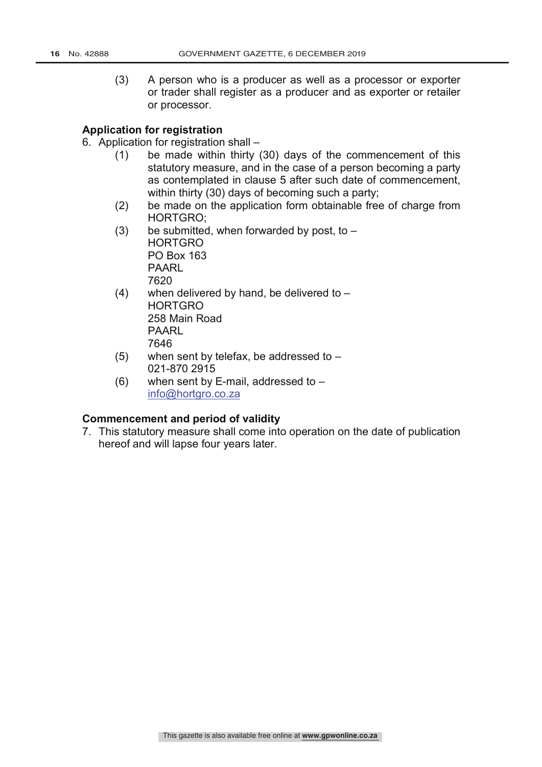(3) A person who is a producer as well as a processor or exporter or trader shall register as a producer and as exporter or retailer or processor.

**Application for registration**

6. Application for registration shall –
   - (1) be made within thirty (30) days of the commencement of this statutory measure, and in the case of a person becoming a party as contemplated in clause 5 after such date of commencement, within thirty (30) days of becoming such a party;
   - (2) be made on the application form obtainable free of charge from HORTGRO;
   - (3) be submitted, when forwarded by post, to –  
     HORTGRO  
     PO Box 163  
     PAARL  
     7620
   - (4) when delivered by hand, be delivered to –  
     HORTGRO  
     258 Main Road  
     PAARL  
     7646
   - (5) when sent by telefax, be addressed to –  
     021-870 2915
   - (6) when sent by E-mail, addressed to –  
     info@hortgro.co.za

**Commencement and period of validity**

7. This statutory measure shall come into operation on the date of publication hereof and will lapse four years later.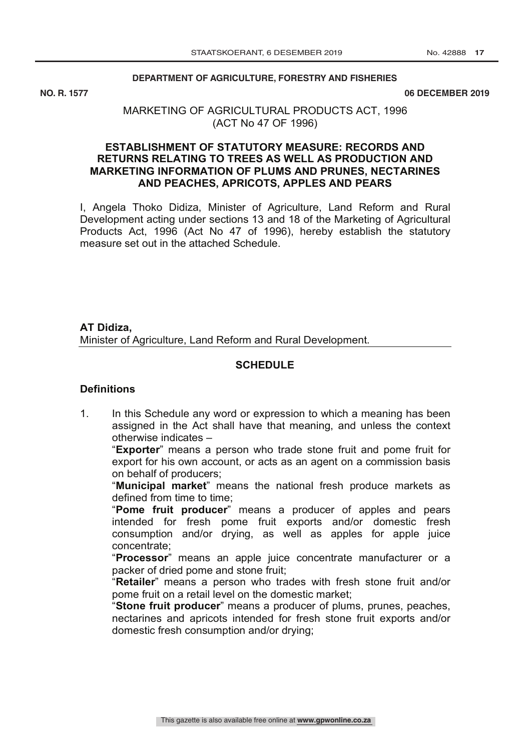**DEPARTMENT OF AGRICULTURE, FORESTRY AND FISHERIES**

**NO. R. 1577** **06 DECEMBER 2019**

MARKETING OF AGRICULTURAL PRODUCTS ACT, 1996
(ACT No 47 OF 1996)

## ESTABLISHMENT OF STATUTORY MEASURE: RECORDS AND RETURNS RELATING TO TREES AS WELL AS PRODUCTION AND MARKETING INFORMATION OF PLUMS AND PRUNES, NECTARINES AND PEACHES, APRICOTS, APPLES AND PEARS

I, Angela Thoko Didiza, Minister of Agriculture, Land Reform and Rural Development acting under sections 13 and 18 of the Marketing of Agricultural Products Act, 1996 (Act No 47 of 1996), hereby establish the statutory measure set out in the attached Schedule.

**AT Didiza,**
Minister of Agriculture, Land Reform and Rural Development.

## SCHEDULE

### Definitions

1. In this Schedule any word or expression to which a meaning has been assigned in the Act shall have that meaning, and unless the context otherwise indicates –

   "**Exporter**" means a person who trade stone fruit and pome fruit for export for his own account, or acts as an agent on a commission basis on behalf of producers;

   "**Municipal market**" means the national fresh produce markets as defined from time to time;

   "**Pome fruit producer**" means a producer of apples and pears intended for fresh pome fruit exports and/or domestic fresh consumption and/or drying, as well as apples for apple juice concentrate;

   "**Processor**" means an apple juice concentrate manufacturer or a packer of dried pome and stone fruit;

   "**Retailer**" means a person who trades with fresh stone fruit and/or pome fruit on a retail level on the domestic market;

   "**Stone fruit producer**" means a producer of plums, prunes, peaches, nectarines and apricots intended for fresh stone fruit exports and/or domestic fresh consumption and/or drying;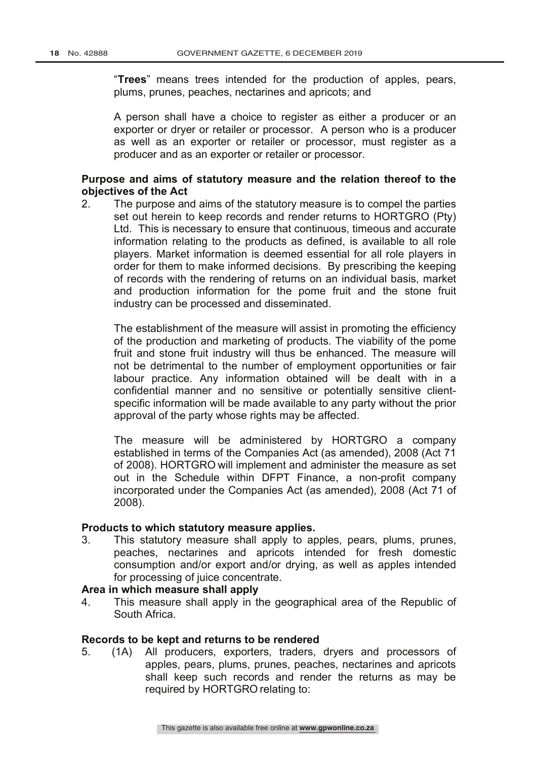"**Trees**" means trees intended for the production of apples, pears, plums, prunes, peaches, nectarines and apricots; and

A person shall have a choice to register as either a producer or an exporter or dryer or retailer or processor. A person who is a producer as well as an exporter or retailer or processor, must register as a producer and as an exporter or retailer or processor.

**Purpose and aims of statutory measure and the relation thereof to the objectives of the Act**

2. The purpose and aims of the statutory measure is to compel the parties set out herein to keep records and render returns to HORTGRO (Pty) Ltd. This is necessary to ensure that continuous, timeous and accurate information relating to the products as defined, is available to all role players. Market information is deemed essential for all role players in order for them to make informed decisions. By prescribing the keeping of records with the rendering of returns on an individual basis, market and production information for the pome fruit and the stone fruit industry can be processed and disseminated.

   The establishment of the measure will assist in promoting the efficiency of the production and marketing of products. The viability of the pome fruit and stone fruit industry will thus be enhanced. The measure will not be detrimental to the number of employment opportunities or fair labour practice. Any information obtained will be dealt with in a confidential manner and no sensitive or potentially sensitive client-specific information will be made available to any party without the prior approval of the party whose rights may be affected.

   The measure will be administered by HORTGRO a company established in terms of the Companies Act (as amended), 2008 (Act 71 of 2008). HORTGRO will implement and administer the measure as set out in the Schedule within DFPT Finance, a non-profit company incorporated under the Companies Act (as amended), 2008 (Act 71 of 2008).

**Products to which statutory measure applies.**

3. This statutory measure shall apply to apples, pears, plums, prunes, peaches, nectarines and apricots intended for fresh domestic consumption and/or export and/or drying, as well as apples intended for processing of juice concentrate.

**Area in which measure shall apply**

4. This measure shall apply in the geographical area of the Republic of South Africa.

**Records to be kept and returns to be rendered**

5. (1A) All producers, exporters, traders, dryers and processors of apples, pears, plums, prunes, peaches, nectarines and apricots shall keep such records and render the returns as may be required by HORTGRO relating to: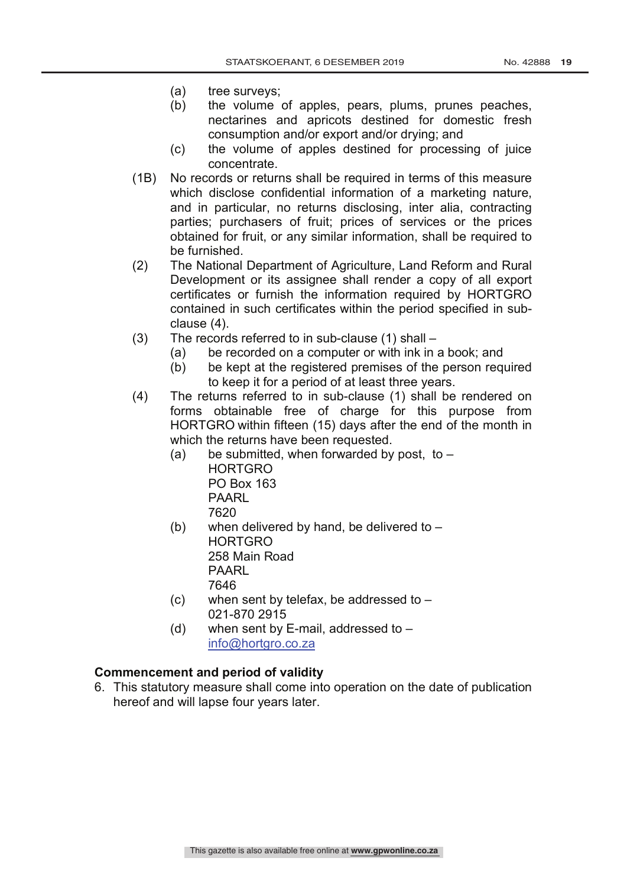(a) tree surveys;

(b) the volume of apples, pears, plums, prunes peaches, nectarines and apricots destined for domestic fresh consumption and/or export and/or drying; and

(c) the volume of apples destined for processing of juice concentrate.

(1B) No records or returns shall be required in terms of this measure which disclose confidential information of a marketing nature, and in particular, no returns disclosing, inter alia, contracting parties; purchasers of fruit; prices of services or the prices obtained for fruit, or any similar information, shall be required to be furnished.

(2) The National Department of Agriculture, Land Reform and Rural Development or its assignee shall render a copy of all export certificates or furnish the information required by HORTGRO contained in such certificates within the period specified in sub-clause (4).

(3) The records referred to in sub-clause (1) shall –

  (a) be recorded on a computer or with ink in a book; and

  (b) be kept at the registered premises of the person required to keep it for a period of at least three years.

(4) The returns referred to in sub-clause (1) shall be rendered on forms obtainable free of charge for this purpose from HORTGRO within fifteen (15) days after the end of the month in which the returns have been requested.

  (a) be submitted, when forwarded by post, to –
  HORTGRO
  PO Box 163
  PAARL
  7620

  (b) when delivered by hand, be delivered to –
  HORTGRO
  258 Main Road
  PAARL
  7646

  (c) when sent by telefax, be addressed to –
  021-870 2915

  (d) when sent by E-mail, addressed to –
  info@hortgro.co.za

**Commencement and period of validity**

6. This statutory measure shall come into operation on the date of publication hereof and will lapse four years later.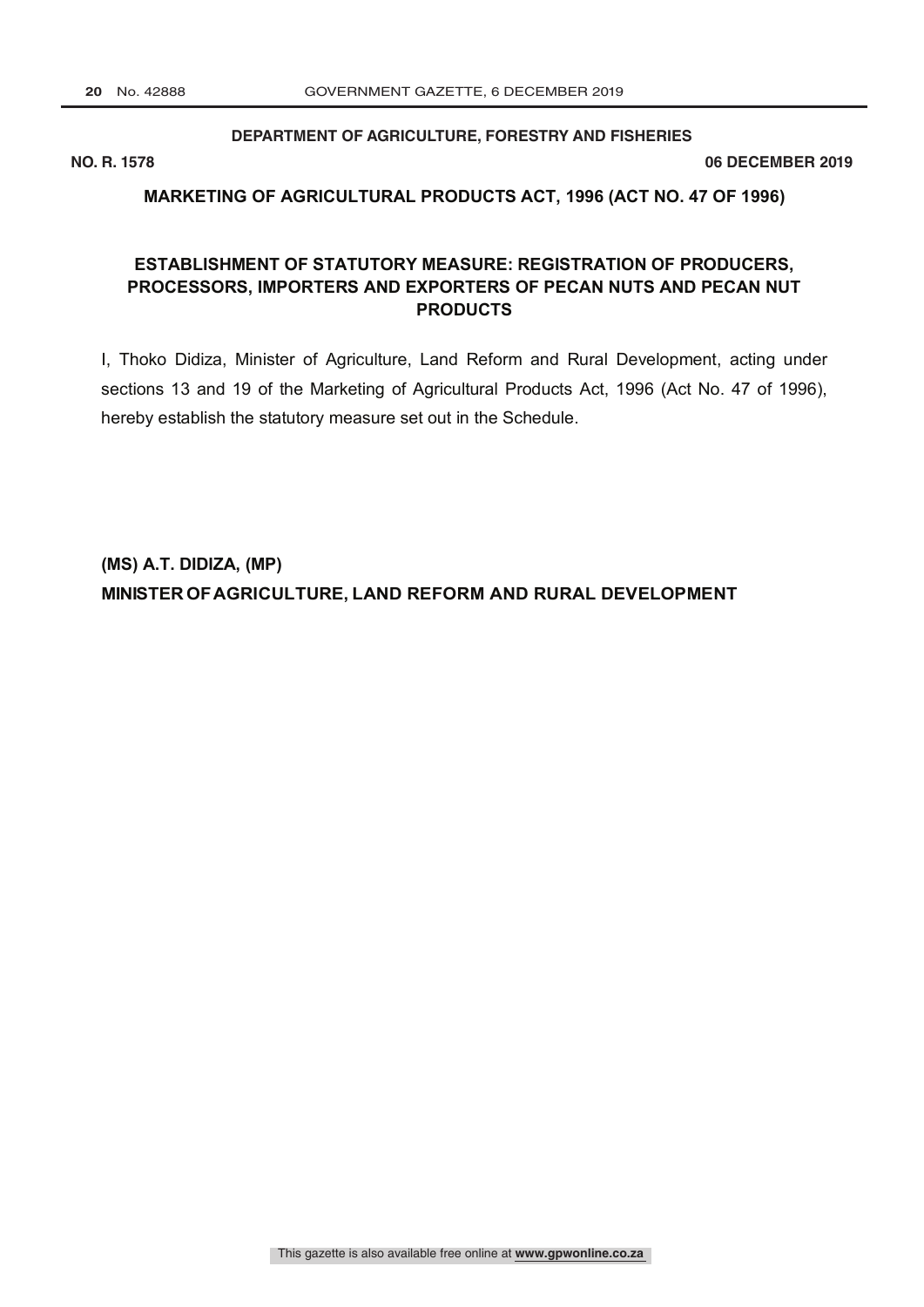**DEPARTMENT OF AGRICULTURE, FORESTRY AND FISHERIES**

**NO. R. 1578** **06 DECEMBER 2019**

**MARKETING OF AGRICULTURAL PRODUCTS ACT, 1996 (ACT NO. 47 OF 1996)**

## ESTABLISHMENT OF STATUTORY MEASURE: REGISTRATION OF PRODUCERS, PROCESSORS, IMPORTERS AND EXPORTERS OF PECAN NUTS AND PECAN NUT PRODUCTS

I, Thoko Didiza, Minister of Agriculture, Land Reform and Rural Development, acting under sections 13 and 19 of the Marketing of Agricultural Products Act, 1996 (Act No. 47 of 1996), hereby establish the statutory measure set out in the Schedule.

**(MS) A.T. DIDIZA, (MP)**
**MINISTER OF AGRICULTURE, LAND REFORM AND RURAL DEVELOPMENT**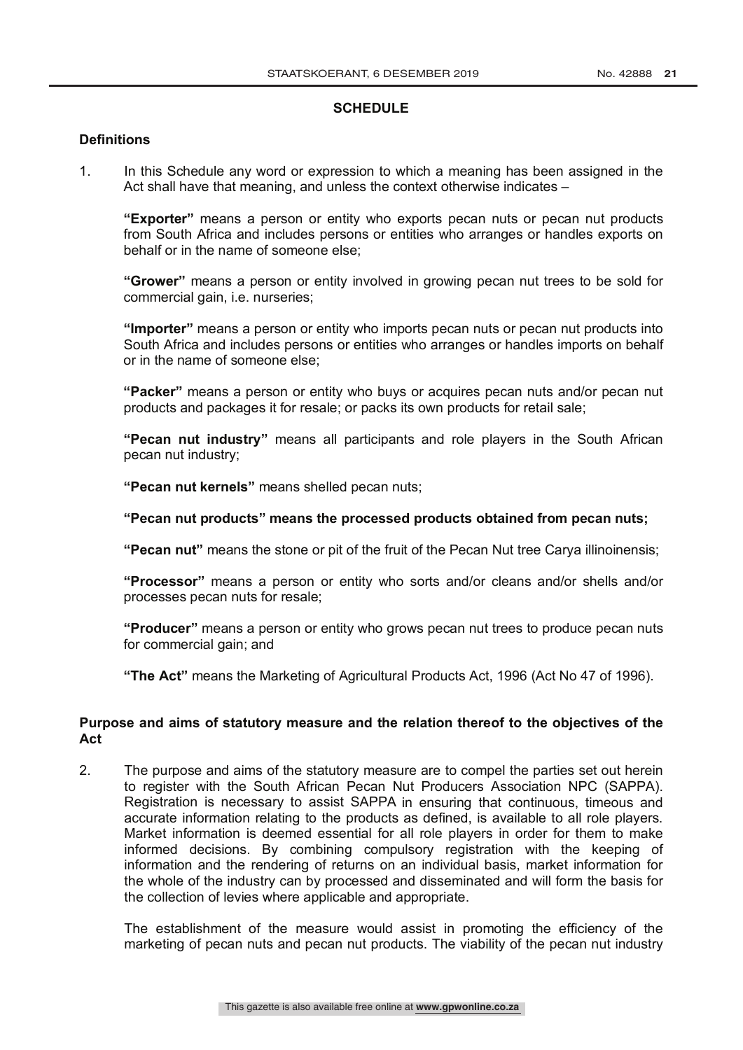## SCHEDULE

### Definitions

1. In this Schedule any word or expression to which a meaning has been assigned in the Act shall have that meaning, and unless the context otherwise indicates –

   **"Exporter"** means a person or entity who exports pecan nuts or pecan nut products from South Africa and includes persons or entities who arranges or handles exports on behalf or in the name of someone else;

   **"Grower"** means a person or entity involved in growing pecan nut trees to be sold for commercial gain, i.e. nurseries;

   **"Importer"** means a person or entity who imports pecan nuts or pecan nut products into South Africa and includes persons or entities who arranges or handles imports on behalf or in the name of someone else;

   **"Packer"** means a person or entity who buys or acquires pecan nuts and/or pecan nut products and packages it for resale; or packs its own products for retail sale;

   **"Pecan nut industry"** means all participants and role players in the South African pecan nut industry;

   **"Pecan nut kernels"** means shelled pecan nuts;

   **"Pecan nut products" means the processed products obtained from pecan nuts;**

   **"Pecan nut"** means the stone or pit of the fruit of the Pecan Nut tree Carya illinoinensis;

   **"Processor"** means a person or entity who sorts and/or cleans and/or shells and/or processes pecan nuts for resale;

   **"Producer"** means a person or entity who grows pecan nut trees to produce pecan nuts for commercial gain; and

   **"The Act"** means the Marketing of Agricultural Products Act, 1996 (Act No 47 of 1996).

### Purpose and aims of statutory measure and the relation thereof to the objectives of the Act

2. The purpose and aims of the statutory measure are to compel the parties set out herein to register with the South African Pecan Nut Producers Association NPC (SAPPA). Registration is necessary to assist SAPPA in ensuring that continuous, timeous and accurate information relating to the products as defined, is available to all role players. Market information is deemed essential for all role players in order for them to make informed decisions. By combining compulsory registration with the keeping of information and the rendering of returns on an individual basis, market information for the whole of the industry can by processed and disseminated and will form the basis for the collection of levies where applicable and appropriate.

   The establishment of the measure would assist in promoting the efficiency of the marketing of pecan nuts and pecan nut products. The viability of the pecan nut industry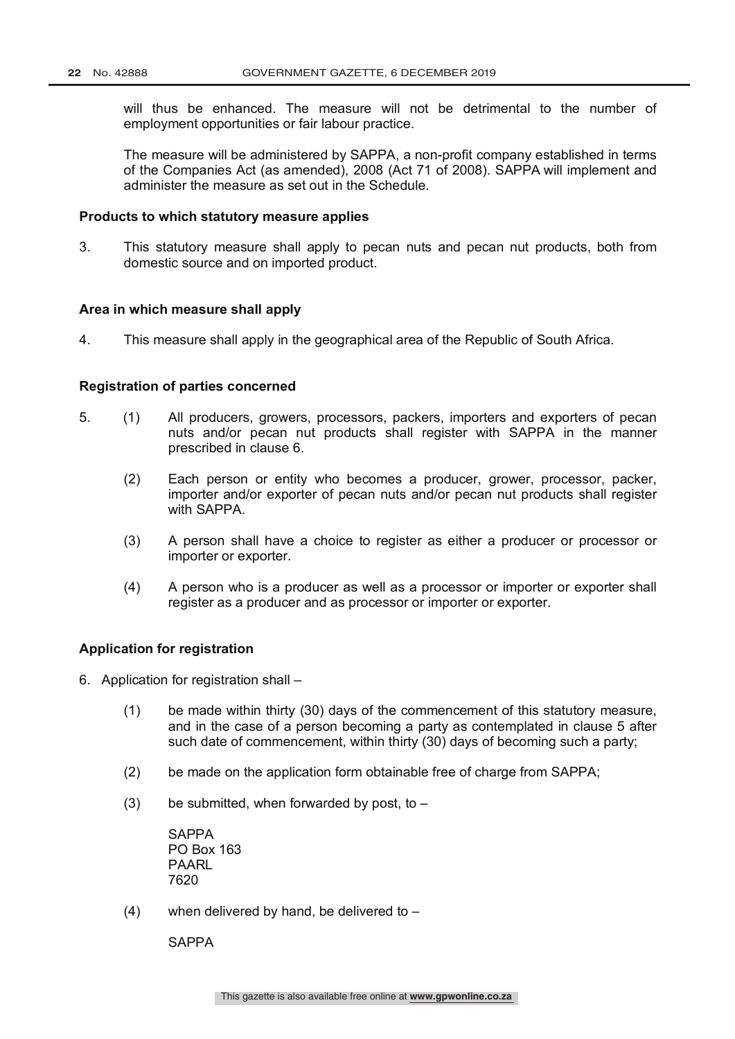will thus be enhanced. The measure will not be detrimental to the number of employment opportunities or fair labour practice.

The measure will be administered by SAPPA, a non-profit company established in terms of the Companies Act (as amended), 2008 (Act 71 of 2008). SAPPA will implement and administer the measure as set out in the Schedule.

**Products to which statutory measure applies**

3. This statutory measure shall apply to pecan nuts and pecan nut products, both from domestic source and on imported product.

**Area in which measure shall apply**

4. This measure shall apply in the geographical area of the Republic of South Africa.

**Registration of parties concerned**

5. (1) All producers, growers, processors, packers, importers and exporters of pecan nuts and/or pecan nut products shall register with SAPPA in the manner prescribed in clause 6.

   (2) Each person or entity who becomes a producer, grower, processor, packer, importer and/or exporter of pecan nuts and/or pecan nut products shall register with SAPPA.

   (3) A person shall have a choice to register as either a producer or processor or importer or exporter.

   (4) A person who is a producer as well as a processor or importer or exporter shall register as a producer and as processor or importer or exporter.

**Application for registration**

6. Application for registration shall –

   (1) be made within thirty (30) days of the commencement of this statutory measure, and in the case of a person becoming a party as contemplated in clause 5 after such date of commencement, within thirty (30) days of becoming such a party;

   (2) be made on the application form obtainable free of charge from SAPPA;

   (3) be submitted, when forwarded by post, to –

   SAPPA
   PO Box 163
   PAARL
   7620

   (4) when delivered by hand, be delivered to –

   SAPPA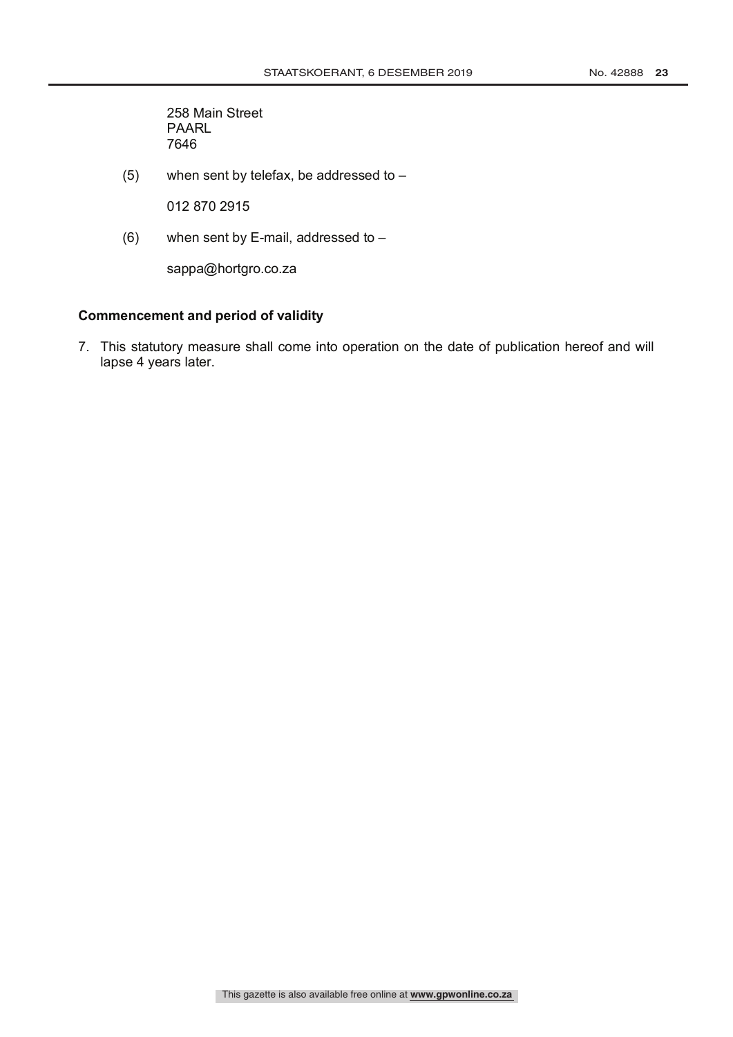258 Main Street
PAARL
7646

(5) when sent by telefax, be addressed to –

012 870 2915

(6) when sent by E-mail, addressed to –

sappa@hortgro.co.za

**Commencement and period of validity**

7. This statutory measure shall come into operation on the date of publication hereof and will lapse 4 years later.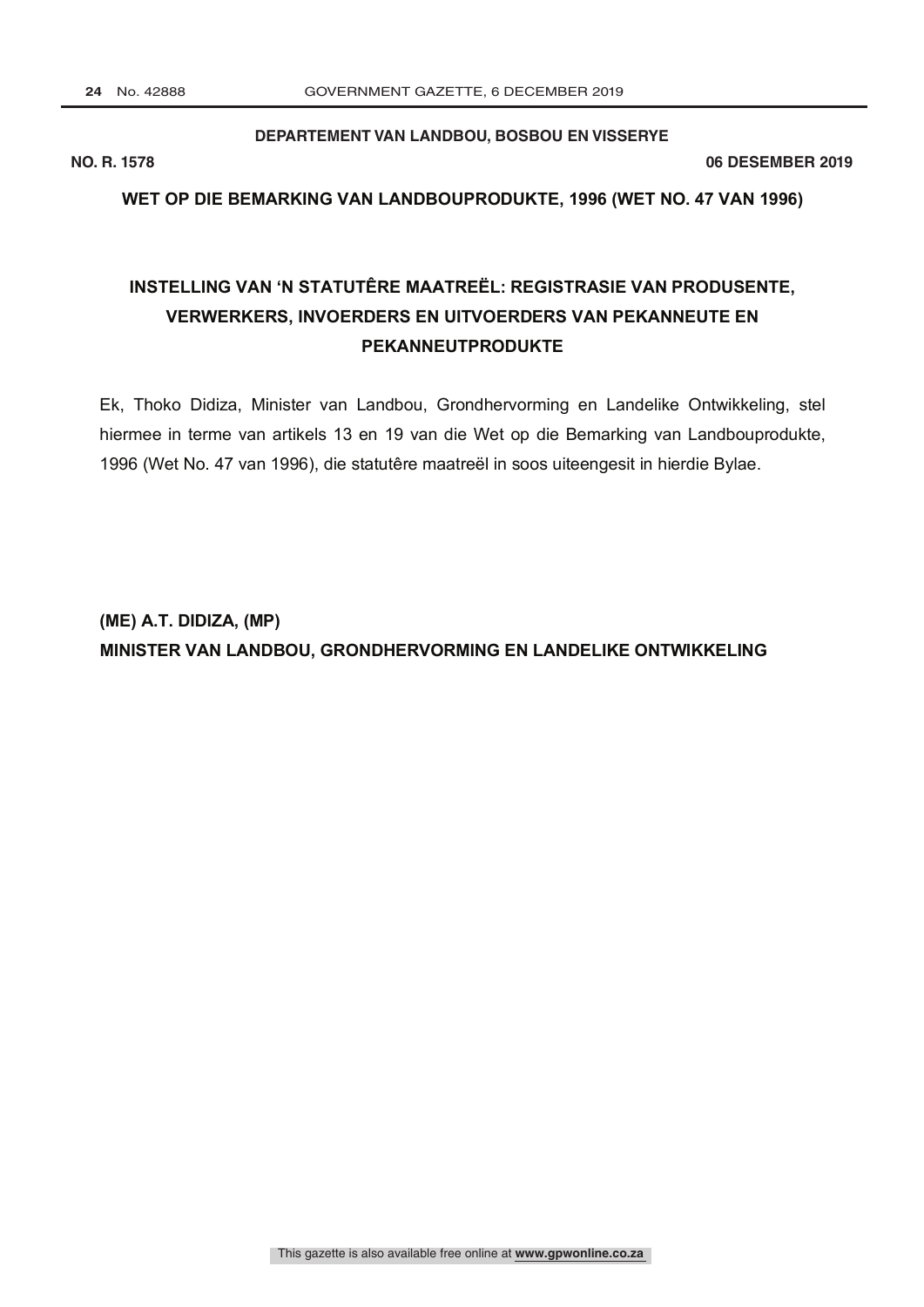**DEPARTEMENT VAN LANDBOU, BOSBOU EN VISSERYE**

**NO. R. 1578** **06 DESEMBER 2019**

**WET OP DIE BEMARKING VAN LANDBOUPRODUKTE, 1996 (WET NO. 47 VAN 1996)**

## INSTELLING VAN 'N STATUTÊRE MAATREËL: REGISTRASIE VAN PRODUSENTE, VERWERKERS, INVOERDERS EN UITVOERDERS VAN PEKANNEUTE EN PEKANNEUTPRODUKTE

Ek, Thoko Didiza, Minister van Landbou, Grondhervorming en Landelike Ontwikkeling, stel hiermee in terme van artikels 13 en 19 van die Wet op die Bemarking van Landbouprodukte, 1996 (Wet No. 47 van 1996), die statutêre maatreël in soos uiteengesit in hierdie Bylae.

**(ME) A.T. DIDIZA, (MP)**
**MINISTER VAN LANDBOU, GRONDHERVORMING EN LANDELIKE ONTWIKKELING**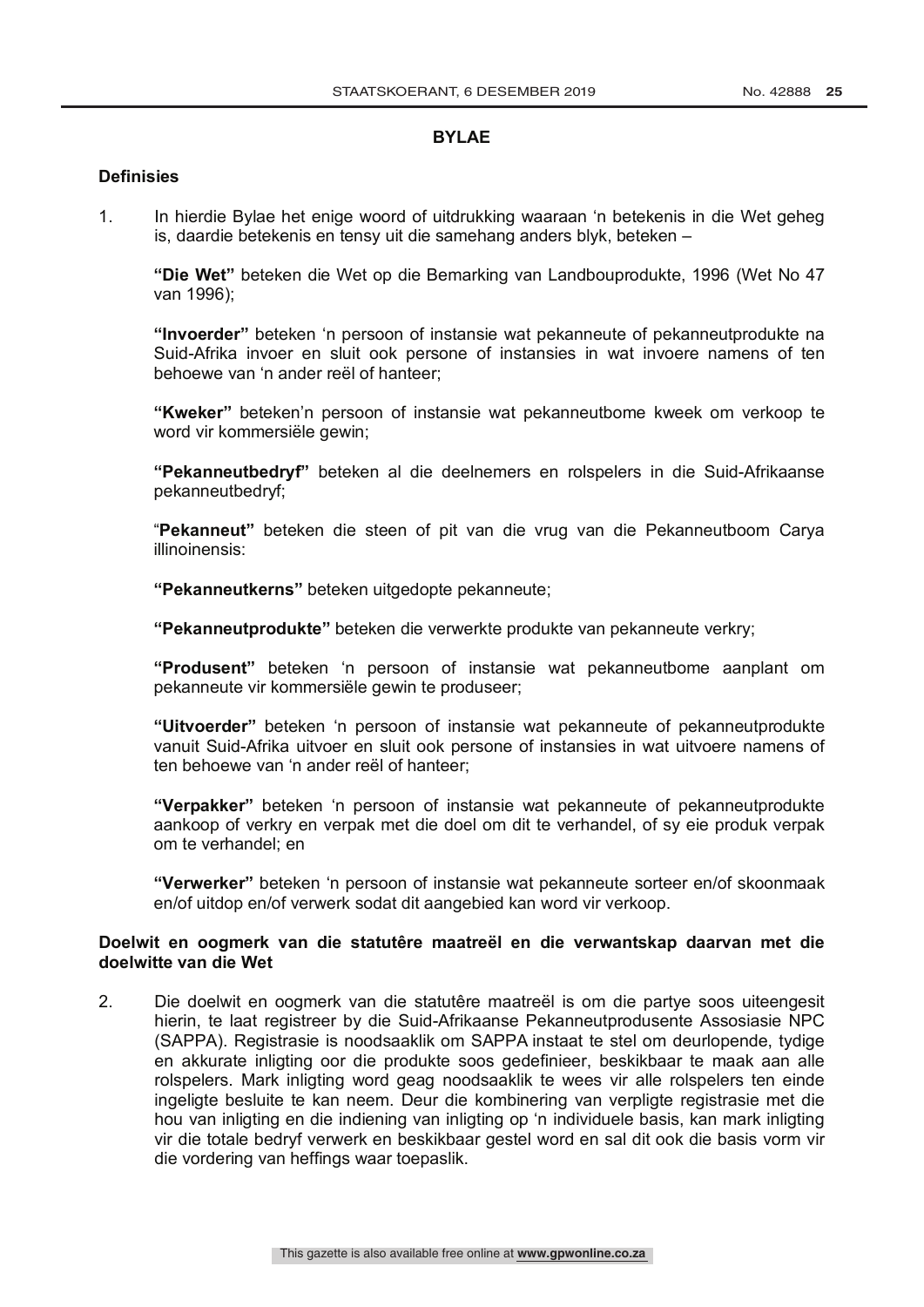## BYLAE

### Definisies

1. In hierdie Bylae het enige woord of uitdrukking waaraan 'n betekenis in die Wet geheg is, daardie betekenis en tensy uit die samehang anders blyk, beteken –

   **"Die Wet"** beteken die Wet op die Bemarking van Landbouprodukte, 1996 (Wet No 47 van 1996);

   **"Invoerder"** beteken 'n persoon of instansie wat pekanneute of pekanneutprodukte na Suid-Afrika invoer en sluit ook persone of instansies in wat invoere namens of ten behoewe van 'n ander reël of hanteer;

   **"Kweker"** beteken'n persoon of instansie wat pekanneutbome kweek om verkoop te word vir kommersiële gewin;

   **"Pekanneutbedryf"** beteken al die deelnemers en rolspelers in die Suid-Afrikaanse pekanneutbedryf;

   "**Pekanneut"** beteken die steen of pit van die vrug van die Pekanneutboom Carya illinoinensis:

   **"Pekanneutkerns"** beteken uitgedopte pekanneute;

   **"Pekanneutprodukte"** beteken die verwerkte produkte van pekanneute verkry;

   **"Produsent"** beteken 'n persoon of instansie wat pekanneutbome aanplant om pekanneute vir kommersiële gewin te produseer;

   **"Uitvoerder"** beteken 'n persoon of instansie wat pekanneute of pekanneutprodukte vanuit Suid-Afrika uitvoer en sluit ook persone of instansies in wat uitvoere namens of ten behoewe van 'n ander reël of hanteer;

   **"Verpakker"** beteken 'n persoon of instansie wat pekanneute of pekanneutprodukte aankoop of verkry en verpak met die doel om dit te verhandel, of sy eie produk verpak om te verhandel; en

   **"Verwerker"** beteken 'n persoon of instansie wat pekanneute sorteer en/of skoonmaak en/of uitdop en/of verwerk sodat dit aangebied kan word vir verkoop.

### Doelwit en oogmerk van die statutêre maatreël en die verwantskap daarvan met die doelwitte van die Wet

2. Die doelwit en oogmerk van die statutêre maatreël is om die partye soos uiteengesit hierin, te laat registreer by die Suid-Afrikaanse Pekanneutprodusente Assosiasie NPC (SAPPA). Registrasie is noodsaaklik om SAPPA instaat te stel om deurlopende, tydige en akkurate inligting oor die produkte soos gedefinieer, beskikbaar te maak aan alle rolspelers. Mark inligting word geag noodsaaklik te wees vir alle rolspelers ten einde ingeligte besluite te kan neem. Deur die kombinering van verpligte registrasie met die hou van inligting en die indiening van inligting op 'n individuele basis, kan mark inligting vir die totale bedryf verwerk en beskikbaar gestel word en sal dit ook die basis vorm vir die vordering van heffings waar toepaslik.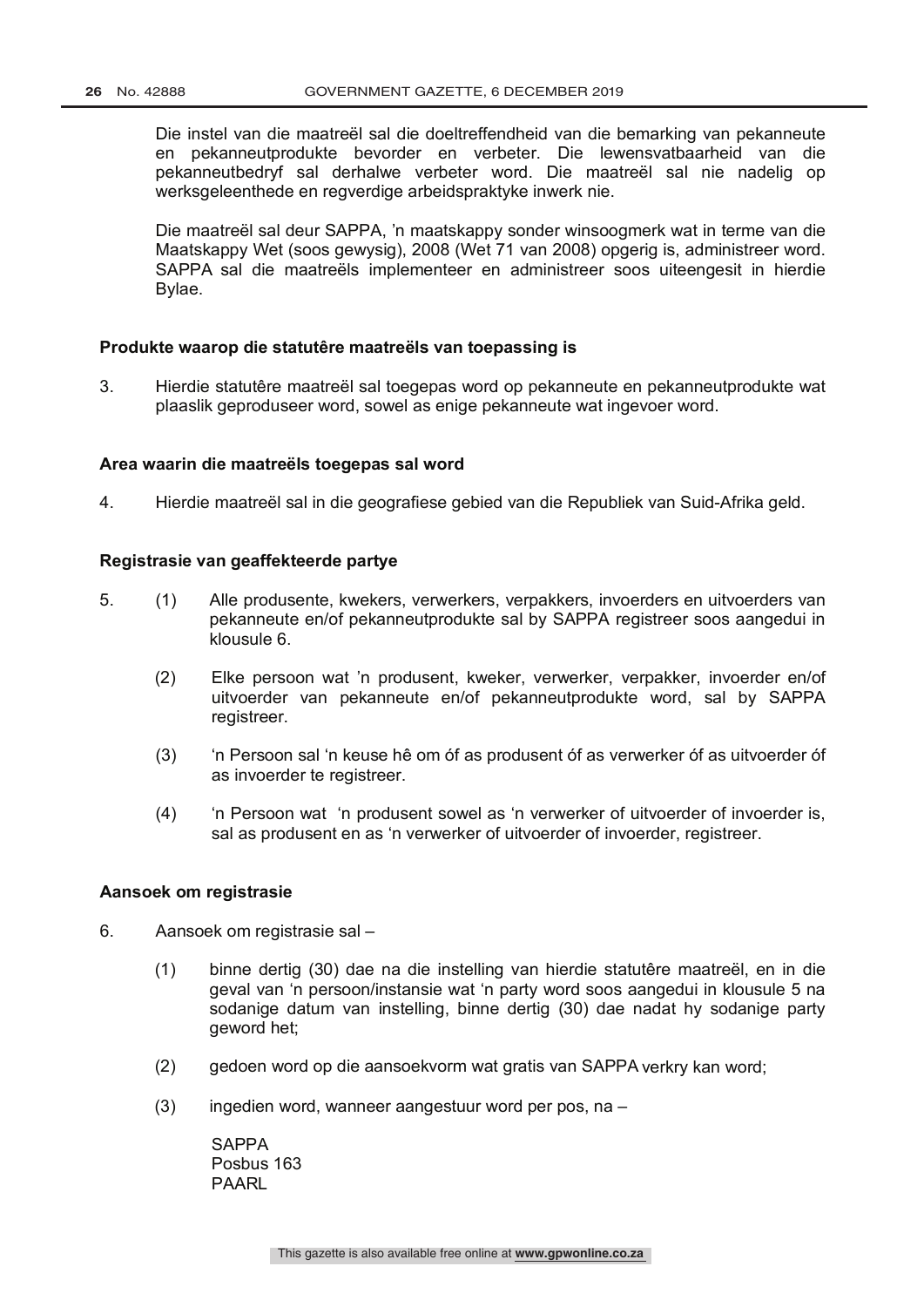Die instel van die maatreël sal die doeltreffendheid van die bemarking van pekanneute en pekanneutprodukte bevorder en verbeter. Die lewensvatbaarheid van die pekanneutbedryf sal derhalwe verbeter word. Die maatreël sal nie nadelig op werksgeleenthede en regverdige arbeidspraktyke inwerk nie.

Die maatreël sal deur SAPPA, 'n maatskappy sonder winsoogmerk wat in terme van die Maatskappy Wet (soos gewysig), 2008 (Wet 71 van 2008) opgerig is, administreer word. SAPPA sal die maatreëls implementeer en administreer soos uiteengesit in hierdie Bylae.

**Produkte waarop die statutêre maatreëls van toepassing is**

3. Hierdie statutêre maatreël sal toegepas word op pekanneute en pekanneutprodukte wat plaaslik geproduseer word, sowel as enige pekanneute wat ingevoer word.

**Area waarin die maatreëls toegepas sal word**

4. Hierdie maatreël sal in die geografiese gebied van die Republiek van Suid-Afrika geld.

**Registrasie van geaffekteerde partye**

5. (1) Alle produsente, kwekers, verwerkers, verpakkers, invoerders en uitvoerders van pekanneute en/of pekanneutprodukte sal by SAPPA registreer soos aangedui in klousule 6.

   (2) Elke persoon wat 'n produsent, kweker, verwerker, verpakker, invoerder en/of uitvoerder van pekanneute en/of pekanneutprodukte word, sal by SAPPA registreer.

   (3) 'n Persoon sal 'n keuse hê om óf as produsent óf as verwerker óf as uitvoerder óf as invoerder te registreer.

   (4) 'n Persoon wat 'n produsent sowel as 'n verwerker of uitvoerder of invoerder is, sal as produsent en as 'n verwerker of uitvoerder of invoerder, registreer.

**Aansoek om registrasie**

6. Aansoek om registrasie sal –

   (1) binne dertig (30) dae na die instelling van hierdie statutêre maatreël, en in die geval van 'n persoon/instansie wat 'n party word soos aangedui in klousule 5 na sodanige datum van instelling, binne dertig (30) dae nadat hy sodanige party geword het;

   (2) gedoen word op die aansoekvorm wat gratis van SAPPA verkry kan word;

   (3) ingedien word, wanneer aangestuur word per pos, na –

   SAPPA  
   Posbus 163  
   PAARL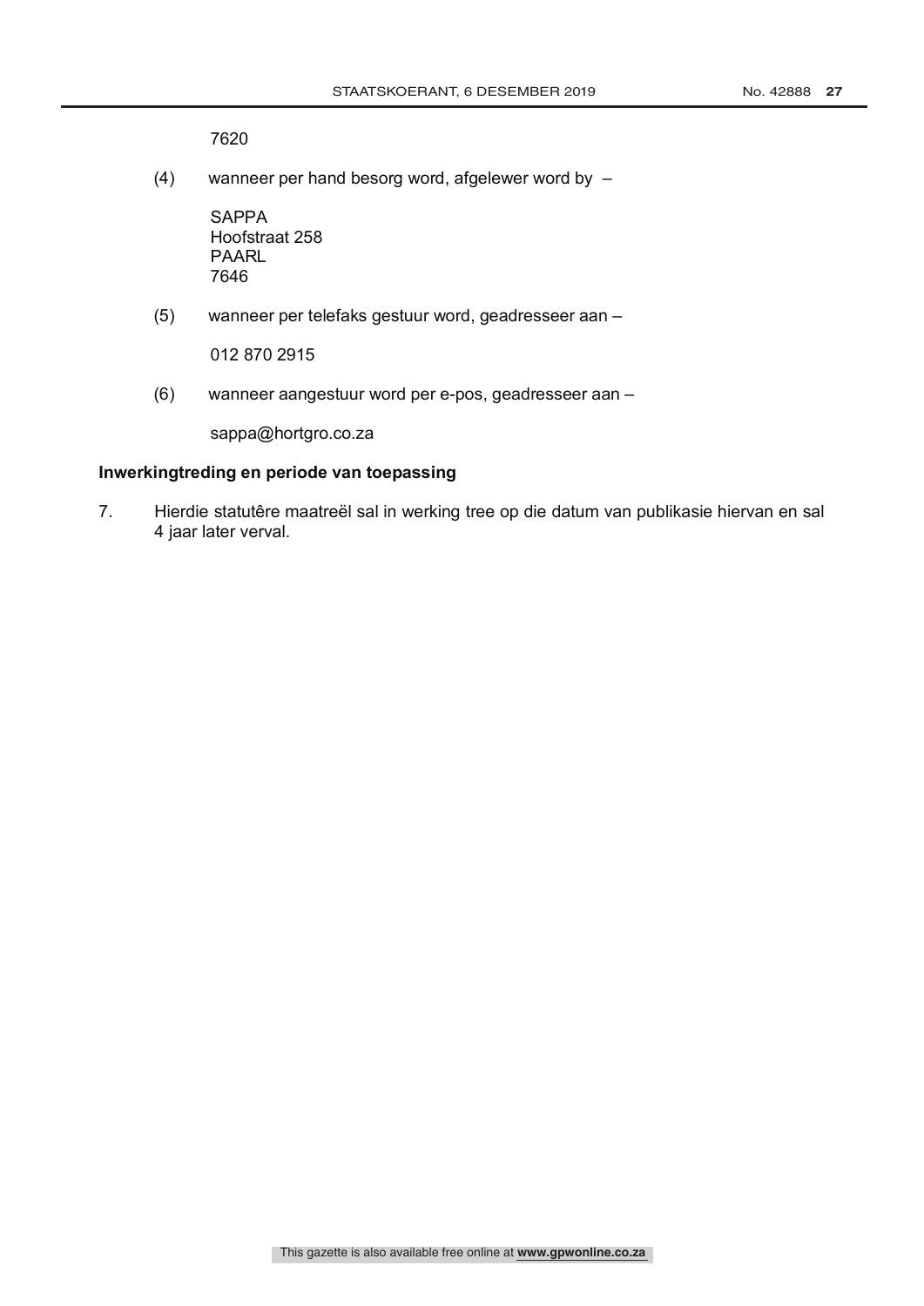7620

(4) wanneer per hand besorg word, afgelewer word by –

SAPPA
Hoofstraat 258
PAARL
7646

(5) wanneer per telefaks gestuur word, geadresseer aan –

012 870 2915

(6) wanneer aangestuur word per e-pos, geadresseer aan –

sappa@hortgro.co.za

**Inwerkingtreding en periode van toepassing**

7. Hierdie statutêre maatreël sal in werking tree op die datum van publikasie hiervan en sal 4 jaar later verval.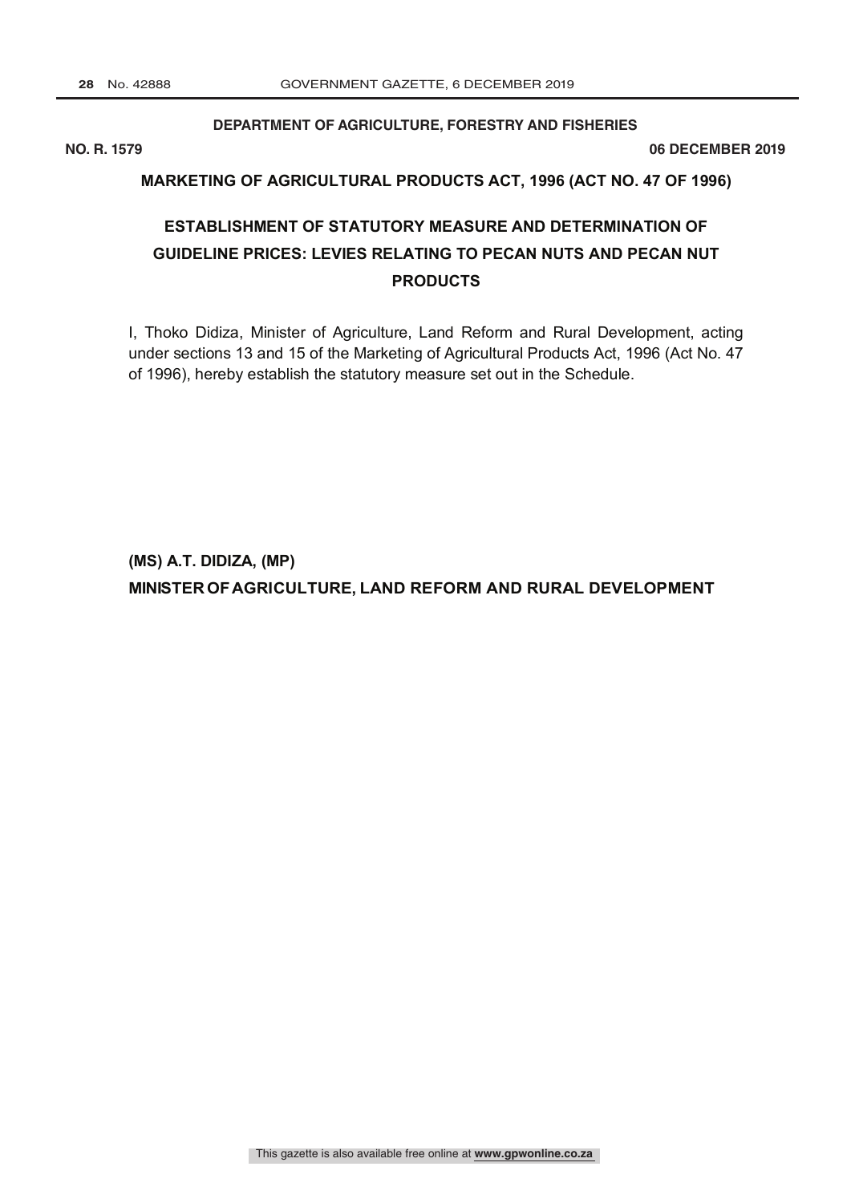**DEPARTMENT OF AGRICULTURE, FORESTRY AND FISHERIES**

**NO. R. 1579** **06 DECEMBER 2019**

**MARKETING OF AGRICULTURAL PRODUCTS ACT, 1996 (ACT NO. 47 OF 1996)**

## ESTABLISHMENT OF STATUTORY MEASURE AND DETERMINATION OF GUIDELINE PRICES: LEVIES RELATING TO PECAN NUTS AND PECAN NUT PRODUCTS

I, Thoko Didiza, Minister of Agriculture, Land Reform and Rural Development, acting under sections 13 and 15 of the Marketing of Agricultural Products Act, 1996 (Act No. 47 of 1996), hereby establish the statutory measure set out in the Schedule.

**(MS) A.T. DIDIZA, (MP)**
**MINISTER OF AGRICULTURE, LAND REFORM AND RURAL DEVELOPMENT**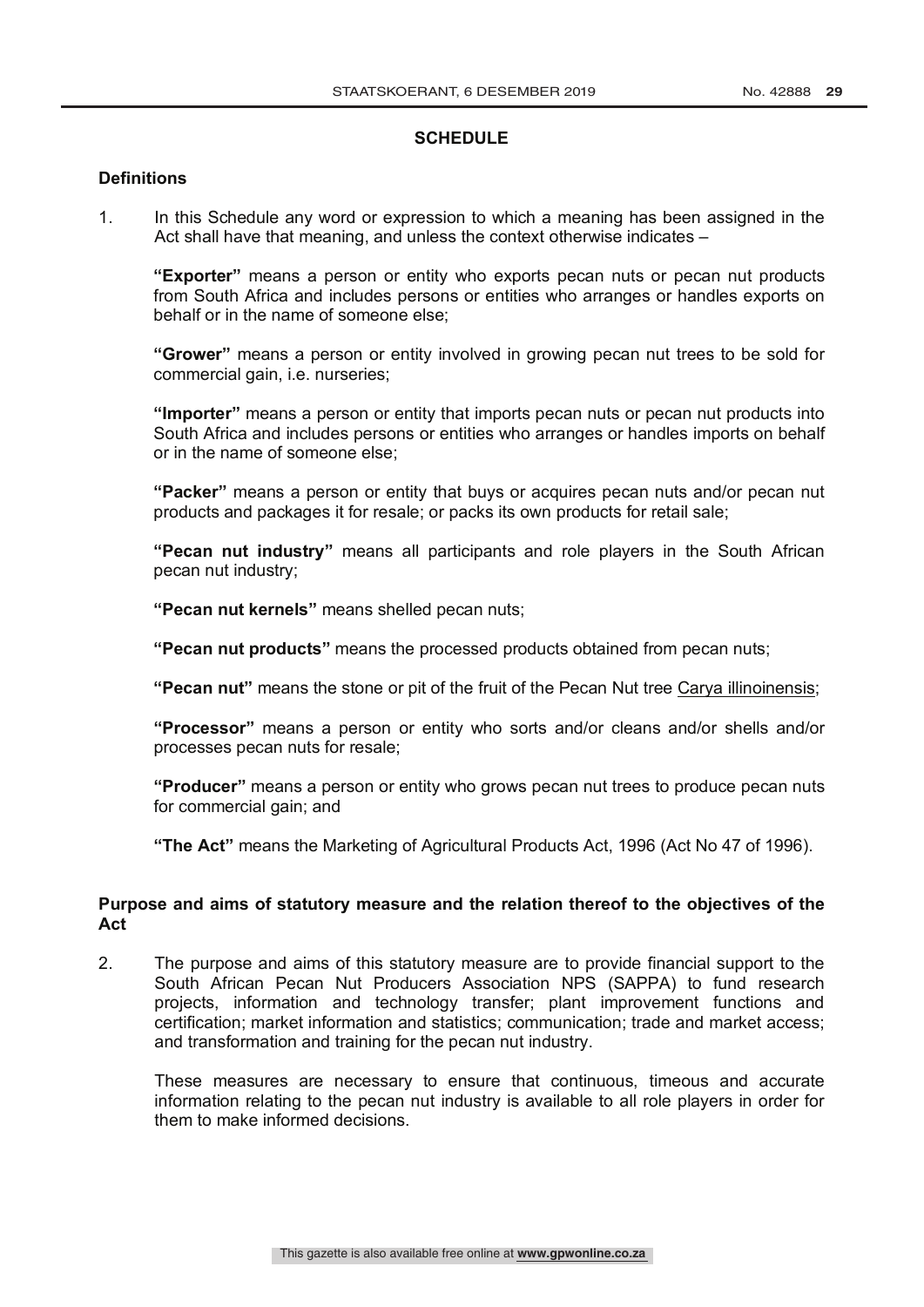## SCHEDULE

### Definitions

1. In this Schedule any word or expression to which a meaning has been assigned in the Act shall have that meaning, and unless the context otherwise indicates –

   **"Exporter"** means a person or entity who exports pecan nuts or pecan nut products from South Africa and includes persons or entities who arranges or handles exports on behalf or in the name of someone else;

   **"Grower"** means a person or entity involved in growing pecan nut trees to be sold for commercial gain, i.e. nurseries;

   **"Importer"** means a person or entity that imports pecan nuts or pecan nut products into South Africa and includes persons or entities who arranges or handles imports on behalf or in the name of someone else;

   **"Packer"** means a person or entity that buys or acquires pecan nuts and/or pecan nut products and packages it for resale; or packs its own products for retail sale;

   **"Pecan nut industry"** means all participants and role players in the South African pecan nut industry;

   **"Pecan nut kernels"** means shelled pecan nuts;

   **"Pecan nut products"** means the processed products obtained from pecan nuts;

   **"Pecan nut"** means the stone or pit of the fruit of the Pecan Nut tree <u>Carya illinoinensis</u>;

   **"Processor"** means a person or entity who sorts and/or cleans and/or shells and/or processes pecan nuts for resale;

   **"Producer"** means a person or entity who grows pecan nut trees to produce pecan nuts for commercial gain; and

   **"The Act"** means the Marketing of Agricultural Products Act, 1996 (Act No 47 of 1996).

### Purpose and aims of statutory measure and the relation thereof to the objectives of the Act

2. The purpose and aims of this statutory measure are to provide financial support to the South African Pecan Nut Producers Association NPS (SAPPA) to fund research projects, information and technology transfer; plant improvement functions and certification; market information and statistics; communication; trade and market access; and transformation and training for the pecan nut industry.

   These measures are necessary to ensure that continuous, timeous and accurate information relating to the pecan nut industry is available to all role players in order for them to make informed decisions.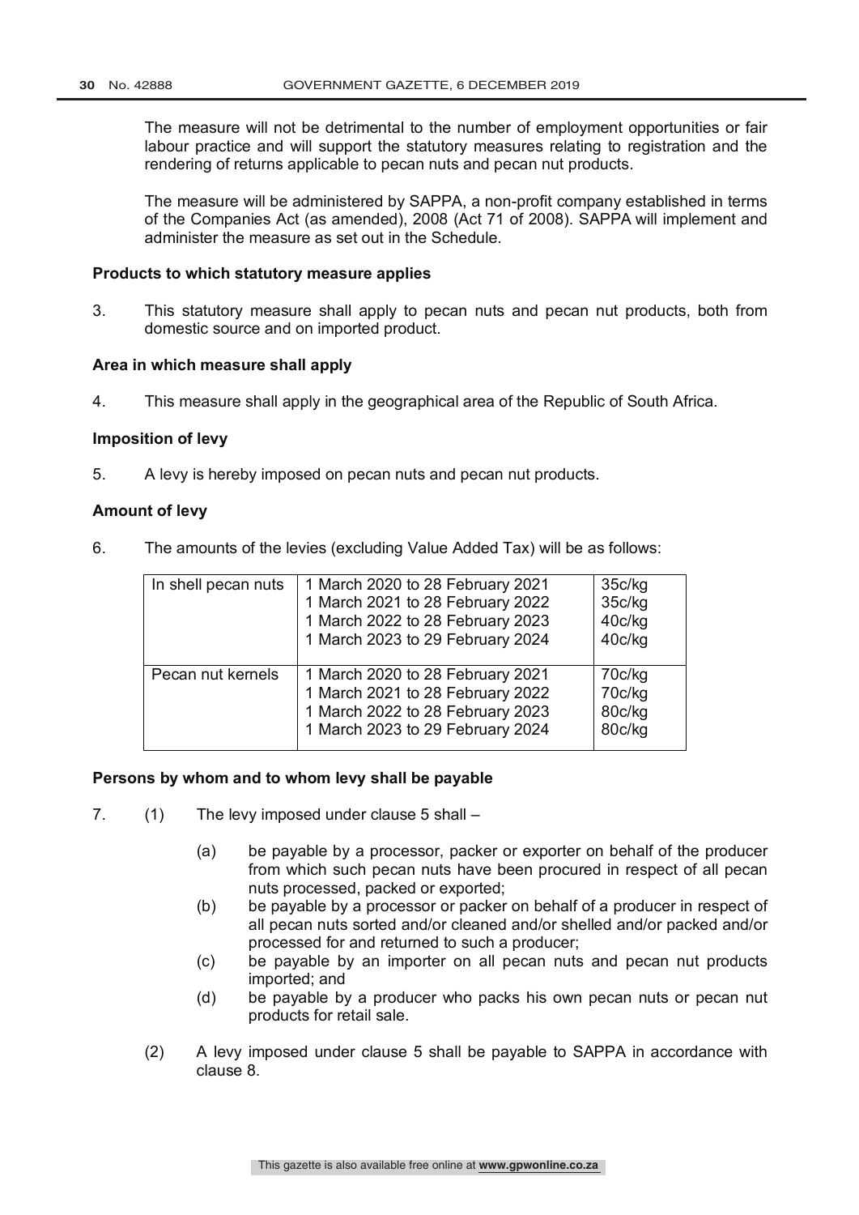The measure will not be detrimental to the number of employment opportunities or fair labour practice and will support the statutory measures relating to registration and the rendering of returns applicable to pecan nuts and pecan nut products.

The measure will be administered by SAPPA, a non-profit company established in terms of the Companies Act (as amended), 2008 (Act 71 of 2008). SAPPA will implement and administer the measure as set out in the Schedule.

**Products to which statutory measure applies**

3. This statutory measure shall apply to pecan nuts and pecan nut products, both from domestic source and on imported product.

**Area in which measure shall apply**

4. This measure shall apply in the geographical area of the Republic of South Africa.

**Imposition of levy**

5. A levy is hereby imposed on pecan nuts and pecan nut products.

**Amount of levy**

6. The amounts of the levies (excluding Value Added Tax) will be as follows:

| | | |
|---|---|---|
| In shell pecan nuts | 1 March 2020 to 28 February 2021 | 35c/kg |
| | 1 March 2021 to 28 February 2022 | 35c/kg |
| | 1 March 2022 to 28 February 2023 | 40c/kg |
| | 1 March 2023 to 29 February 2024 | 40c/kg |
| Pecan nut kernels | 1 March 2020 to 28 February 2021 | 70c/kg |
| | 1 March 2021 to 28 February 2022 | 70c/kg |
| | 1 March 2022 to 28 February 2023 | 80c/kg |
| | 1 March 2023 to 29 February 2024 | 80c/kg |

**Persons by whom and to whom levy shall be payable**

7. (1) The levy imposed under clause 5 shall –

   (a) be payable by a processor, packer or exporter on behalf of the producer from which such pecan nuts have been procured in respect of all pecan nuts processed, packed or exported;

   (b) be payable by a processor or packer on behalf of a producer in respect of all pecan nuts sorted and/or cleaned and/or shelled and/or packed and/or processed for and returned to such a producer;

   (c) be payable by an importer on all pecan nuts and pecan nut products imported; and

   (d) be payable by a producer who packs his own pecan nuts or pecan nut products for retail sale.

   (2) A levy imposed under clause 5 shall be payable to SAPPA in accordance with clause 8.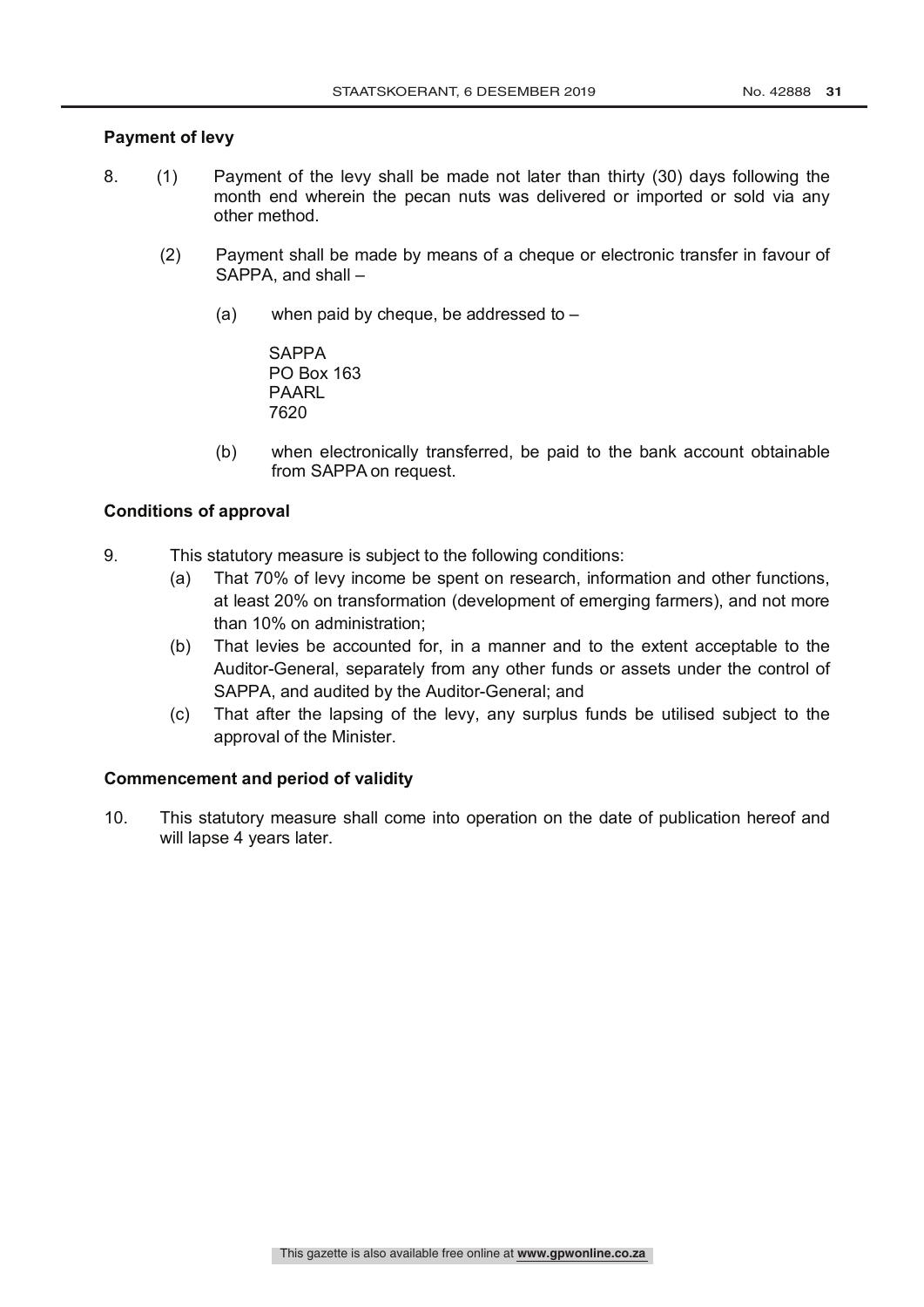**Payment of levy**

8. (1) Payment of the levy shall be made not later than thirty (30) days following the month end wherein the pecan nuts was delivered or imported or sold via any other method.

(2) Payment shall be made by means of a cheque or electronic transfer in favour of SAPPA, and shall –

(a) when paid by cheque, be addressed to –

SAPPA
PO Box 163
PAARL
7620

(b) when electronically transferred, be paid to the bank account obtainable from SAPPA on request.

**Conditions of approval**

9. This statutory measure is subject to the following conditions:

(a) That 70% of levy income be spent on research, information and other functions, at least 20% on transformation (development of emerging farmers), and not more than 10% on administration;

(b) That levies be accounted for, in a manner and to the extent acceptable to the Auditor-General, separately from any other funds or assets under the control of SAPPA, and audited by the Auditor-General; and

(c) That after the lapsing of the levy, any surplus funds be utilised subject to the approval of the Minister.

**Commencement and period of validity**

10. This statutory measure shall come into operation on the date of publication hereof and will lapse 4 years later.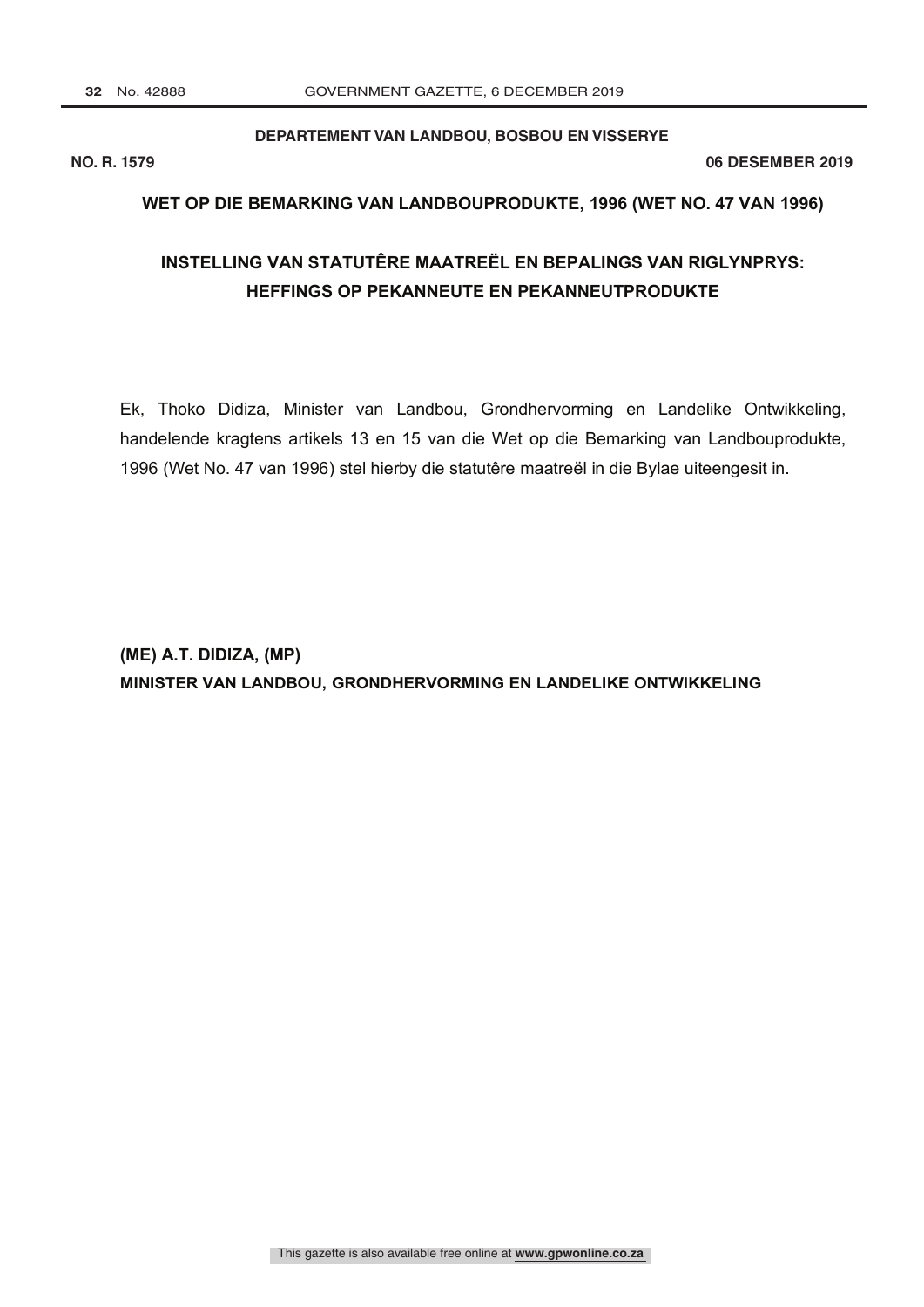**DEPARTEMENT VAN LANDBOU, BOSBOU EN VISSERYE**

**NO. R. 1579** **06 DESEMBER 2019**

## WET OP DIE BEMARKING VAN LANDBOUPRODUKTE, 1996 (WET NO. 47 VAN 1996)

## INSTELLING VAN STATUTÊRE MAATREËL EN BEPALINGS VAN RIGLYNPRYS: HEFFINGS OP PEKANNEUTE EN PEKANNEUTPRODUKTE

Ek, Thoko Didiza, Minister van Landbou, Grondhervorming en Landelike Ontwikkeling, handelende kragtens artikels 13 en 15 van die Wet op die Bemarking van Landbouprodukte, 1996 (Wet No. 47 van 1996) stel hierby die statutêre maatreël in die Bylae uiteengesit in.

**(ME) A.T. DIDIZA, (MP)**
**MINISTER VAN LANDBOU, GRONDHERVORMING EN LANDELIKE ONTWIKKELING**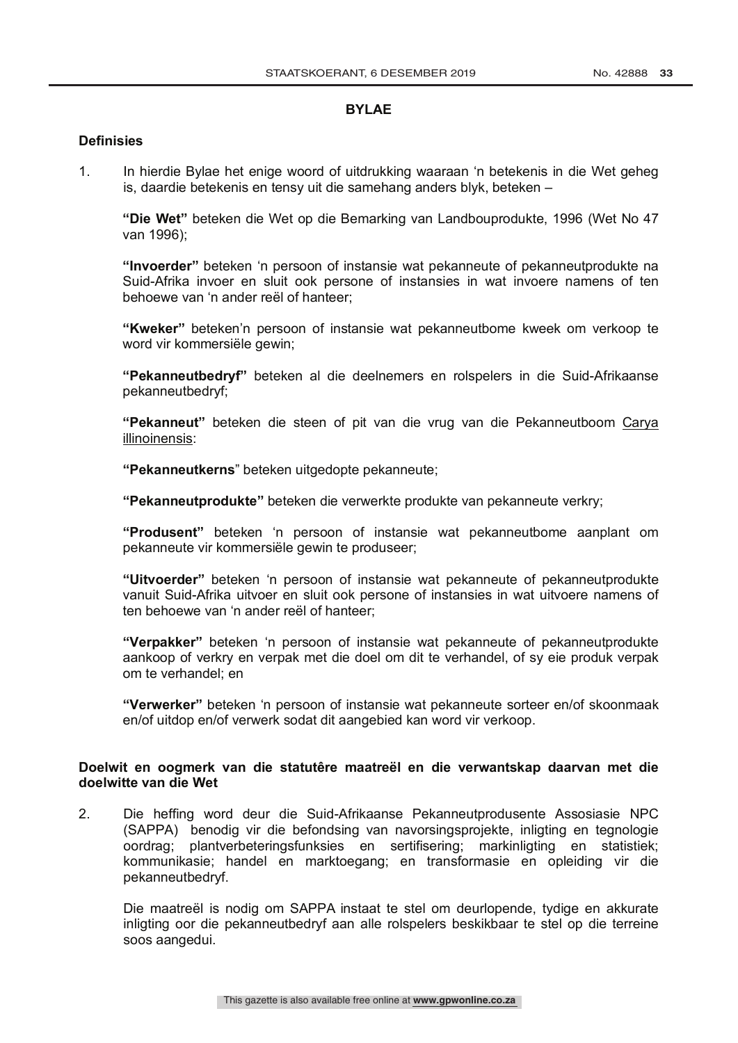## BYLAE

### Definisies

1. In hierdie Bylae het enige woord of uitdrukking waaraan 'n betekenis in die Wet geheg is, daardie betekenis en tensy uit die samehang anders blyk, beteken –

   **"Die Wet"** beteken die Wet op die Bemarking van Landbouprodukte, 1996 (Wet No 47 van 1996);

   **"Invoerder"** beteken 'n persoon of instansie wat pekanneute of pekanneutprodukte na Suid-Afrika invoer en sluit ook persone of instansies in wat invoere namens of ten behoewe van 'n ander reël of hanteer;

   **"Kweker"** beteken'n persoon of instansie wat pekanneutbome kweek om verkoop te word vir kommersiële gewin;

   **"Pekanneutbedryf"** beteken al die deelnemers en rolspelers in die Suid-Afrikaanse pekanneutbedryf;

   **"Pekanneut"** beteken die steen of pit van die vrug van die Pekanneutboom Carya illinoinensis:

   **"Pekanneutkerns"** beteken uitgedopte pekanneute;

   **"Pekanneutprodukte"** beteken die verwerkte produkte van pekanneute verkry;

   **"Produsent"** beteken 'n persoon of instansie wat pekanneutbome aanplant om pekanneute vir kommersiële gewin te produseer;

   **"Uitvoerder"** beteken 'n persoon of instansie wat pekanneute of pekanneutprodukte vanuit Suid-Afrika uitvoer en sluit ook persone of instansies in wat uitvoere namens of ten behoewe van 'n ander reël of hanteer;

   **"Verpakker"** beteken 'n persoon of instansie wat pekanneute of pekanneutprodukte aankoop of verkry en verpak met die doel om dit te verhandel, of sy eie produk verpak om te verhandel; en

   **"Verwerker"** beteken 'n persoon of instansie wat pekanneute sorteer en/of skoonmaak en/of uitdop en/of verwerk sodat dit aangebied kan word vir verkoop.

### Doelwit en oogmerk van die statutêre maatreël en die verwantskap daarvan met die doelwitte van die Wet

2. Die heffing word deur die Suid-Afrikaanse Pekanneutprodusente Assosiasie NPC (SAPPA) benodig vir die befondsing van navorsingsprojekte, inligting en tegnologie oordrag; plantverbeteringsfunksies en sertifisering; markinligting en statistiek; kommunikasie; handel en marktoegang; en transformasie en opleiding vir die pekanneutbedryf.

   Die maatreël is nodig om SAPPA instaat te stel om deurlopende, tydige en akkurate inligting oor die pekanneutbedryf aan alle rolspelers beskikbaar te stel op die terreine soos aangedui.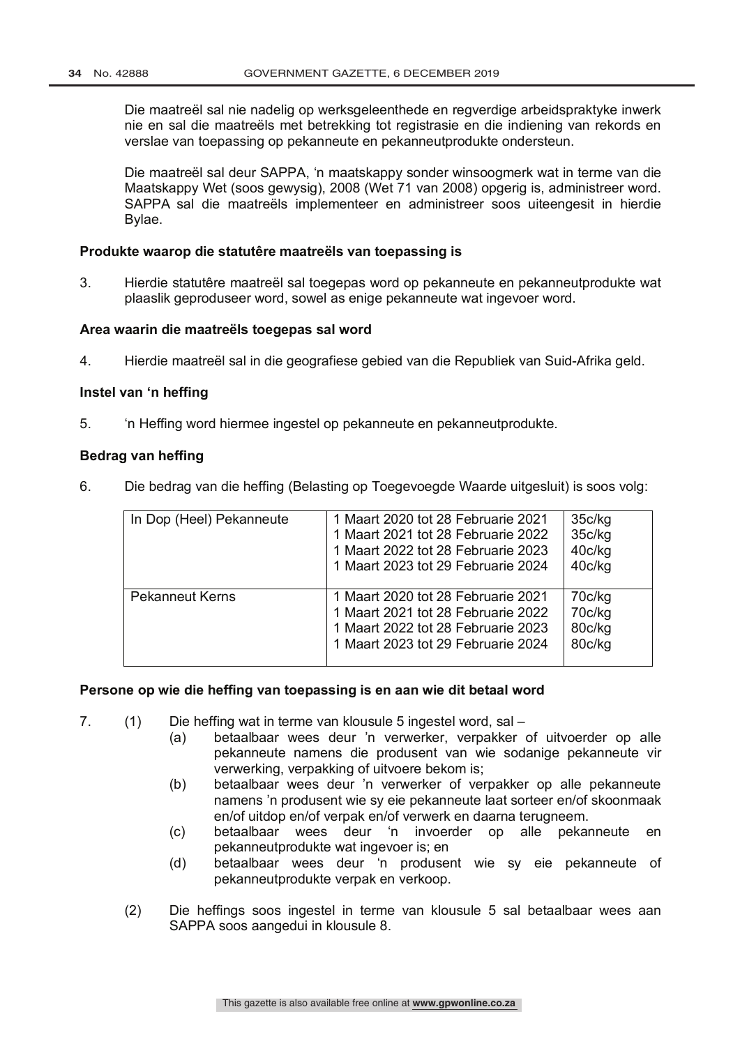Die maatreël sal nie nadelig op werksgeleenthede en regverdige arbeidspraktyke inwerk nie en sal die maatreëls met betrekking tot registrasie en die indiening van rekords en verslae van toepassing op pekanneute en pekanneutprodukte ondersteun.

Die maatreël sal deur SAPPA, 'n maatskappy sonder winsoogmerk wat in terme van die Maatskappy Wet (soos gewysig), 2008 (Wet 71 van 2008) opgerig is, administreer word. SAPPA sal die maatreëls implementeer en administreer soos uiteengesit in hierdie Bylae.

**Produkte waarop die statutêre maatreëls van toepassing is**

3. Hierdie statutêre maatreël sal toegepas word op pekanneute en pekanneutprodukte wat plaaslik geproduseer word, sowel as enige pekanneute wat ingevoer word.

**Area waarin die maatreëls toegepas sal word**

4. Hierdie maatreël sal in die geografiese gebied van die Republiek van Suid-Afrika geld.

**Instel van 'n heffing**

5. 'n Heffing word hiermee ingestel op pekanneute en pekanneutprodukte.

**Bedrag van heffing**

6. Die bedrag van die heffing (Belasting op Toegevoegde Waarde uitgesluit) is soos volg:

| | | |
|---|---|---|
| In Dop (Heel) Pekanneute | 1 Maart 2020 tot 28 Februarie 2021<br>1 Maart 2021 tot 28 Februarie 2022<br>1 Maart 2022 tot 28 Februarie 2023<br>1 Maart 2023 tot 29 Februarie 2024 | 35c/kg<br>35c/kg<br>40c/kg<br>40c/kg |
| Pekanneut Kerns | 1 Maart 2020 tot 28 Februarie 2021<br>1 Maart 2021 tot 28 Februarie 2022<br>1 Maart 2022 tot 28 Februarie 2023<br>1 Maart 2023 tot 29 Februarie 2024 | 70c/kg<br>70c/kg<br>80c/kg<br>80c/kg |

**Persone op wie die heffing van toepassing is en aan wie dit betaal word**

7. (1) Die heffing wat in terme van klousule 5 ingestel word, sal –
   (a) betaalbaar wees deur 'n verwerker, verpakker of uitvoerder op alle pekanneute namens die produsent van wie sodanige pekanneute vir verwerking, verpakking of uitvoere bekom is;
   (b) betaalbaar wees deur 'n verwerker of verpakker op alle pekanneute namens 'n produsent wie sy eie pekanneute laat sorteer en/of skoonmaak en/of uitdop en/of verpak en/of verwerk en daarna terugneem.
   (c) betaalbaar wees deur 'n invoerder op alle pekanneute en pekanneutprodukte wat ingevoer is; en
   (d) betaalbaar wees deur 'n produsent wie sy eie pekanneute of pekanneutprodukte verpak en verkoop.

   (2) Die heffings soos ingestel in terme van klousule 5 sal betaalbaar wees aan SAPPA soos aangedui in klousule 8.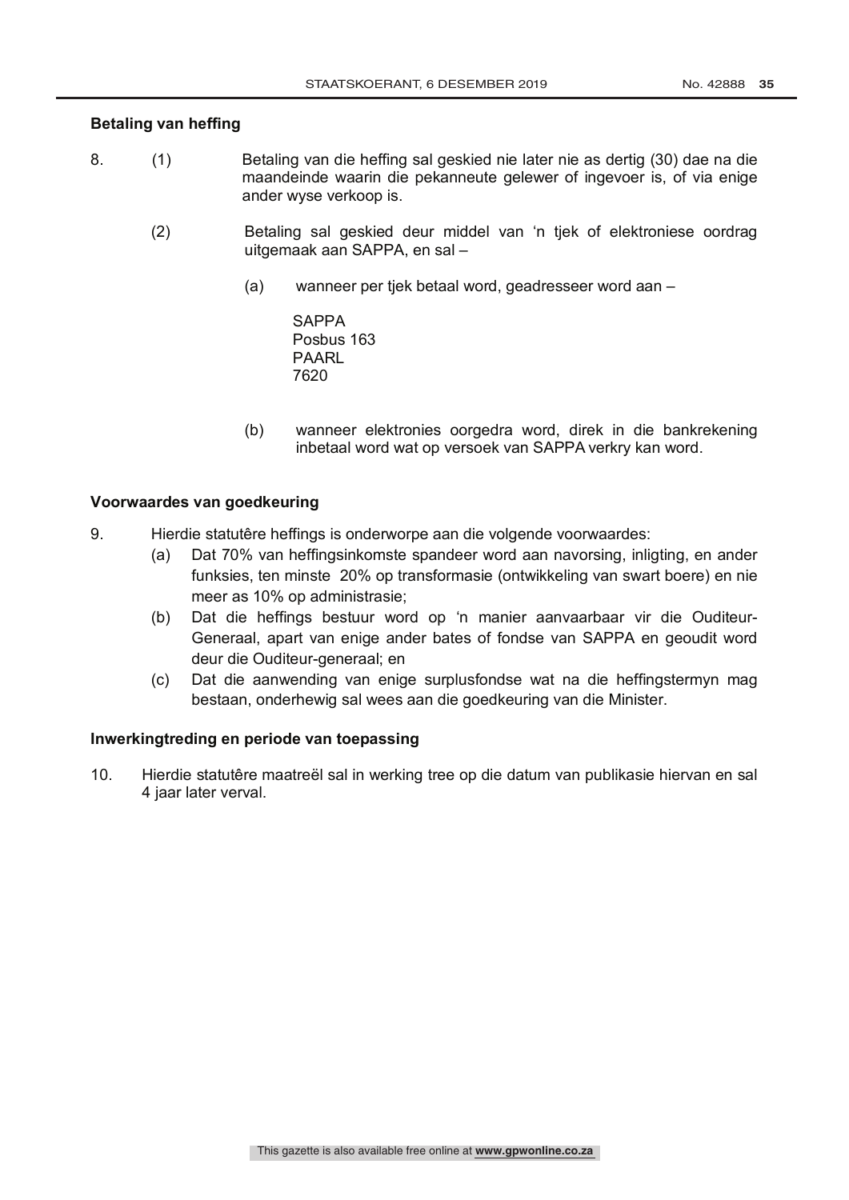**Betaling van heffing**

8. (1) Betaling van die heffing sal geskied nie later nie as dertig (30) dae na die maandeinde waarin die pekanneute gelewer of ingevoer is, of via enige ander wyse verkoop is.

(2) Betaling sal geskied deur middel van 'n tjek of elektroniese oordrag uitgemaak aan SAPPA, en sal –

(a) wanneer per tjek betaal word, geadresseer word aan –

SAPPA
Posbus 163
PAARL
7620

(b) wanneer elektronies oorgedra word, direk in die bankrekening inbetaal word wat op versoek van SAPPA verkry kan word.

**Voorwaardes van goedkeuring**

9. Hierdie statutêre heffings is onderworpe aan die volgende voorwaardes:

(a) Dat 70% van heffingsinkomste spandeer word aan navorsing, inligting, en ander funksies, ten minste 20% op transformasie (ontwikkeling van swart boere) en nie meer as 10% op administrasie;

(b) Dat die heffings bestuur word op 'n manier aanvaarbaar vir die Ouditeur-Generaal, apart van enige ander bates of fondse van SAPPA en geoudit word deur die Ouditeur-generaal; en

(c) Dat die aanwending van enige surplusfondse wat na die heffingstermyn mag bestaan, onderhewig sal wees aan die goedkeuring van die Minister.

**Inwerkingtreding en periode van toepassing**

10. Hierdie statutêre maatreël sal in werking tree op die datum van publikasie hiervan en sal 4 jaar later verval.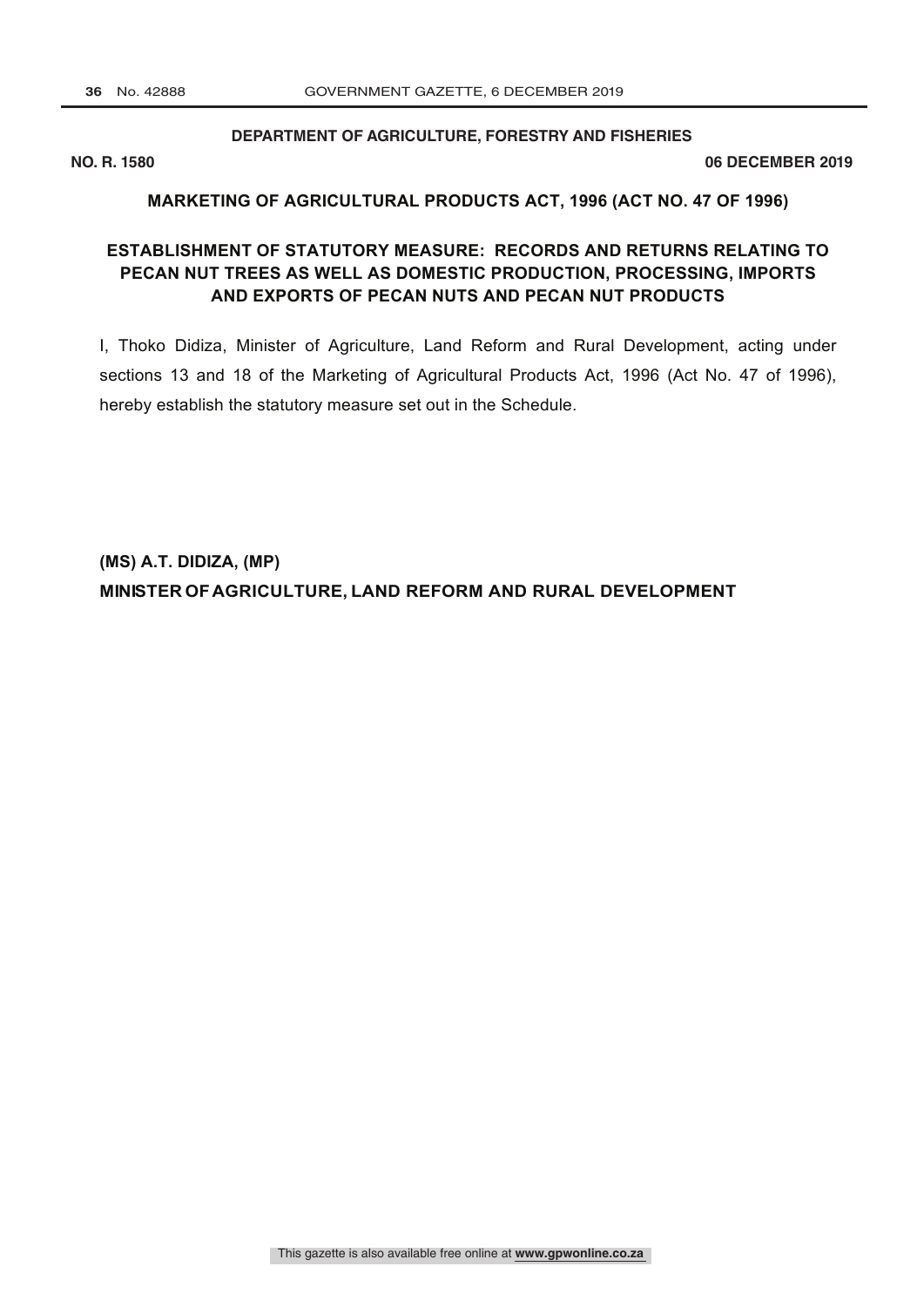**DEPARTMENT OF AGRICULTURE, FORESTRY AND FISHERIES**

**NO. R. 1580** **06 DECEMBER 2019**

**MARKETING OF AGRICULTURAL PRODUCTS ACT, 1996 (ACT NO. 47 OF 1996)**

**ESTABLISHMENT OF STATUTORY MEASURE: RECORDS AND RETURNS RELATING TO PECAN NUT TREES AS WELL AS DOMESTIC PRODUCTION, PROCESSING, IMPORTS AND EXPORTS OF PECAN NUTS AND PECAN NUT PRODUCTS**

I, Thoko Didiza, Minister of Agriculture, Land Reform and Rural Development, acting under sections 13 and 18 of the Marketing of Agricultural Products Act, 1996 (Act No. 47 of 1996), hereby establish the statutory measure set out in the Schedule.

**(MS) A.T. DIDIZA, (MP)**
**MINISTER OF AGRICULTURE, LAND REFORM AND RURAL DEVELOPMENT**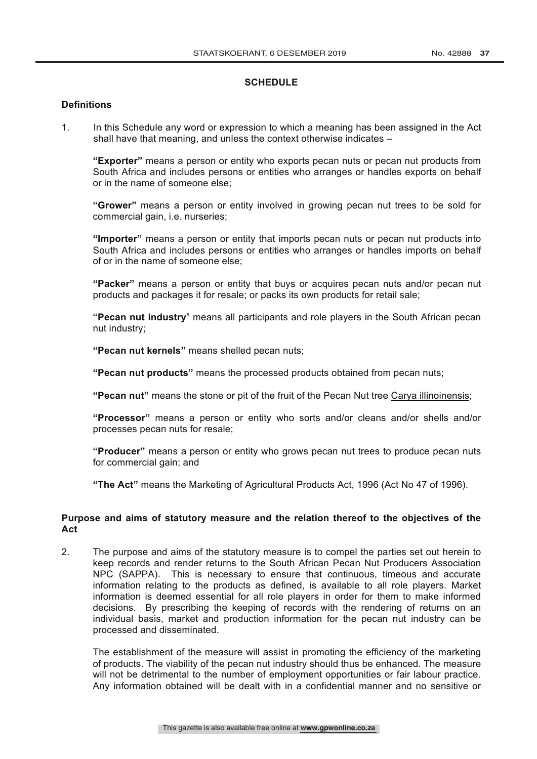## SCHEDULE

### Definitions

1. In this Schedule any word or expression to which a meaning has been assigned in the Act shall have that meaning, and unless the context otherwise indicates –

   **"Exporter"** means a person or entity who exports pecan nuts or pecan nut products from South Africa and includes persons or entities who arranges or handles exports on behalf or in the name of someone else;

   **"Grower"** means a person or entity involved in growing pecan nut trees to be sold for commercial gain, i.e. nurseries;

   **"Importer"** means a person or entity that imports pecan nuts or pecan nut products into South Africa and includes persons or entities who arranges or handles imports on behalf of or in the name of someone else;

   **"Packer"** means a person or entity that buys or acquires pecan nuts and/or pecan nut products and packages it for resale; or packs its own products for retail sale;

   **"Pecan nut industry"** means all participants and role players in the South African pecan nut industry;

   **"Pecan nut kernels"** means shelled pecan nuts;

   **"Pecan nut products"** means the processed products obtained from pecan nuts;

   **"Pecan nut"** means the stone or pit of the fruit of the Pecan Nut tree Carya illinoinensis;

   **"Processor"** means a person or entity who sorts and/or cleans and/or shells and/or processes pecan nuts for resale;

   **"Producer"** means a person or entity who grows pecan nut trees to produce pecan nuts for commercial gain; and

   **"The Act"** means the Marketing of Agricultural Products Act, 1996 (Act No 47 of 1996).

### Purpose and aims of statutory measure and the relation thereof to the objectives of the Act

2. The purpose and aims of the statutory measure is to compel the parties set out herein to keep records and render returns to the South African Pecan Nut Producers Association NPC (SAPPA). This is necessary to ensure that continuous, timeous and accurate information relating to the products as defined, is available to all role players. Market information is deemed essential for all role players in order for them to make informed decisions. By prescribing the keeping of records with the rendering of returns on an individual basis, market and production information for the pecan nut industry can be processed and disseminated.

   The establishment of the measure will assist in promoting the efficiency of the marketing of products. The viability of the pecan nut industry should thus be enhanced. The measure will not be detrimental to the number of employment opportunities or fair labour practice. Any information obtained will be dealt with in a confidential manner and no sensitive or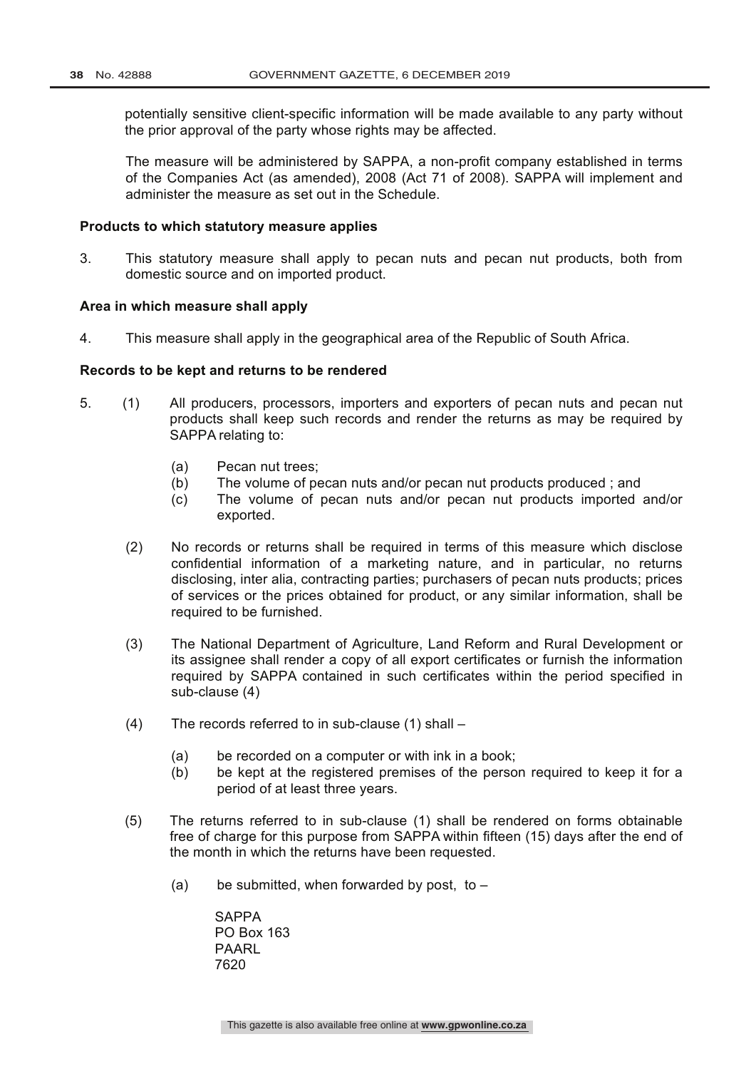potentially sensitive client-specific information will be made available to any party without the prior approval of the party whose rights may be affected.

The measure will be administered by SAPPA, a non-profit company established in terms of the Companies Act (as amended), 2008 (Act 71 of 2008). SAPPA will implement and administer the measure as set out in the Schedule.

**Products to which statutory measure applies**

3. This statutory measure shall apply to pecan nuts and pecan nut products, both from domestic source and on imported product.

**Area in which measure shall apply**

4. This measure shall apply in the geographical area of the Republic of South Africa.

**Records to be kept and returns to be rendered**

5. (1) All producers, processors, importers and exporters of pecan nuts and pecan nut products shall keep such records and render the returns as may be required by SAPPA relating to:

   (a) Pecan nut trees;
   (b) The volume of pecan nuts and/or pecan nut products produced ; and
   (c) The volume of pecan nuts and/or pecan nut products imported and/or exported.

   (2) No records or returns shall be required in terms of this measure which disclose confidential information of a marketing nature, and in particular, no returns disclosing, inter alia, contracting parties; purchasers of pecan nuts products; prices of services or the prices obtained for product, or any similar information, shall be required to be furnished.

   (3) The National Department of Agriculture, Land Reform and Rural Development or its assignee shall render a copy of all export certificates or furnish the information required by SAPPA contained in such certificates within the period specified in sub-clause (4)

   (4) The records referred to in sub-clause (1) shall –

   (a) be recorded on a computer or with ink in a book;
   (b) be kept at the registered premises of the person required to keep it for a period of at least three years.

   (5) The returns referred to in sub-clause (1) shall be rendered on forms obtainable free of charge for this purpose from SAPPA within fifteen (15) days after the end of the month in which the returns have been requested.

   (a) be submitted, when forwarded by post, to –

   SAPPA
   PO Box 163
   PAARL
   7620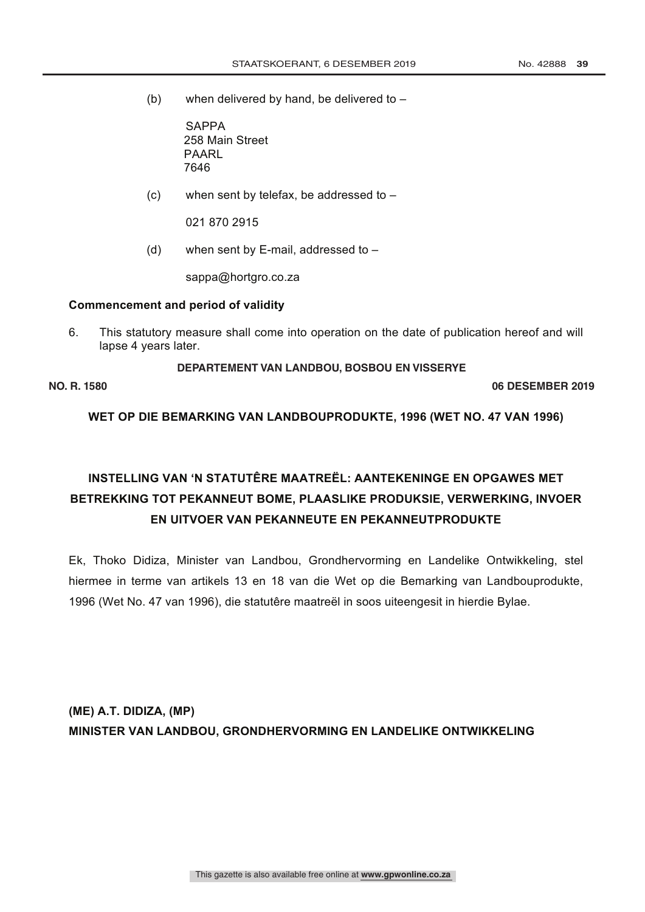(b) when delivered by hand, be delivered to –

SAPPA
258 Main Street
PAARL
7646

(c) when sent by telefax, be addressed to –

021 870 2915

(d) when sent by E-mail, addressed to –

sappa@hortgro.co.za

**Commencement and period of validity**

6. This statutory measure shall come into operation on the date of publication hereof and will lapse 4 years later.

**DEPARTEMENT VAN LANDBOU, BOSBOU EN VISSERYE**

**NO. R. 1580** **06 DESEMBER 2019**

**WET OP DIE BEMARKING VAN LANDBOUPRODUKTE, 1996 (WET NO. 47 VAN 1996)**

**INSTELLING VAN 'N STATUTÊRE MAATREËL: AANTEKENINGE EN OPGAWES MET BETREKKING TOT PEKANNEUT BOME, PLAASLIKE PRODUKSIE, VERWERKING, INVOER EN UITVOER VAN PEKANNEUTE EN PEKANNEUTPRODUKTE**

Ek, Thoko Didiza, Minister van Landbou, Grondhervorming en Landelike Ontwikkeling, stel hiermee in terme van artikels 13 en 18 van die Wet op die Bemarking van Landbouprodukte, 1996 (Wet No. 47 van 1996), die statutêre maatreël in soos uiteengesit in hierdie Bylae.

**(ME) A.T. DIDIZA, (MP)**
**MINISTER VAN LANDBOU, GRONDHERVORMING EN LANDELIKE ONTWIKKELING**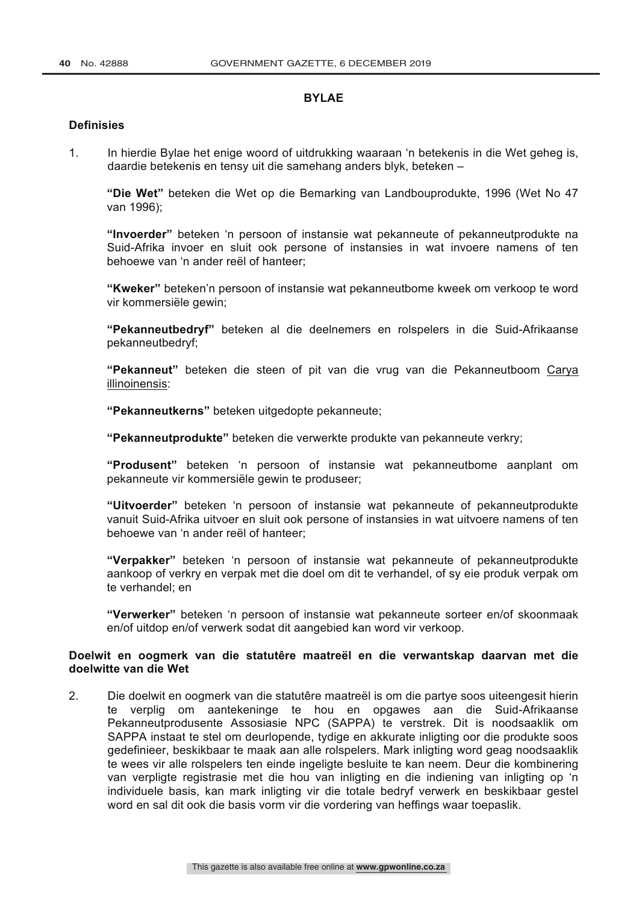## BYLAE

### Definisies

1. In hierdie Bylae het enige woord of uitdrukking waaraan 'n betekenis in die Wet geheg is, daardie betekenis en tensy uit die samehang anders blyk, beteken –

   **"Die Wet"** beteken die Wet op die Bemarking van Landbouprodukte, 1996 (Wet No 47 van 1996);

   **"Invoerder"** beteken 'n persoon of instansie wat pekanneute of pekanneutprodukte na Suid-Afrika invoer en sluit ook persone of instansies in wat invoere namens of ten behoewe van 'n ander reël of hanteer;

   **"Kweker"** beteken'n persoon of instansie wat pekanneutbome kweek om verkoop te word vir kommersiële gewin;

   **"Pekanneutbedryf"** beteken al die deelnemers en rolspelers in die Suid-Afrikaanse pekanneutbedryf;

   **"Pekanneut"** beteken die steen of pit van die vrug van die Pekanneutboom Carya illinoinensis:

   **"Pekanneutkerns"** beteken uitgedopte pekanneute;

   **"Pekanneutprodukte"** beteken die verwerkte produkte van pekanneute verkry;

   **"Produsent"** beteken 'n persoon of instansie wat pekanneutbome aanplant om pekanneute vir kommersiële gewin te produseer;

   **"Uitvoerder"** beteken 'n persoon of instansie wat pekanneute of pekanneutprodukte vanuit Suid-Afrika uitvoer en sluit ook persone of instansies in wat uitvoere namens of ten behoewe van 'n ander reël of hanteer;

   **"Verpakker"** beteken 'n persoon of instansie wat pekanneute of pekanneutprodukte aankoop of verkry en verpak met die doel om dit te verhandel, of sy eie produk verpak om te verhandel; en

   **"Verwerker"** beteken 'n persoon of instansie wat pekanneute sorteer en/of skoonmaak en/of uitdop en/of verwerk sodat dit aangebied kan word vir verkoop.

### Doelwit en oogmerk van die statutêre maatreël en die verwantskap daarvan met die doelwitte van die Wet

2. Die doelwit en oogmerk van die statutêre maatreël is om die partye soos uiteengesit hierin te verplig om aantekeninge te hou en opgawes aan die Suid-Afrikaanse Pekanneutprodusente Assosiasie NPC (SAPPA) te verstrek. Dit is noodsaaklik om SAPPA instaat te stel om deurlopende, tydige en akkurate inligting oor die produkte soos gedefinieer, beskikbaar te maak aan alle rolspelers. Mark inligting word geag noodsaaklik te wees vir alle rolspelers ten einde ingeligte besluite te kan neem. Deur die kombinering van verpligte registrasie met die hou van inligting en die indiening van inligting op 'n individuele basis, kan mark inligting vir die totale bedryf verwerk en beskikbaar gestel word en sal dit ook die basis vorm vir die vordering van heffings waar toepaslik.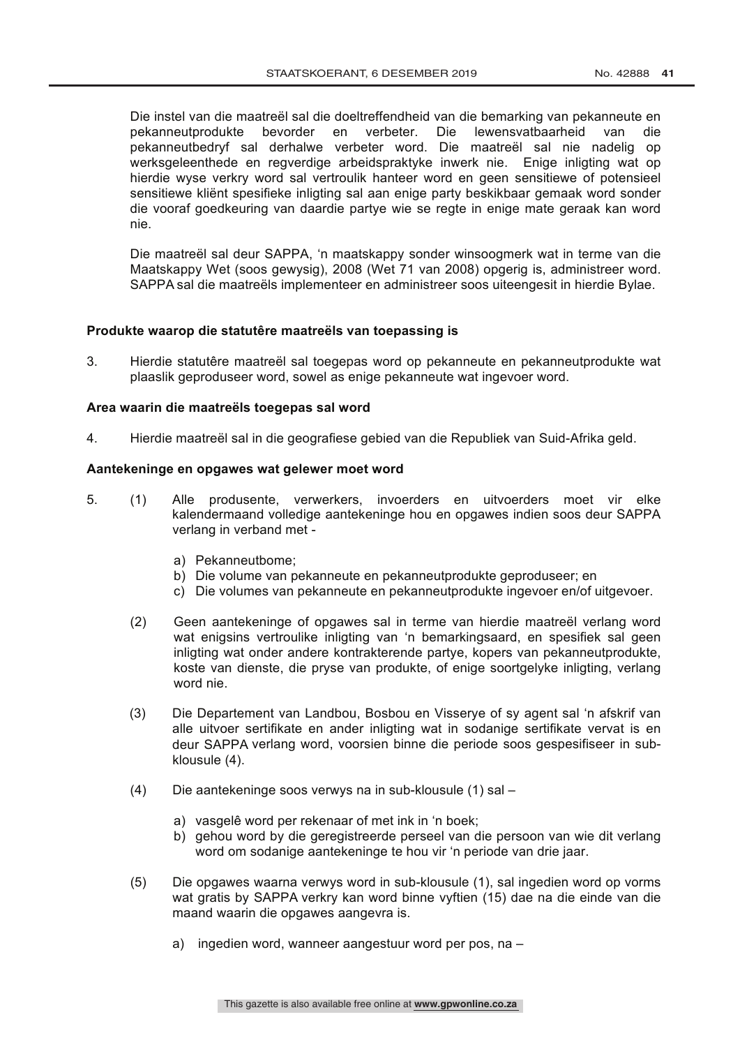Die instel van die maatreël sal die doeltreffendheid van die bemarking van pekanneute en pekanneutprodukte bevorder en verbeter. Die lewensvatbaarheid van die pekanneutbedryf sal derhalwe verbeter word. Die maatreël sal nie nadelig op werksgeleenthede en regverdige arbeidspraktyke inwerk nie. Enige inligting wat op hierdie wyse verkry word sal vertroulik hanteer word en geen sensitiewe of potensieel sensitiewe kliënt spesifieke inligting sal aan enige party beskikbaar gemaak word sonder die vooraf goedkeuring van daardie partye wie se regte in enige mate geraak kan word nie.

Die maatreël sal deur SAPPA, 'n maatskappy sonder winsoogmerk wat in terme van die Maatskappy Wet (soos gewysig), 2008 (Wet 71 van 2008) opgerig is, administreer word. SAPPA sal die maatreëls implementeer en administreer soos uiteengesit in hierdie Bylae.

**Produkte waarop die statutêre maatreëls van toepassing is**

3. Hierdie statutêre maatreël sal toegepas word op pekanneute en pekanneutprodukte wat plaaslik geproduseer word, sowel as enige pekanneute wat ingevoer word.

**Area waarin die maatreëls toegepas sal word**

4. Hierdie maatreël sal in die geografiese gebied van die Republiek van Suid-Afrika geld.

**Aantekeninge en opgawes wat gelewer moet word**

5. (1) Alle produsente, verwerkers, invoerders en uitvoerders moet vir elke kalendermaand volledige aantekeninge hou en opgawes indien soos deur SAPPA verlang in verband met -

    a) Pekanneutbome;
    b) Die volume van pekanneute en pekanneutprodukte geproduseer; en
    c) Die volumes van pekanneute en pekanneutprodukte ingevoer en/of uitgevoer.

   (2) Geen aantekeninge of opgawes sal in terme van hierdie maatreël verlang word wat enigsins vertroulike inligting van 'n bemarkingsaard, en spesifiek sal geen inligting wat onder andere kontrakterende partye, kopers van pekanneutprodukte, koste van dienste, die pryse van produkte, of enige soortgelyke inligting, verlang word nie.

   (3) Die Departement van Landbou, Bosbou en Visserye of sy agent sal 'n afskrif van alle uitvoer sertifikate en ander inligting wat in sodanige sertifikate vervat is en deur SAPPA verlang word, voorsien binne die periode soos gespesifiseer in sub-klousule (4).

   (4) Die aantekeninge soos verwys na in sub-klousule (1) sal –

    a) vasgelê word per rekenaar of met ink in 'n boek;
    b) gehou word by die geregistreerde perseel van die persoon van wie dit verlang word om sodanige aantekeninge te hou vir 'n periode van drie jaar.

   (5) Die opgawes waarna verwys word in sub-klousule (1), sal ingedien word op vorms wat gratis by SAPPA verkry kan word binne vyftien (15) dae na die einde van die maand waarin die opgawes aangevra is.

    a) ingedien word, wanneer aangestuur word per pos, na –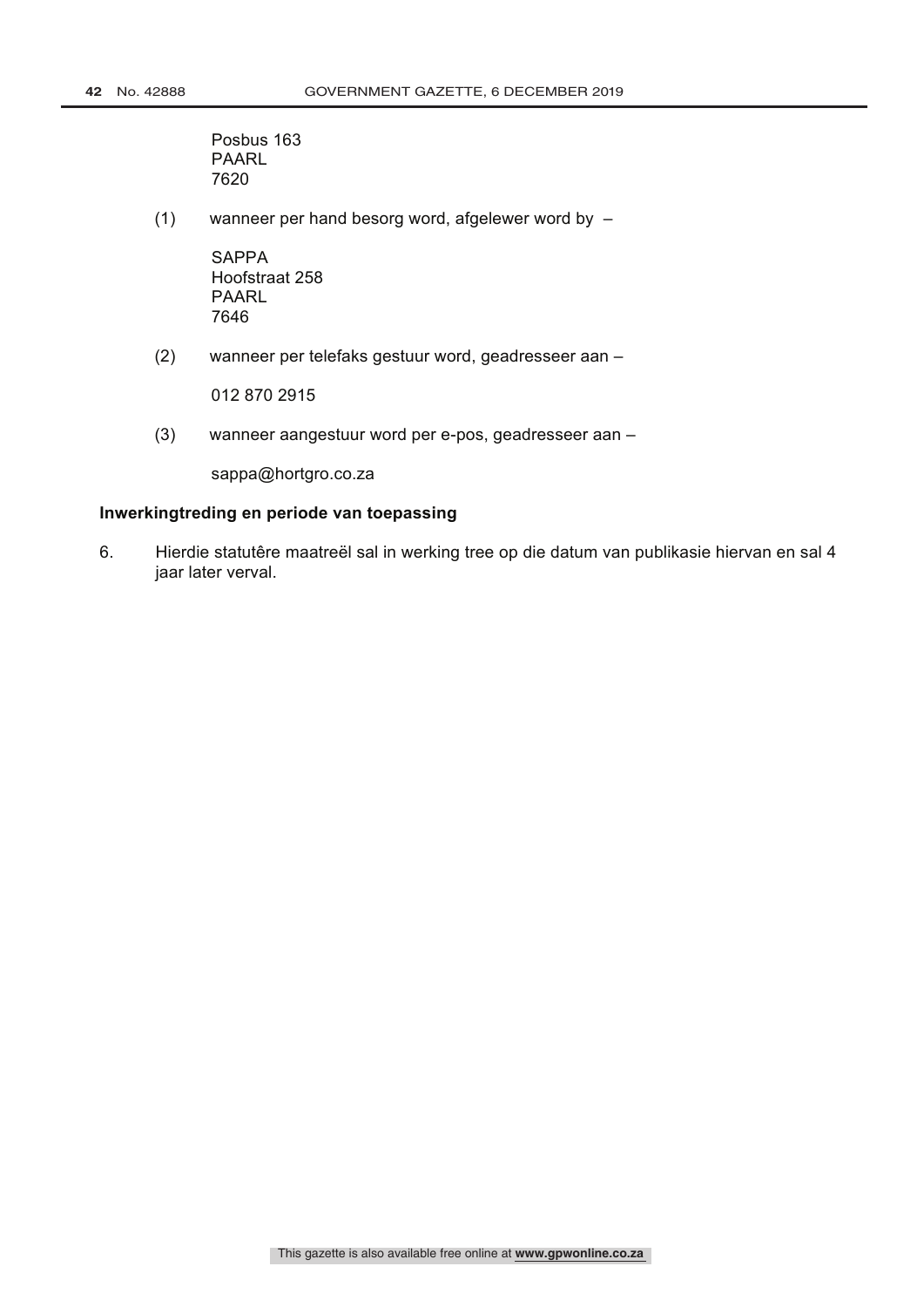Posbus 163
PAARL
7620

(1) wanneer per hand besorg word, afgelewer word by –

SAPPA
Hoofstraat 258
PAARL
7646

(2) wanneer per telefaks gestuur word, geadresseer aan –

012 870 2915

(3) wanneer aangestuur word per e-pos, geadresseer aan –

sappa@hortgro.co.za

**Inwerkingtreding en periode van toepassing**

6. Hierdie statutêre maatreël sal in werking tree op die datum van publikasie hiervan en sal 4 jaar later verval.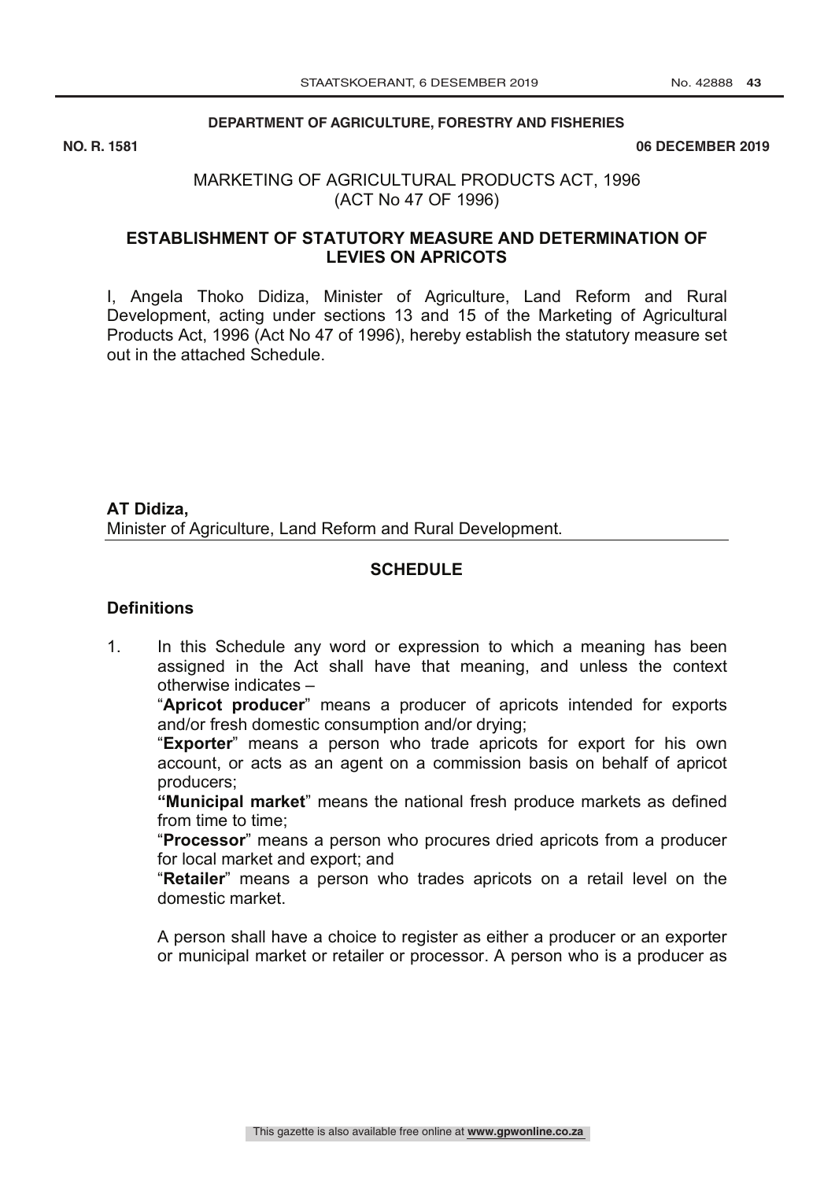**DEPARTMENT OF AGRICULTURE, FORESTRY AND FISHERIES**

**NO. R. 1581** **06 DECEMBER 2019**

MARKETING OF AGRICULTURAL PRODUCTS ACT, 1996
(ACT No 47 OF 1996)

## ESTABLISHMENT OF STATUTORY MEASURE AND DETERMINATION OF LEVIES ON APRICOTS

I, Angela Thoko Didiza, Minister of Agriculture, Land Reform and Rural Development, acting under sections 13 and 15 of the Marketing of Agricultural Products Act, 1996 (Act No 47 of 1996), hereby establish the statutory measure set out in the attached Schedule.

**AT Didiza,**
Minister of Agriculture, Land Reform and Rural Development.

## SCHEDULE

### Definitions

1. In this Schedule any word or expression to which a meaning has been assigned in the Act shall have that meaning, and unless the context otherwise indicates –

   "**Apricot producer**" means a producer of apricots intended for exports and/or fresh domestic consumption and/or drying;

   "**Exporter**" means a person who trade apricots for export for his own account, or acts as an agent on a commission basis on behalf of apricot producers;

   **"Municipal market**" means the national fresh produce markets as defined from time to time;

   "**Processor**" means a person who procures dried apricots from a producer for local market and export; and

   "**Retailer**" means a person who trades apricots on a retail level on the domestic market.

   A person shall have a choice to register as either a producer or an exporter or municipal market or retailer or processor. A person who is a producer as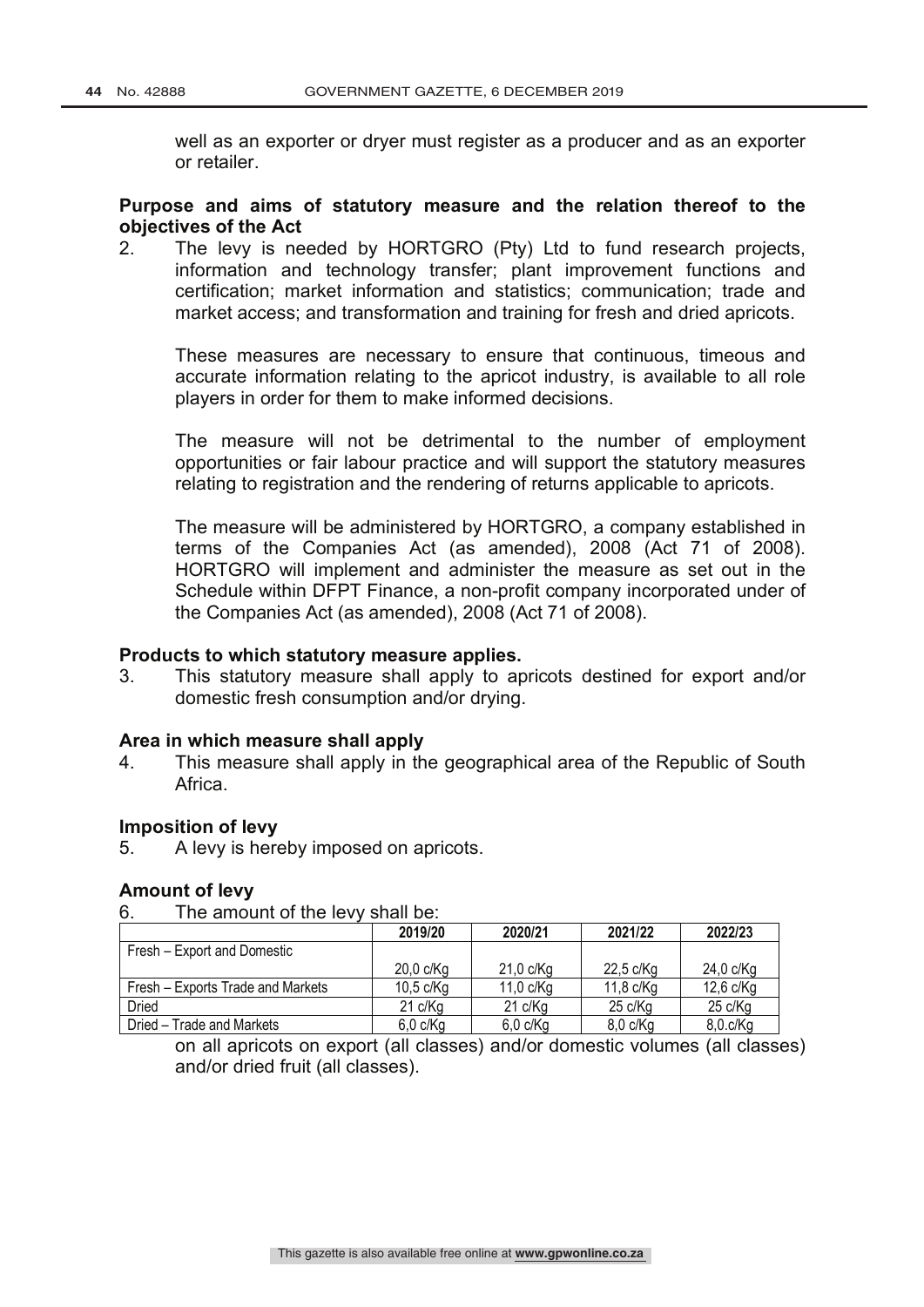well as an exporter or dryer must register as a producer and as an exporter or retailer.

**Purpose and aims of statutory measure and the relation thereof to the objectives of the Act**

2. The levy is needed by HORTGRO (Pty) Ltd to fund research projects, information and technology transfer; plant improvement functions and certification; market information and statistics; communication; trade and market access; and transformation and training for fresh and dried apricots.

   These measures are necessary to ensure that continuous, timeous and accurate information relating to the apricot industry, is available to all role players in order for them to make informed decisions.

   The measure will not be detrimental to the number of employment opportunities or fair labour practice and will support the statutory measures relating to registration and the rendering of returns applicable to apricots.

   The measure will be administered by HORTGRO, a company established in terms of the Companies Act (as amended), 2008 (Act 71 of 2008). HORTGRO will implement and administer the measure as set out in the Schedule within DFPT Finance, a non-profit company incorporated under of the Companies Act (as amended), 2008 (Act 71 of 2008).

**Products to which statutory measure applies.**

3. This statutory measure shall apply to apricots destined for export and/or domestic fresh consumption and/or drying.

**Area in which measure shall apply**

4. This measure shall apply in the geographical area of the Republic of South Africa.

**Imposition of levy**

5. A levy is hereby imposed on apricots.

**Amount of levy**

6. The amount of the levy shall be:

| | 2019/20 | 2020/21 | 2021/22 | 2022/23 |
|---|---|---|---|---|
| Fresh – Export and Domestic | 20,0 c/Kg | 21,0 c/Kg | 22,5 c/Kg | 24,0 c/Kg |
| Fresh – Exports Trade and Markets | 10,5 c/Kg | 11,0 c/Kg | 11,8 c/Kg | 12,6 c/Kg |
| Dried | 21 c/Kg | 21 c/Kg | 25 c/Kg | 25 c/Kg |
| Dried – Trade and Markets | 6,0 c/Kg | 6,0 c/Kg | 8,0 c/Kg | 8,0.c/Kg |

on all apricots on export (all classes) and/or domestic volumes (all classes) and/or dried fruit (all classes).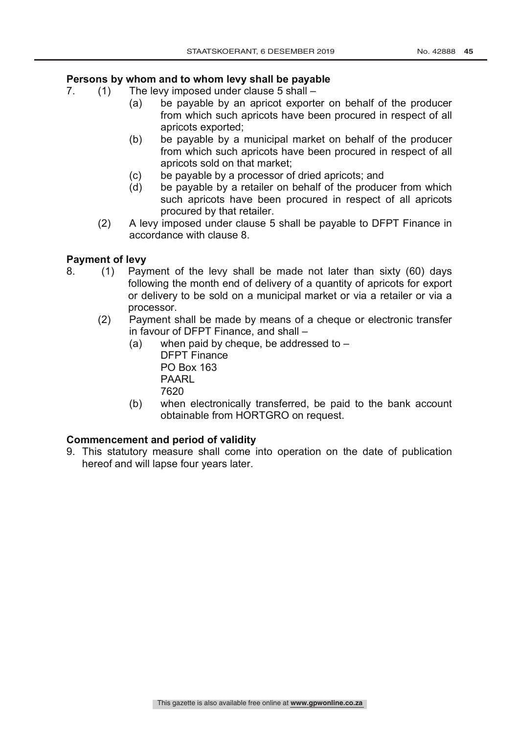**Persons by whom and to whom levy shall be payable**

7. (1) The levy imposed under clause 5 shall –
   - (a) be payable by an apricot exporter on behalf of the producer from which such apricots have been procured in respect of all apricots exported;
   - (b) be payable by a municipal market on behalf of the producer from which such apricots have been procured in respect of all apricots sold on that market;
   - (c) be payable by a processor of dried apricots; and
   - (d) be payable by a retailer on behalf of the producer from which such apricots have been procured in respect of all apricots procured by that retailer.

   (2) A levy imposed under clause 5 shall be payable to DFPT Finance in accordance with clause 8.

**Payment of levy**

8. (1) Payment of the levy shall be made not later than sixty (60) days following the month end of delivery of a quantity of apricots for export or delivery to be sold on a municipal market or via a retailer or via a processor.

   (2) Payment shall be made by means of a cheque or electronic transfer in favour of DFPT Finance, and shall –
   - (a) when paid by cheque, be addressed to –
     DFPT Finance
     PO Box 163
     PAARL
     7620
   - (b) when electronically transferred, be paid to the bank account obtainable from HORTGRO on request.

**Commencement and period of validity**

9. This statutory measure shall come into operation on the date of publication hereof and will lapse four years later.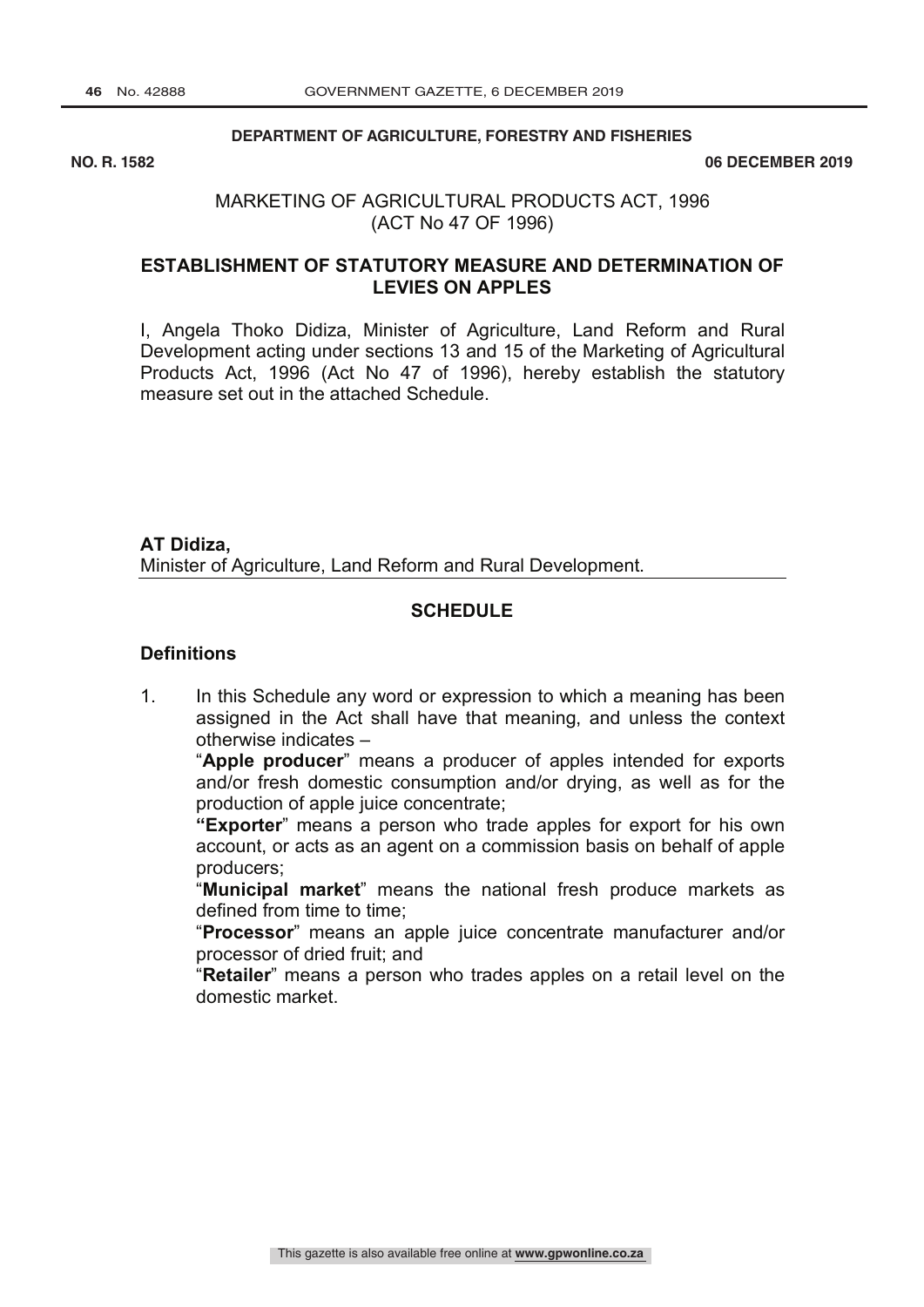**DEPARTMENT OF AGRICULTURE, FORESTRY AND FISHERIES**

**NO. R. 1582** **06 DECEMBER 2019**

MARKETING OF AGRICULTURAL PRODUCTS ACT, 1996
(ACT No 47 OF 1996)

## ESTABLISHMENT OF STATUTORY MEASURE AND DETERMINATION OF LEVIES ON APPLES

I, Angela Thoko Didiza, Minister of Agriculture, Land Reform and Rural Development acting under sections 13 and 15 of the Marketing of Agricultural Products Act, 1996 (Act No 47 of 1996), hereby establish the statutory measure set out in the attached Schedule.

**AT Didiza,**
Minister of Agriculture, Land Reform and Rural Development.

## SCHEDULE

### Definitions

1. In this Schedule any word or expression to which a meaning has been assigned in the Act shall have that meaning, and unless the context otherwise indicates –

   "**Apple producer**" means a producer of apples intended for exports and/or fresh domestic consumption and/or drying, as well as for the production of apple juice concentrate;

   **"Exporter**" means a person who trade apples for export for his own account, or acts as an agent on a commission basis on behalf of apple producers;

   "**Municipal market**" means the national fresh produce markets as defined from time to time;

   "**Processor**" means an apple juice concentrate manufacturer and/or processor of dried fruit; and

   "**Retailer**" means a person who trades apples on a retail level on the domestic market.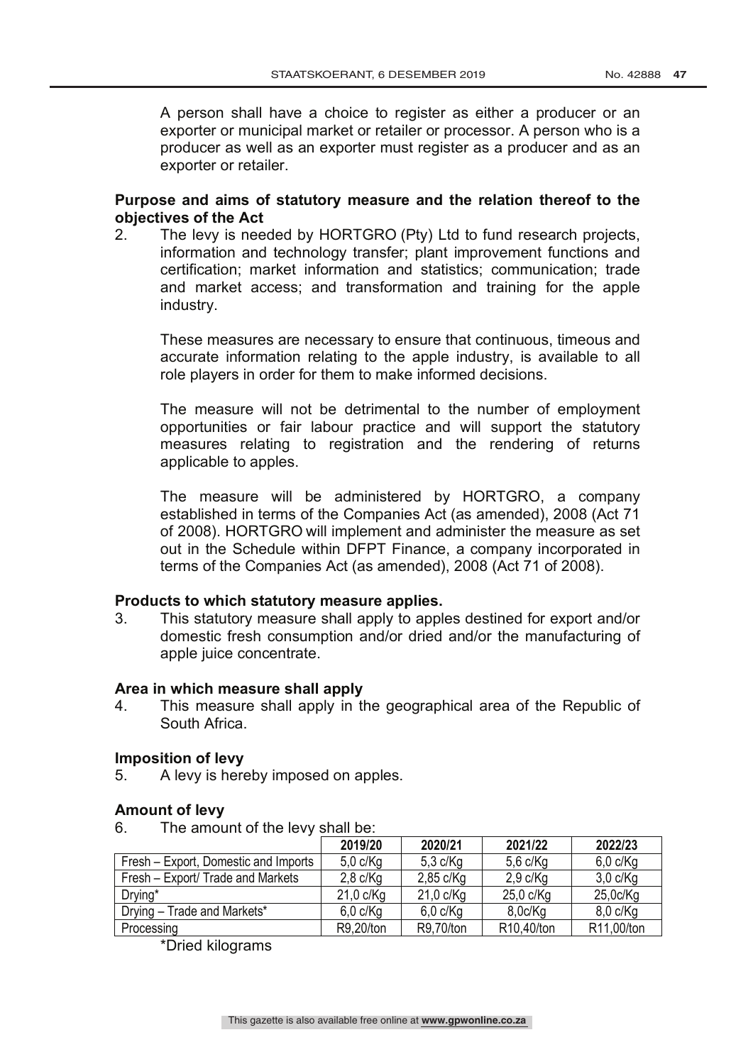A person shall have a choice to register as either a producer or an exporter or municipal market or retailer or processor. A person who is a producer as well as an exporter must register as a producer and as an exporter or retailer.

**Purpose and aims of statutory measure and the relation thereof to the objectives of the Act**

2. The levy is needed by HORTGRO (Pty) Ltd to fund research projects, information and technology transfer; plant improvement functions and certification; market information and statistics; communication; trade and market access; and transformation and training for the apple industry.

   These measures are necessary to ensure that continuous, timeous and accurate information relating to the apple industry, is available to all role players in order for them to make informed decisions.

   The measure will not be detrimental to the number of employment opportunities or fair labour practice and will support the statutory measures relating to registration and the rendering of returns applicable to apples.

   The measure will be administered by HORTGRO, a company established in terms of the Companies Act (as amended), 2008 (Act 71 of 2008). HORTGRO will implement and administer the measure as set out in the Schedule within DFPT Finance, a company incorporated in terms of the Companies Act (as amended), 2008 (Act 71 of 2008).

**Products to which statutory measure applies.**

3. This statutory measure shall apply to apples destined for export and/or domestic fresh consumption and/or dried and/or the manufacturing of apple juice concentrate.

**Area in which measure shall apply**

4. This measure shall apply in the geographical area of the Republic of South Africa.

**Imposition of levy**

5. A levy is hereby imposed on apples.

**Amount of levy**

6. The amount of the levy shall be:

| | 2019/20 | 2020/21 | 2021/22 | 2022/23 |
|---|---|---|---|---|
| Fresh – Export, Domestic and Imports | 5,0 c/Kg | 5,3 c/Kg | 5,6 c/Kg | 6,0 c/Kg |
| Fresh – Export/ Trade and Markets | 2,8 c/Kg | 2,85 c/Kg | 2,9 c/Kg | 3,0 c/Kg |
| Drying* | 21,0 c/Kg | 21,0 c/Kg | 25,0 c/Kg | 25,0c/Kg |
| Drying – Trade and Markets* | 6,0 c/Kg | 6,0 c/Kg | 8,0c/Kg | 8,0 c/Kg |
| Processing | R9,20/ton | R9,70/ton | R10,40/ton | R11,00/ton |

*Dried kilograms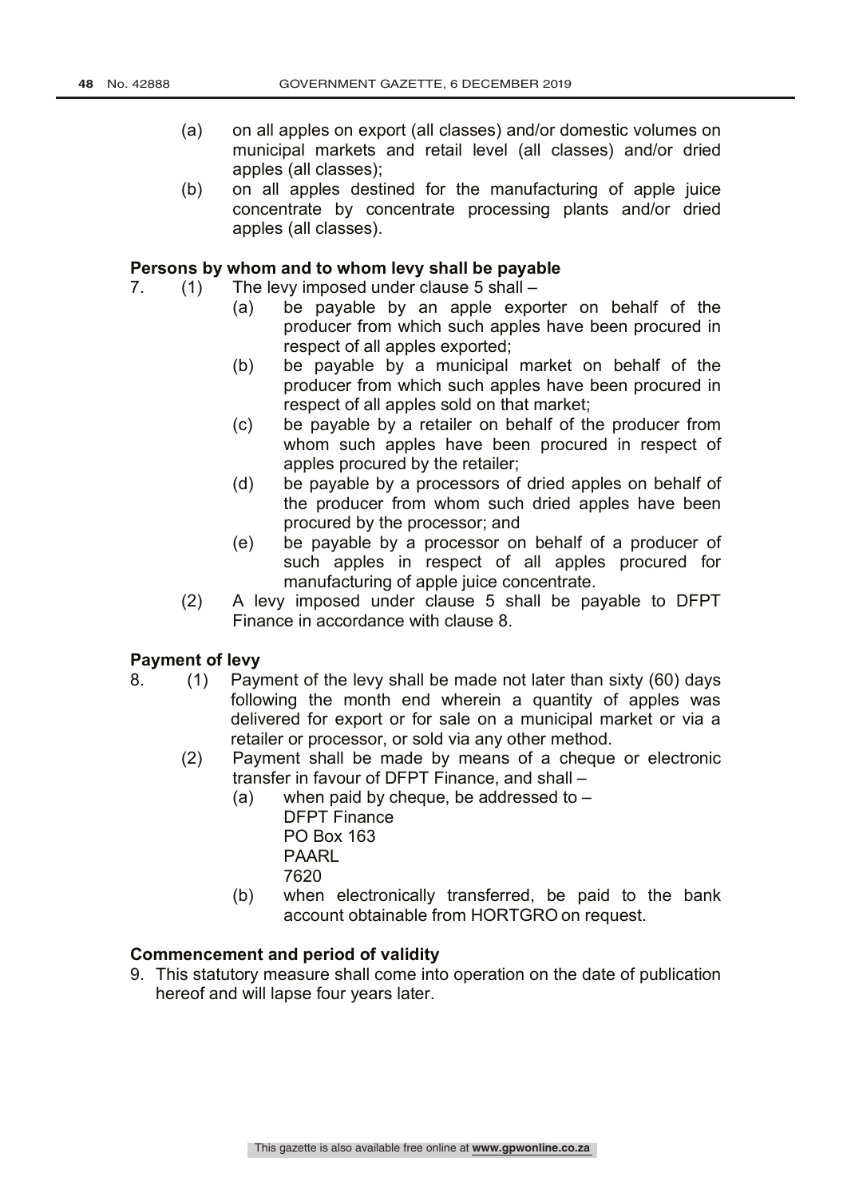(a) on all apples on export (all classes) and/or domestic volumes on municipal markets and retail level (all classes) and/or dried apples (all classes);

(b) on all apples destined for the manufacturing of apple juice concentrate by concentrate processing plants and/or dried apples (all classes).

**Persons by whom and to whom levy shall be payable**

7. (1) The levy imposed under clause 5 shall –

    (a) be payable by an apple exporter on behalf of the producer from which such apples have been procured in respect of all apples exported;

    (b) be payable by a municipal market on behalf of the producer from which such apples have been procured in respect of all apples sold on that market;

    (c) be payable by a retailer on behalf of the producer from whom such apples have been procured in respect of apples procured by the retailer;

    (d) be payable by a processors of dried apples on behalf of the producer from whom such dried apples have been procured by the processor; and

    (e) be payable by a processor on behalf of a producer of such apples in respect of all apples procured for manufacturing of apple juice concentrate.

   (2) A levy imposed under clause 5 shall be payable to DFPT Finance in accordance with clause 8.

**Payment of levy**

8. (1) Payment of the levy shall be made not later than sixty (60) days following the month end wherein a quantity of apples was delivered for export or for sale on a municipal market or via a retailer or processor, or sold via any other method.

   (2) Payment shall be made by means of a cheque or electronic transfer in favour of DFPT Finance, and shall –

    (a) when paid by cheque, be addressed to –
    DFPT Finance
    PO Box 163
    PAARL
    7620

    (b) when electronically transferred, be paid to the bank account obtainable from HORTGRO on request.

**Commencement and period of validity**

9. This statutory measure shall come into operation on the date of publication hereof and will lapse four years later.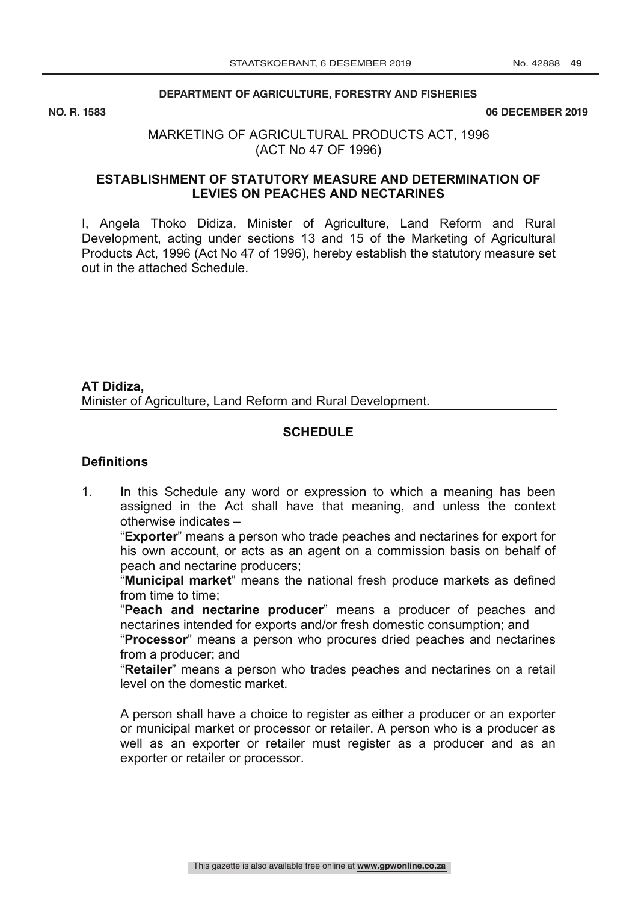**DEPARTMENT OF AGRICULTURE, FORESTRY AND FISHERIES**

**NO. R. 1583** **06 DECEMBER 2019**

MARKETING OF AGRICULTURAL PRODUCTS ACT, 1996
(ACT No 47 OF 1996)

## ESTABLISHMENT OF STATUTORY MEASURE AND DETERMINATION OF LEVIES ON PEACHES AND NECTARINES

I, Angela Thoko Didiza, Minister of Agriculture, Land Reform and Rural Development, acting under sections 13 and 15 of the Marketing of Agricultural Products Act, 1996 (Act No 47 of 1996), hereby establish the statutory measure set out in the attached Schedule.

**AT Didiza,**
Minister of Agriculture, Land Reform and Rural Development.

## SCHEDULE

### Definitions

1. In this Schedule any word or expression to which a meaning has been assigned in the Act shall have that meaning, and unless the context otherwise indicates –

   "**Exporter**" means a person who trade peaches and nectarines for export for his own account, or acts as an agent on a commission basis on behalf of peach and nectarine producers;

   "**Municipal market**" means the national fresh produce markets as defined from time to time;

   "**Peach and nectarine producer**" means a producer of peaches and nectarines intended for exports and/or fresh domestic consumption; and

   "**Processor**" means a person who procures dried peaches and nectarines from a producer; and

   "**Retailer**" means a person who trades peaches and nectarines on a retail level on the domestic market.

   A person shall have a choice to register as either a producer or an exporter or municipal market or processor or retailer. A person who is a producer as well as an exporter or retailer must register as a producer and as an exporter or retailer or processor.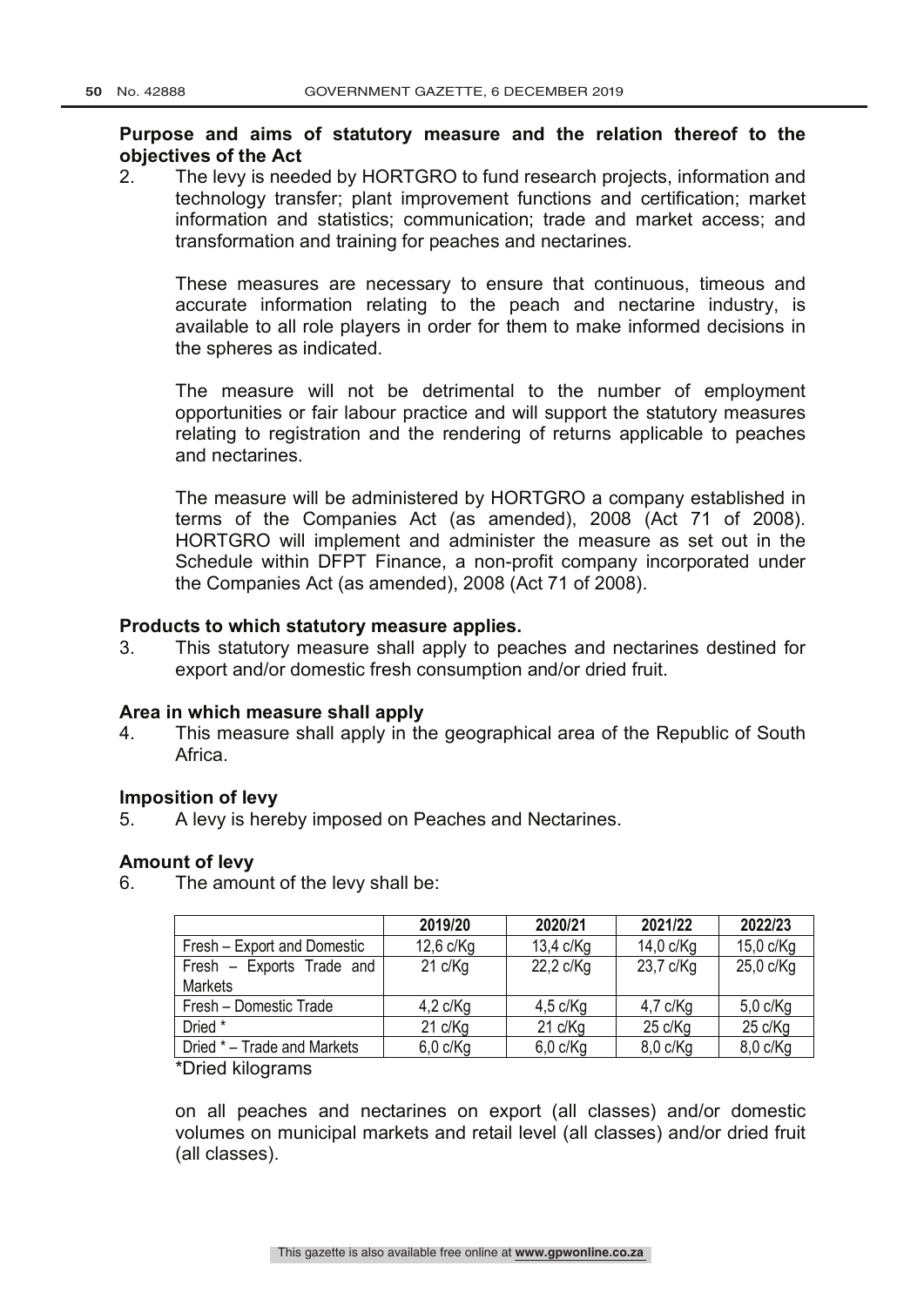**Purpose and aims of statutory measure and the relation thereof to the objectives of the Act**

2. The levy is needed by HORTGRO to fund research projects, information and technology transfer; plant improvement functions and certification; market information and statistics; communication; trade and market access; and transformation and training for peaches and nectarines.

   These measures are necessary to ensure that continuous, timeous and accurate information relating to the peach and nectarine industry, is available to all role players in order for them to make informed decisions in the spheres as indicated.

   The measure will not be detrimental to the number of employment opportunities or fair labour practice and will support the statutory measures relating to registration and the rendering of returns applicable to peaches and nectarines.

   The measure will be administered by HORTGRO a company established in terms of the Companies Act (as amended), 2008 (Act 71 of 2008). HORTGRO will implement and administer the measure as set out in the Schedule within DFPT Finance, a non-profit company incorporated under the Companies Act (as amended), 2008 (Act 71 of 2008).

**Products to which statutory measure applies.**

3. This statutory measure shall apply to peaches and nectarines destined for export and/or domestic fresh consumption and/or dried fruit.

**Area in which measure shall apply**

4. This measure shall apply in the geographical area of the Republic of South Africa.

**Imposition of levy**

5. A levy is hereby imposed on Peaches and Nectarines.

**Amount of levy**

6. The amount of the levy shall be:

| | **2019/20** | **2020/21** | **2021/22** | **2022/23** |
|---|---|---|---|---|
| Fresh – Export and Domestic | 12,6 c/Kg | 13,4 c/Kg | 14,0 c/Kg | 15,0 c/Kg |
| Fresh – Exports Trade and Markets | 21 c/Kg | 22,2 c/Kg | 23,7 c/Kg | 25,0 c/Kg |
| Fresh – Domestic Trade | 4,2 c/Kg | 4,5 c/Kg | 4,7 c/Kg | 5,0 c/Kg |
| Dried * | 21 c/Kg | 21 c/Kg | 25 c/Kg | 25 c/Kg |
| Dried * – Trade and Markets | 6,0 c/Kg | 6,0 c/Kg | 8,0 c/Kg | 8,0 c/Kg |

*Dried kilograms

on all peaches and nectarines on export (all classes) and/or domestic volumes on municipal markets and retail level (all classes) and/or dried fruit (all classes).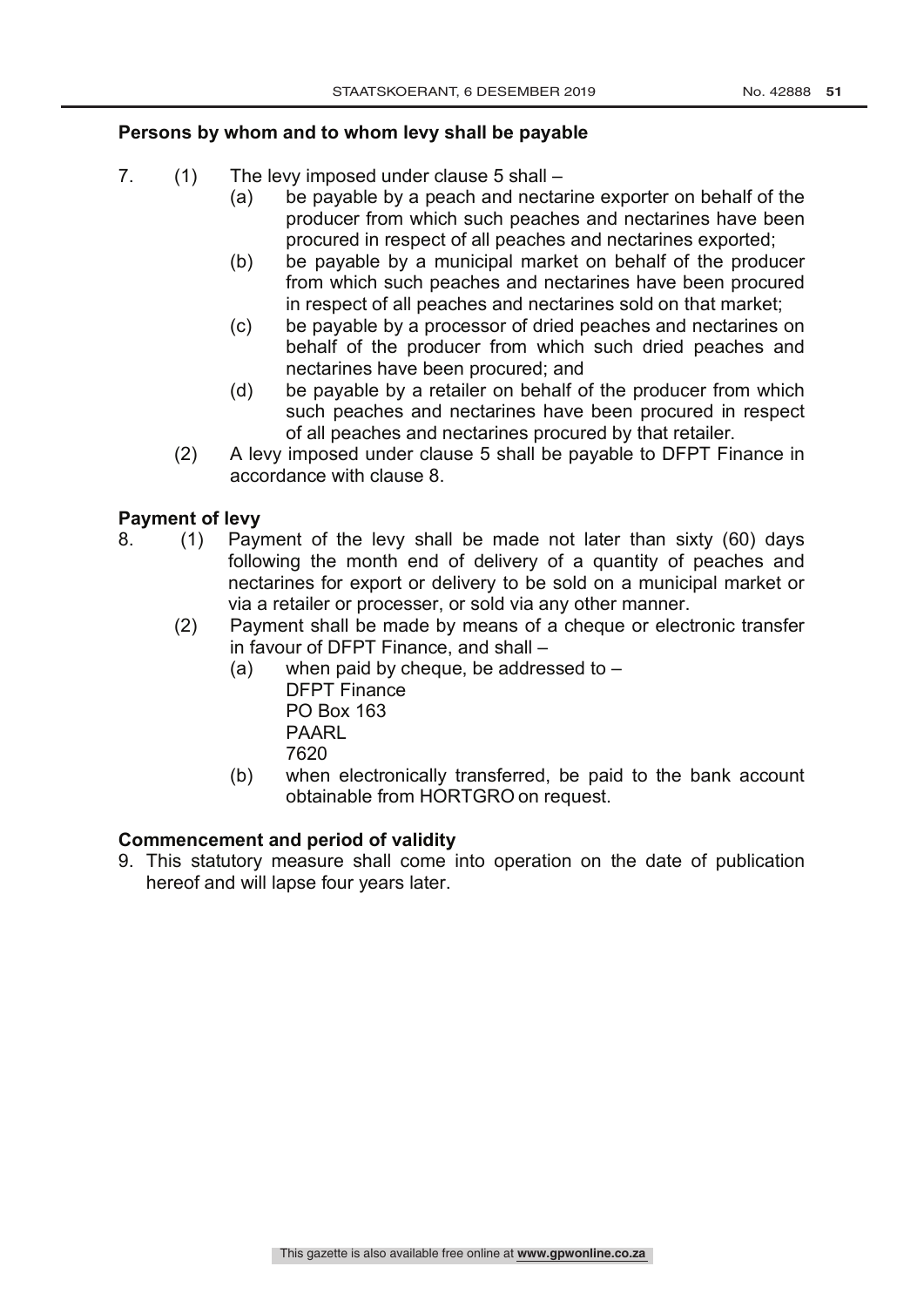**Persons by whom and to whom levy shall be payable**

7. (1) The levy imposed under clause 5 shall –
   - (a) be payable by a peach and nectarine exporter on behalf of the producer from which such peaches and nectarines have been procured in respect of all peaches and nectarines exported;
   - (b) be payable by a municipal market on behalf of the producer from which such peaches and nectarines have been procured in respect of all peaches and nectarines sold on that market;
   - (c) be payable by a processor of dried peaches and nectarines on behalf of the producer from which such dried peaches and nectarines have been procured; and
   - (d) be payable by a retailer on behalf of the producer from which such peaches and nectarines have been procured in respect of all peaches and nectarines procured by that retailer.

   (2) A levy imposed under clause 5 shall be payable to DFPT Finance in accordance with clause 8.

**Payment of levy**

8. (1) Payment of the levy shall be made not later than sixty (60) days following the month end of delivery of a quantity of peaches and nectarines for export or delivery to be sold on a municipal market or via a retailer or processer, or sold via any other manner.

   (2) Payment shall be made by means of a cheque or electronic transfer in favour of DFPT Finance, and shall –
   - (a) when paid by cheque, be addressed to –
     DFPT Finance
     PO Box 163
     PAARL
     7620
   - (b) when electronically transferred, be paid to the bank account obtainable from HORTGRO on request.

**Commencement and period of validity**

9. This statutory measure shall come into operation on the date of publication hereof and will lapse four years later.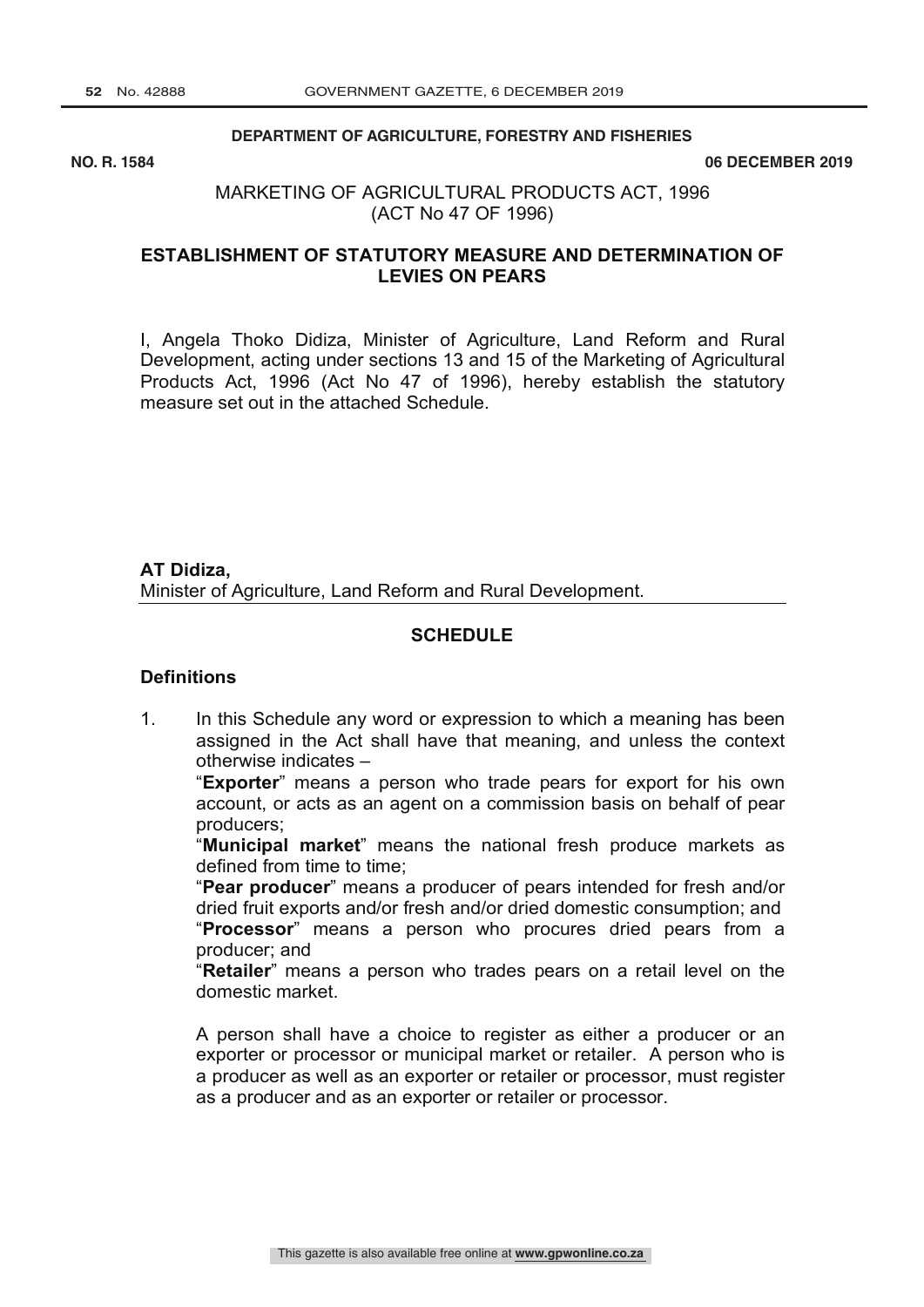**DEPARTMENT OF AGRICULTURE, FORESTRY AND FISHERIES**

**NO. R. 1584** **06 DECEMBER 2019**

MARKETING OF AGRICULTURAL PRODUCTS ACT, 1996
(ACT No 47 OF 1996)

## ESTABLISHMENT OF STATUTORY MEASURE AND DETERMINATION OF LEVIES ON PEARS

I, Angela Thoko Didiza, Minister of Agriculture, Land Reform and Rural Development, acting under sections 13 and 15 of the Marketing of Agricultural Products Act, 1996 (Act No 47 of 1996), hereby establish the statutory measure set out in the attached Schedule.

**AT Didiza,**
Minister of Agriculture, Land Reform and Rural Development.

## SCHEDULE

### Definitions

1. In this Schedule any word or expression to which a meaning has been assigned in the Act shall have that meaning, and unless the context otherwise indicates –

   "**Exporter**" means a person who trade pears for export for his own account, or acts as an agent on a commission basis on behalf of pear producers;

   "**Municipal market**" means the national fresh produce markets as defined from time to time;

   "**Pear producer**" means a producer of pears intended for fresh and/or dried fruit exports and/or fresh and/or dried domestic consumption; and

   "**Processor**" means a person who procures dried pears from a producer; and

   "**Retailer**" means a person who trades pears on a retail level on the domestic market.

   A person shall have a choice to register as either a producer or an exporter or processor or municipal market or retailer. A person who is a producer as well as an exporter or retailer or processor, must register as a producer and as an exporter or retailer or processor.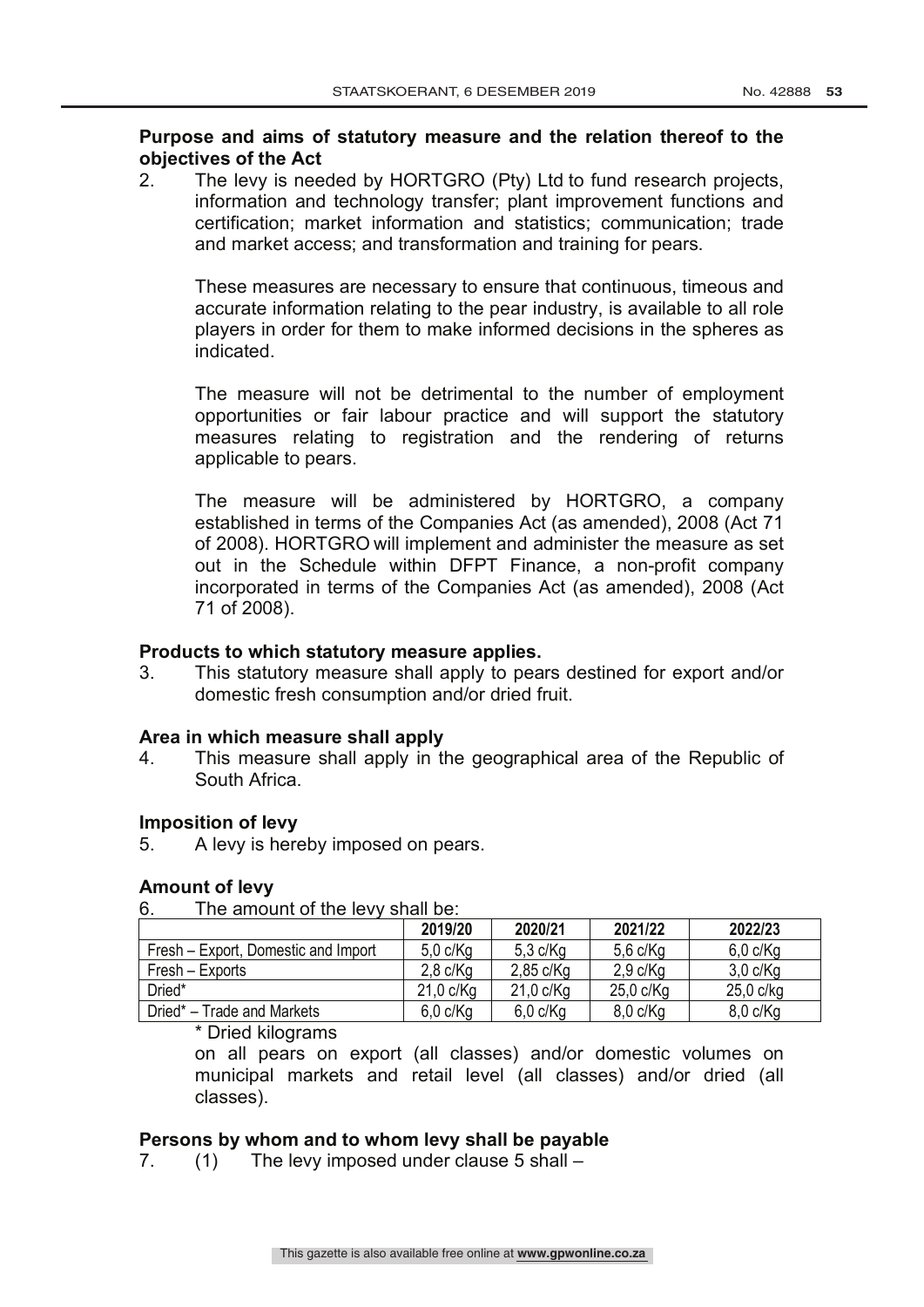**Purpose and aims of statutory measure and the relation thereof to the objectives of the Act**

2. The levy is needed by HORTGRO (Pty) Ltd to fund research projects, information and technology transfer; plant improvement functions and certification; market information and statistics; communication; trade and market access; and transformation and training for pears.

   These measures are necessary to ensure that continuous, timeous and accurate information relating to the pear industry, is available to all role players in order for them to make informed decisions in the spheres as indicated.

   The measure will not be detrimental to the number of employment opportunities or fair labour practice and will support the statutory measures relating to registration and the rendering of returns applicable to pears.

   The measure will be administered by HORTGRO, a company established in terms of the Companies Act (as amended), 2008 (Act 71 of 2008). HORTGRO will implement and administer the measure as set out in the Schedule within DFPT Finance, a non-profit company incorporated in terms of the Companies Act (as amended), 2008 (Act 71 of 2008).

**Products to which statutory measure applies.**

3. This statutory measure shall apply to pears destined for export and/or domestic fresh consumption and/or dried fruit.

**Area in which measure shall apply**

4. This measure shall apply in the geographical area of the Republic of South Africa.

**Imposition of levy**

5. A levy is hereby imposed on pears.

**Amount of levy**

6. The amount of the levy shall be:

| | 2019/20 | 2020/21 | 2021/22 | 2022/23 |
|---|---|---|---|---|
| Fresh – Export, Domestic and Import | 5,0 c/Kg | 5,3 c/Kg | 5,6 c/Kg | 6,0 c/Kg |
| Fresh – Exports | 2,8 c/Kg | 2,85 c/Kg | 2,9 c/Kg | 3,0 c/Kg |
| Dried* | 21,0 c/Kg | 21,0 c/Kg | 25,0 c/Kg | 25,0 c/kg |
| Dried* – Trade and Markets | 6,0 c/Kg | 6,0 c/Kg | 8,0 c/Kg | 8,0 c/Kg |

   \* Dried kilograms

   on all pears on export (all classes) and/or domestic volumes on municipal markets and retail level (all classes) and/or dried (all classes).

**Persons by whom and to whom levy shall be payable**

7. (1) The levy imposed under clause 5 shall –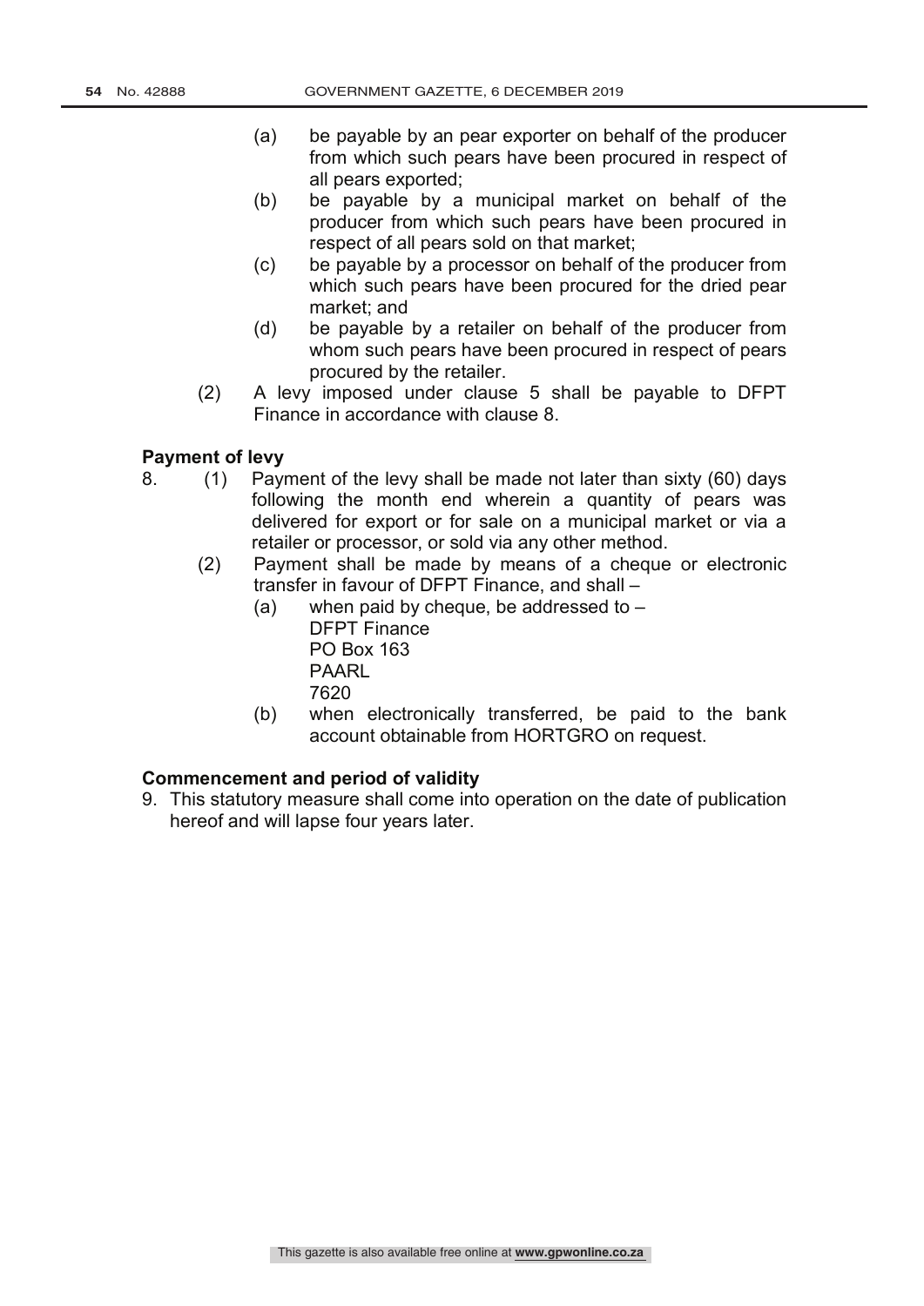(a) be payable by an pear exporter on behalf of the producer from which such pears have been procured in respect of all pears exported;

(b) be payable by a municipal market on behalf of the producer from which such pears have been procured in respect of all pears sold on that market;

(c) be payable by a processor on behalf of the producer from which such pears have been procured for the dried pear market; and

(d) be payable by a retailer on behalf of the producer from whom such pears have been procured in respect of pears procured by the retailer.

(2) A levy imposed under clause 5 shall be payable to DFPT Finance in accordance with clause 8.

**Payment of levy**

8. (1) Payment of the levy shall be made not later than sixty (60) days following the month end wherein a quantity of pears was delivered for export or for sale on a municipal market or via a retailer or processor, or sold via any other method.

(2) Payment shall be made by means of a cheque or electronic transfer in favour of DFPT Finance, and shall –

(a) when paid by cheque, be addressed to –
DFPT Finance
PO Box 163
PAARL
7620

(b) when electronically transferred, be paid to the bank account obtainable from HORTGRO on request.

**Commencement and period of validity**

9. This statutory measure shall come into operation on the date of publication hereof and will lapse four years later.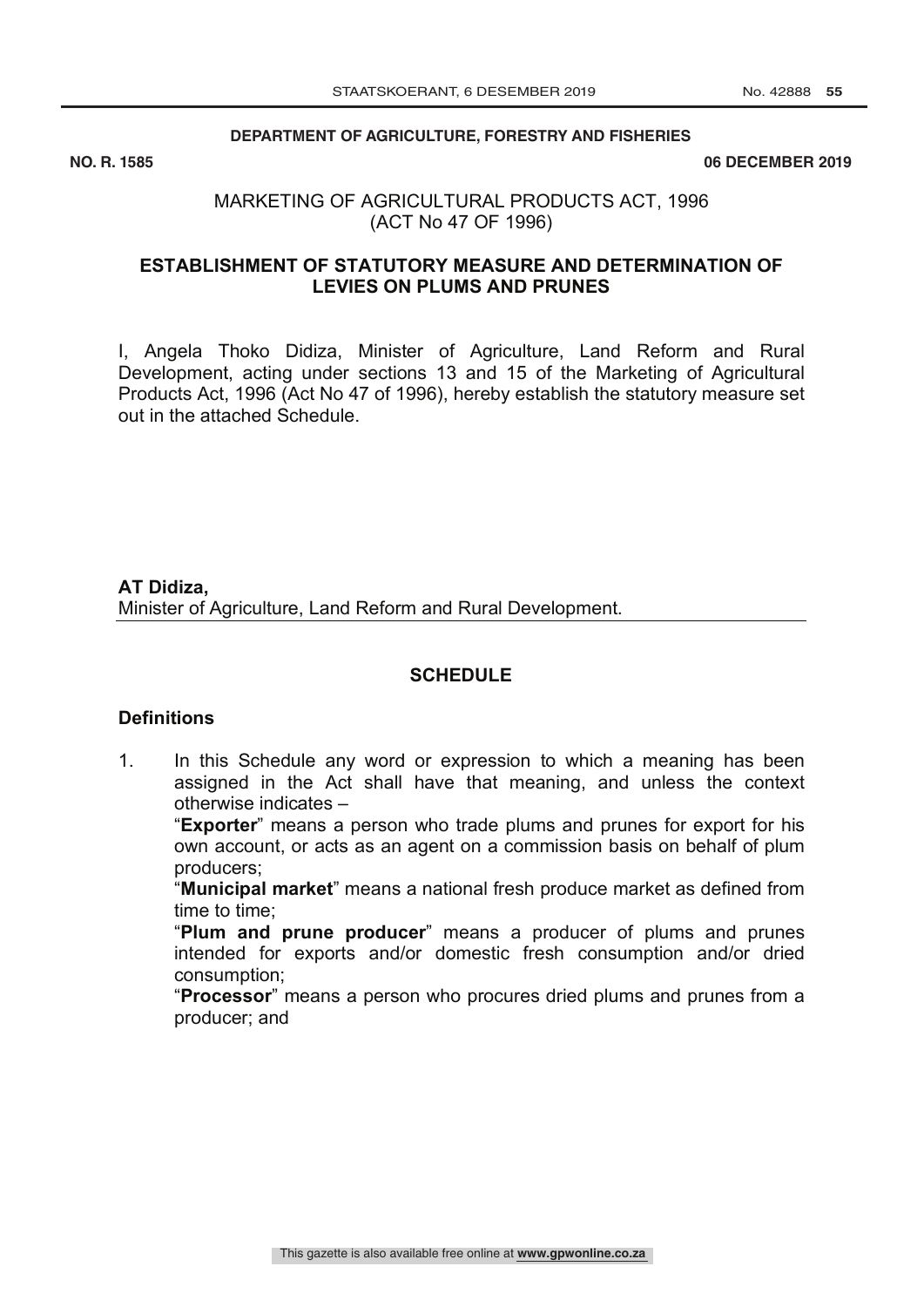**DEPARTMENT OF AGRICULTURE, FORESTRY AND FISHERIES**

**NO. R. 1585** **06 DECEMBER 2019**

MARKETING OF AGRICULTURAL PRODUCTS ACT, 1996
(ACT No 47 OF 1996)

## ESTABLISHMENT OF STATUTORY MEASURE AND DETERMINATION OF LEVIES ON PLUMS AND PRUNES

I, Angela Thoko Didiza, Minister of Agriculture, Land Reform and Rural Development, acting under sections 13 and 15 of the Marketing of Agricultural Products Act, 1996 (Act No 47 of 1996), hereby establish the statutory measure set out in the attached Schedule.

**AT Didiza,**
Minister of Agriculture, Land Reform and Rural Development.

## SCHEDULE

### Definitions

1. In this Schedule any word or expression to which a meaning has been assigned in the Act shall have that meaning, and unless the context otherwise indicates –

   "**Exporter**" means a person who trade plums and prunes for export for his own account, or acts as an agent on a commission basis on behalf of plum producers;

   "**Municipal market**" means a national fresh produce market as defined from time to time;

   "**Plum and prune producer**" means a producer of plums and prunes intended for exports and/or domestic fresh consumption and/or dried consumption;

   "**Processor**" means a person who procures dried plums and prunes from a producer; and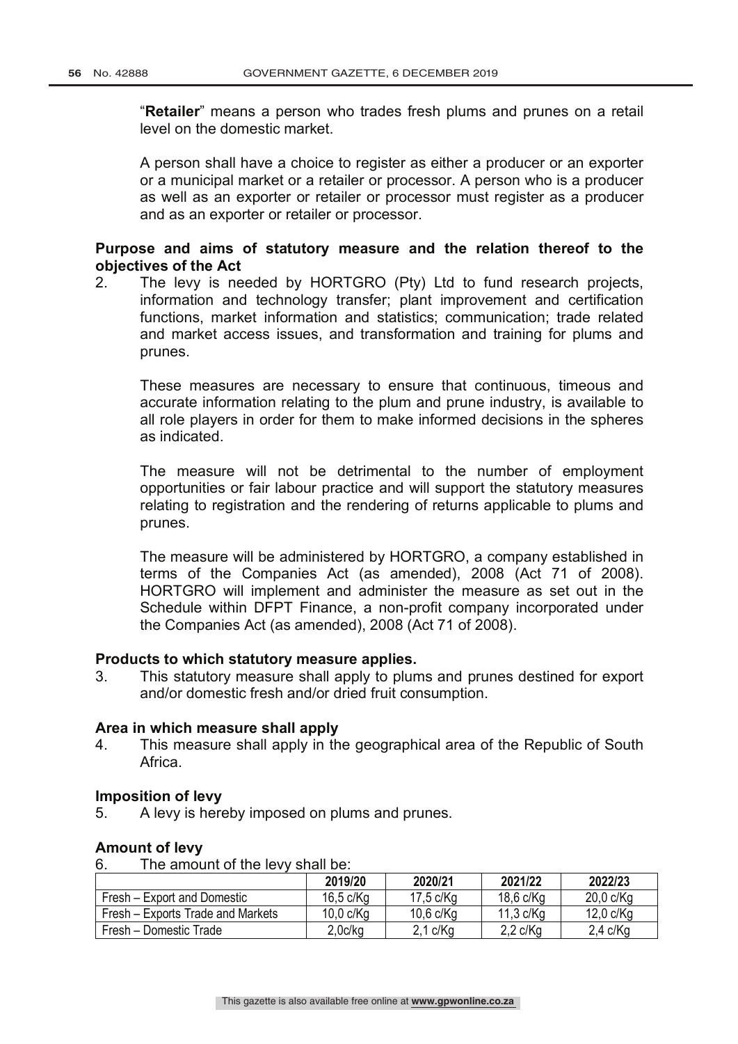"**Retailer**" means a person who trades fresh plums and prunes on a retail level on the domestic market.

A person shall have a choice to register as either a producer or an exporter or a municipal market or a retailer or processor. A person who is a producer as well as an exporter or retailer or processor must register as a producer and as an exporter or retailer or processor.

**Purpose and aims of statutory measure and the relation thereof to the objectives of the Act**

2. The levy is needed by HORTGRO (Pty) Ltd to fund research projects, information and technology transfer; plant improvement and certification functions, market information and statistics; communication; trade related and market access issues, and transformation and training for plums and prunes.

These measures are necessary to ensure that continuous, timeous and accurate information relating to the plum and prune industry, is available to all role players in order for them to make informed decisions in the spheres as indicated.

The measure will not be detrimental to the number of employment opportunities or fair labour practice and will support the statutory measures relating to registration and the rendering of returns applicable to plums and prunes.

The measure will be administered by HORTGRO, a company established in terms of the Companies Act (as amended), 2008 (Act 71 of 2008). HORTGRO will implement and administer the measure as set out in the Schedule within DFPT Finance, a non-profit company incorporated under the Companies Act (as amended), 2008 (Act 71 of 2008).

**Products to which statutory measure applies.**

3. This statutory measure shall apply to plums and prunes destined for export and/or domestic fresh and/or dried fruit consumption.

**Area in which measure shall apply**

4. This measure shall apply in the geographical area of the Republic of South Africa.

**Imposition of levy**

5. A levy is hereby imposed on plums and prunes.

**Amount of levy**

6. The amount of the levy shall be:

| | 2019/20 | 2020/21 | 2021/22 | 2022/23 |
|---|---|---|---|---|
| Fresh – Export and Domestic | 16,5 c/Kg | 17,5 c/Kg | 18,6 c/Kg | 20,0 c/Kg |
| Fresh – Exports Trade and Markets | 10,0 c/Kg | 10,6 c/Kg | 11,3 c/Kg | 12,0 c/Kg |
| Fresh – Domestic Trade | 2,0c/kg | 2,1 c/Kg | 2,2 c/Kg | 2,4 c/Kg |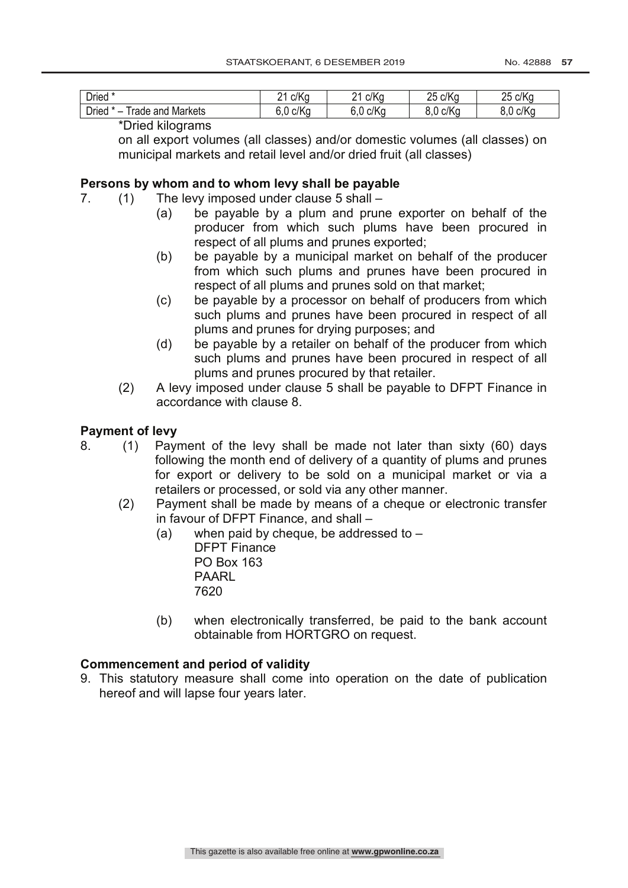| Dried * | 21 c/Kg | 21 c/Kg | 25 c/Kg | 25 c/Kg |
|---|---|---|---|---|
| Dried * – Trade and Markets | 6,0 c/Kg | 6,0 c/Kg | 8,0 c/Kg | 8,0 c/Kg |

*Dried kilograms

on all export volumes (all classes) and/or domestic volumes (all classes) on municipal markets and retail level and/or dried fruit (all classes)

**Persons by whom and to whom levy shall be payable**

7. (1) The levy imposed under clause 5 shall –
   - (a) be payable by a plum and prune exporter on behalf of the producer from which such plums have been procured in respect of all plums and prunes exported;
   - (b) be payable by a municipal market on behalf of the producer from which such plums and prunes have been procured in respect of all plums and prunes sold on that market;
   - (c) be payable by a processor on behalf of producers from which such plums and prunes have been procured in respect of all plums and prunes for drying purposes; and
   - (d) be payable by a retailer on behalf of the producer from which such plums and prunes have been procured in respect of all plums and prunes procured by that retailer.

   (2) A levy imposed under clause 5 shall be payable to DFPT Finance in accordance with clause 8.

**Payment of levy**

8. (1) Payment of the levy shall be made not later than sixty (60) days following the month end of delivery of a quantity of plums and prunes for export or delivery to be sold on a municipal market or via a retailers or processed, or sold via any other manner.

   (2) Payment shall be made by means of a cheque or electronic transfer in favour of DFPT Finance, and shall –
   - (a) when paid by cheque, be addressed to –
     DFPT Finance
     PO Box 163
     PAARL
     7620
   - (b) when electronically transferred, be paid to the bank account obtainable from HORTGRO on request.

**Commencement and period of validity**

9. This statutory measure shall come into operation on the date of publication hereof and will lapse four years later.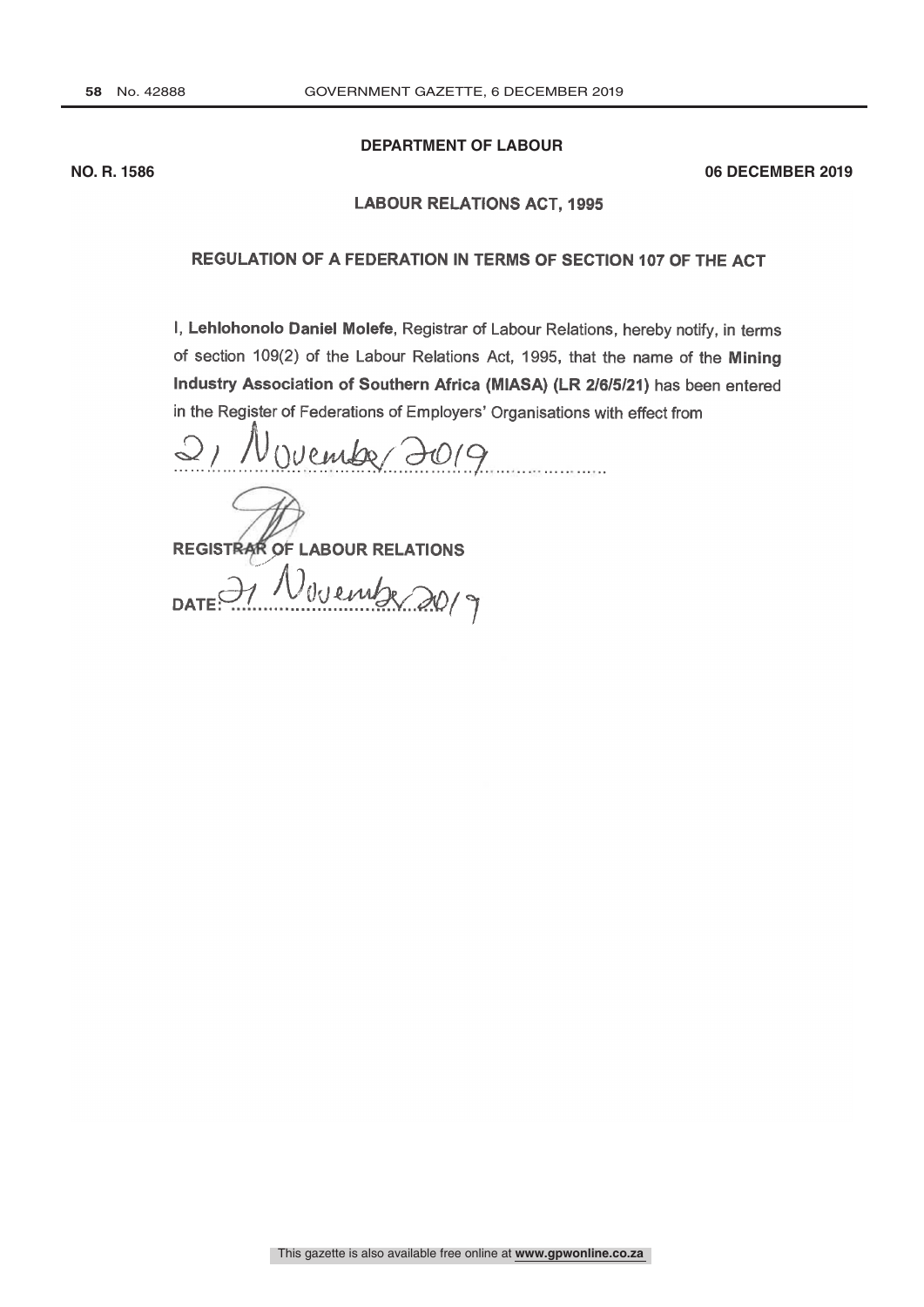**DEPARTMENT OF LABOUR**

**NO. R. 1586** **06 DECEMBER 2019**

## LABOUR RELATIONS ACT, 1995

## REGULATION OF A FEDERATION IN TERMS OF SECTION 107 OF THE ACT

I, **Lehlohonolo Daniel Molefe**, Registrar of Labour Relations, hereby notify, in terms of section 109(2) of the Labour Relations Act, 1995, that the name of the **Mining Industry Association of Southern Africa (MIASA) (LR 2/6/5/21)** has been entered in the Register of Federations of Employers' Organisations with effect from

21 November 2019

**REGISTRAR OF LABOUR RELATIONS**

DATE: 21 November 2019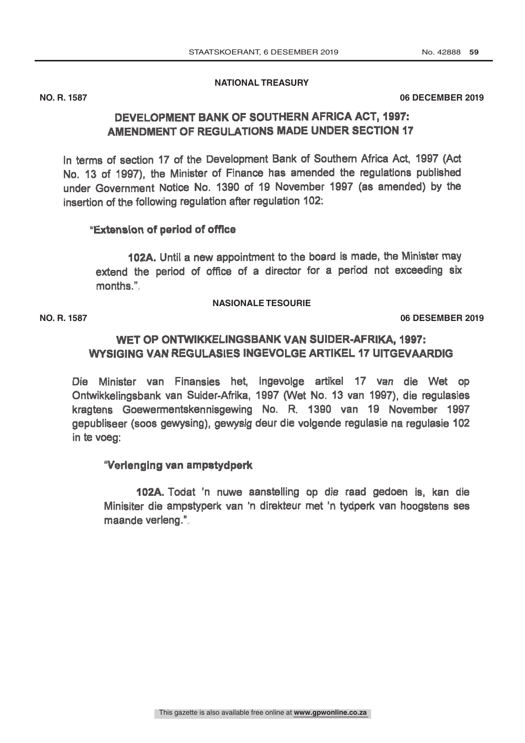**NATIONAL TREASURY**

**NO. R. 1587** **06 DECEMBER 2019**

## DEVELOPMENT BANK OF SOUTHERN AFRICA ACT, 1997: AMENDMENT OF REGULATIONS MADE UNDER SECTION 17

In terms of section 17 of the Development Bank of Southern Africa Act, 1997 (Act No. 13 of 1997), the Minister of Finance has amended the regulations published under Government Notice No. 1390 of 19 November 1997 (as amended) by the insertion of the following regulation after regulation 102:

"**Extension of period of office**

**102A.** Until a new appointment to the board is made, the Minister may extend the period of office of a director for a period not exceeding six months.".

**NASIONALE TESOURIE**

**NO. R. 1587** **06 DESEMBER 2019**

## WET OP ONTWIKKELINGSBANK VAN SUIDER-AFRIKA, 1997: WYSIGING VAN REGULASIES INGEVOLGE ARTIKEL 17 UITGEVAARDIG

Die Minister van Finansies het, ingevolge artikel 17 van die Wet op Ontwikkelingsbank van Suider-Afrika, 1997 (Wet No. 13 van 1997), die regulasies kragtens Goewermentskennisgewing No. R. 1390 van 19 November 1997 gepubliseer (soos gewysing), gewysig deur die volgende regulasie na regulasie 102 in te voeg:

"**Verlenging van ampstydperk**

**102A.** Todat 'n nuwe aanstelling op die raad gedoen is, kan die Minisiter die ampstyperk van 'n direkteur met 'n tydperk van hoogstens ses maande verleng.".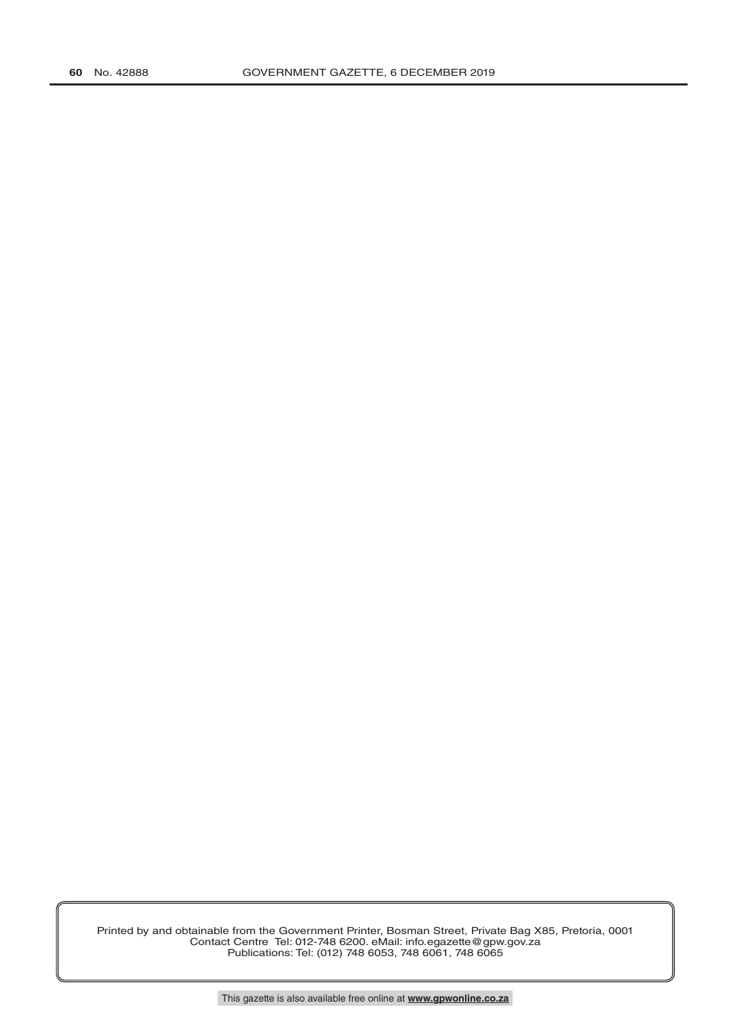Printed by and obtainable from the Government Printer, Bosman Street, Private Bag X85, Pretoria, 0001
Contact Centre Tel: 012-748 6200. eMail: info.egazette@gpw.gov.za
Publications: Tel: (012) 748 6053, 748 6061, 748 6065